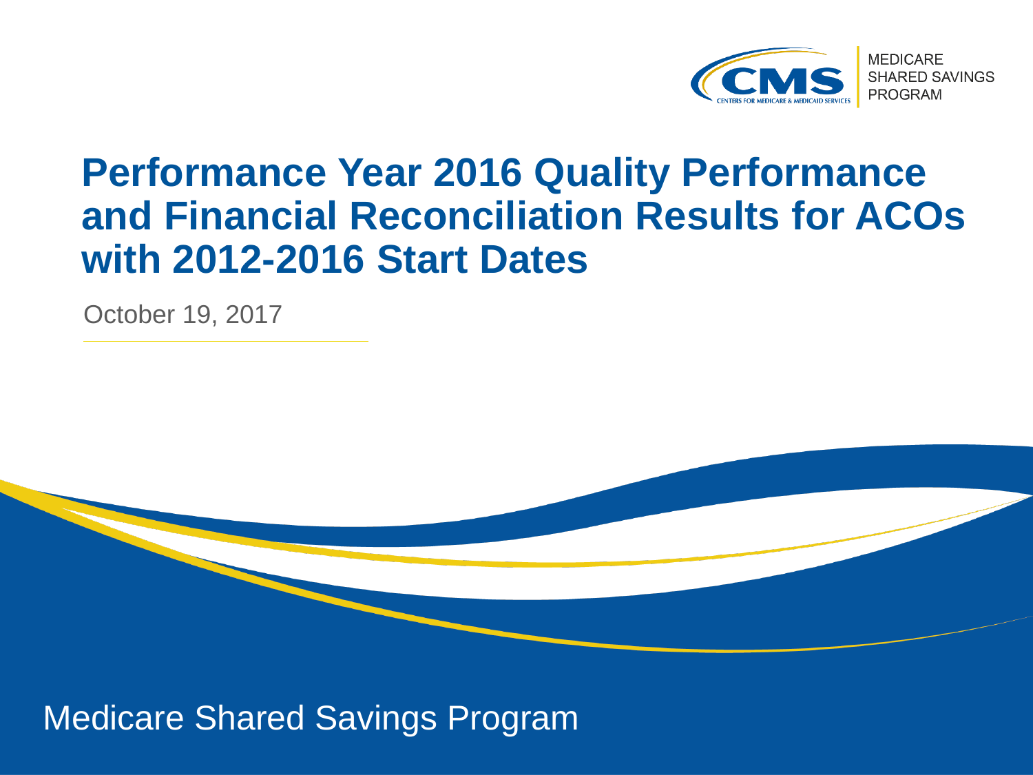MEDICARE
SHARED SAVINGS
PROGRAM

# Performance Year 2016 Quality Performance and Financial Reconciliation Results for ACOs with 2012-2016 Start Dates

October 19, 2017

Medicare Shared Savings Program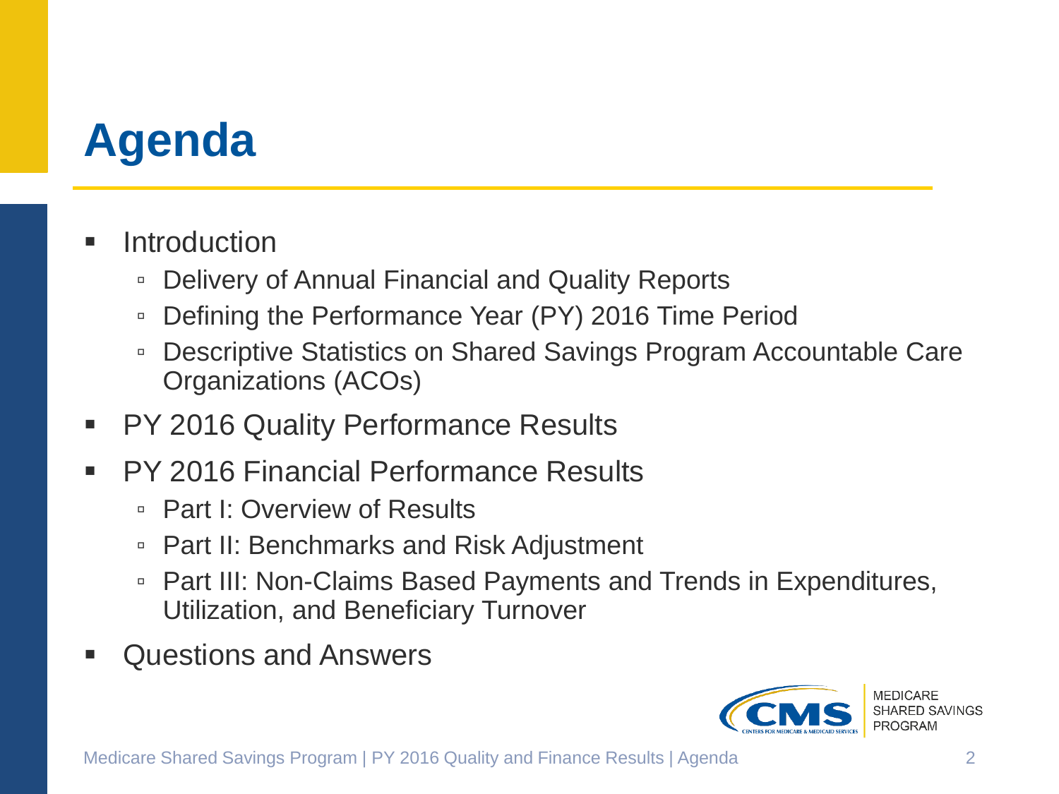# Agenda

- Introduction
  - Delivery of Annual Financial and Quality Reports
  - Defining the Performance Year (PY) 2016 Time Period
  - Descriptive Statistics on Shared Savings Program Accountable Care Organizations (ACOs)
- PY 2016 Quality Performance Results
- PY 2016 Financial Performance Results
  - Part I: Overview of Results
  - Part II: Benchmarks and Risk Adjustment
  - Part III: Non-Claims Based Payments and Trends in Expenditures, Utilization, and Beneficiary Turnover
- Questions and Answers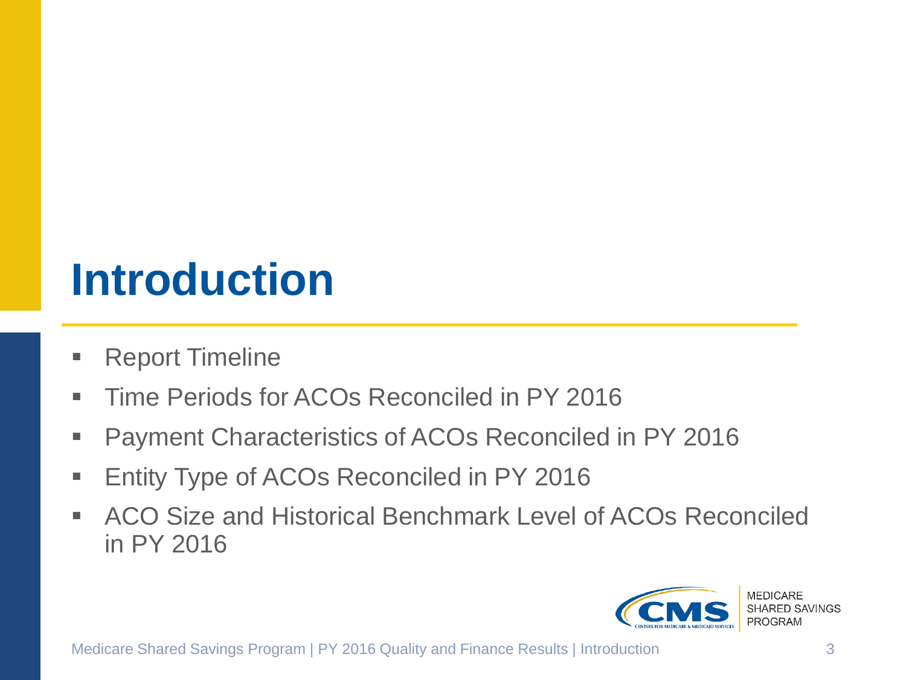# Introduction

- Report Timeline
- Time Periods for ACOs Reconciled in PY 2016
- Payment Characteristics of ACOs Reconciled in PY 2016
- Entity Type of ACOs Reconciled in PY 2016
- ACO Size and Historical Benchmark Level of ACOs Reconciled in PY 2016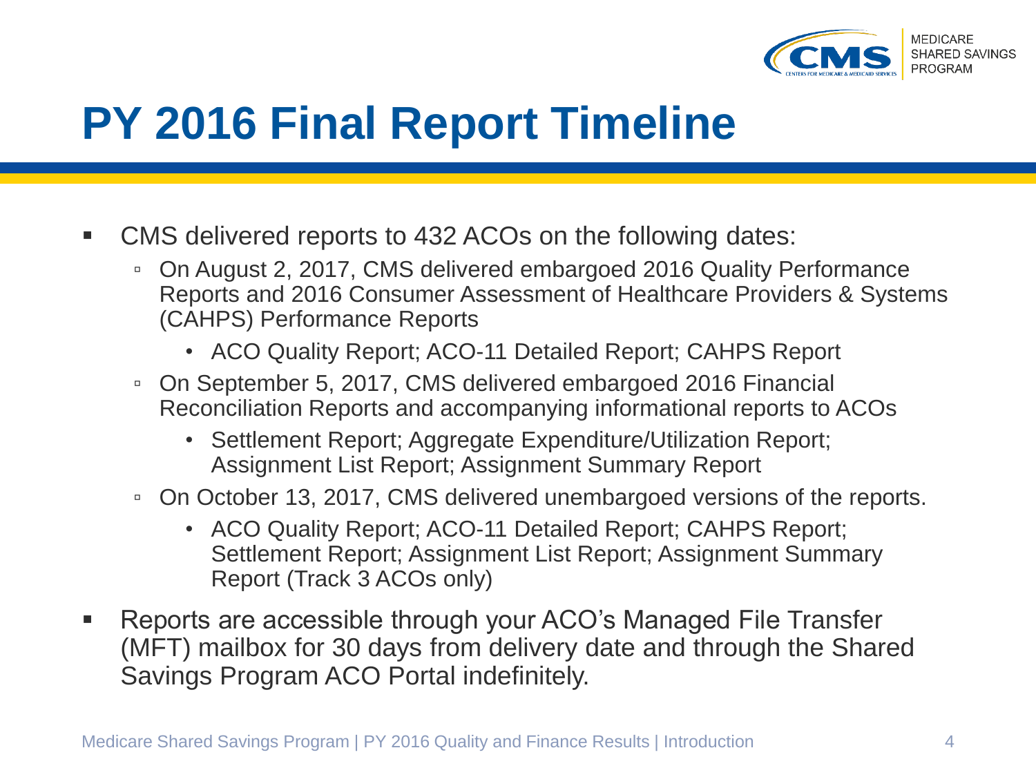# PY 2016 Final Report Timeline

- CMS delivered reports to 432 ACOs on the following dates:
  - On August 2, 2017, CMS delivered embargoed 2016 Quality Performance Reports and 2016 Consumer Assessment of Healthcare Providers & Systems (CAHPS) Performance Reports
    - ACO Quality Report; ACO-11 Detailed Report; CAHPS Report
  - On September 5, 2017, CMS delivered embargoed 2016 Financial Reconciliation Reports and accompanying informational reports to ACOs
    - Settlement Report; Aggregate Expenditure/Utilization Report; Assignment List Report; Assignment Summary Report
  - On October 13, 2017, CMS delivered unembargoed versions of the reports.
    - ACO Quality Report; ACO-11 Detailed Report; CAHPS Report; Settlement Report; Assignment List Report; Assignment Summary Report (Track 3 ACOs only)
- Reports are accessible through your ACO's Managed File Transfer (MFT) mailbox for 30 days from delivery date and through the Shared Savings Program ACO Portal indefinitely.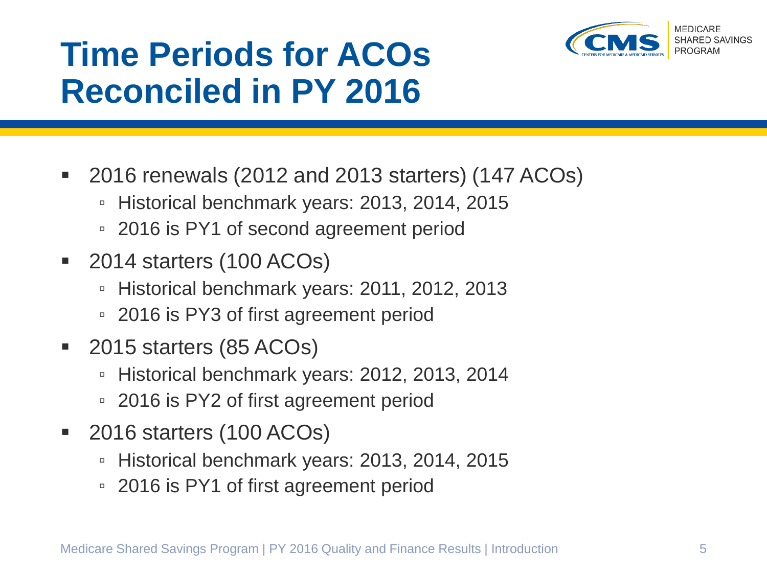# Time Periods for ACOs Reconciled in PY 2016

- 2016 renewals (2012 and 2013 starters) (147 ACOs)
  - Historical benchmark years: 2013, 2014, 2015
  - 2016 is PY1 of second agreement period
- 2014 starters (100 ACOs)
  - Historical benchmark years: 2011, 2012, 2013
  - 2016 is PY3 of first agreement period
- 2015 starters (85 ACOs)
  - Historical benchmark years: 2012, 2013, 2014
  - 2016 is PY2 of first agreement period
- 2016 starters (100 ACOs)
  - Historical benchmark years: 2013, 2014, 2015
  - 2016 is PY1 of first agreement period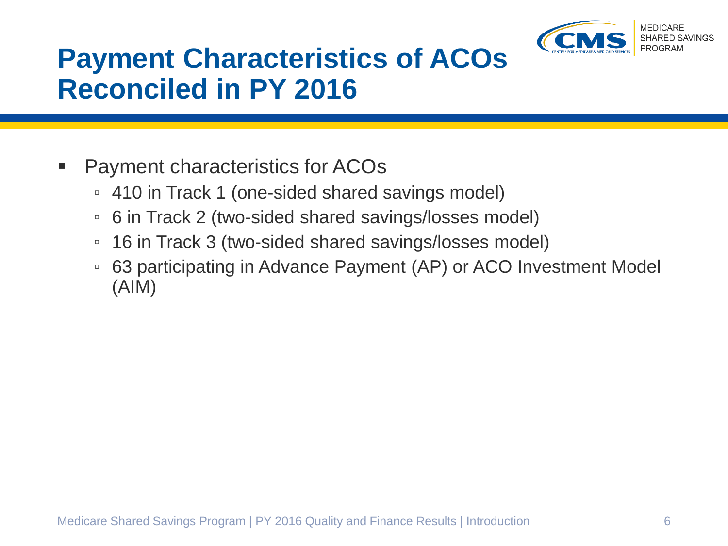# Payment Characteristics of ACOs Reconciled in PY 2016

- Payment characteristics for ACOs
  - 410 in Track 1 (one-sided shared savings model)
  - 6 in Track 2 (two-sided shared savings/losses model)
  - 16 in Track 3 (two-sided shared savings/losses model)
  - 63 participating in Advance Payment (AP) or ACO Investment Model (AIM)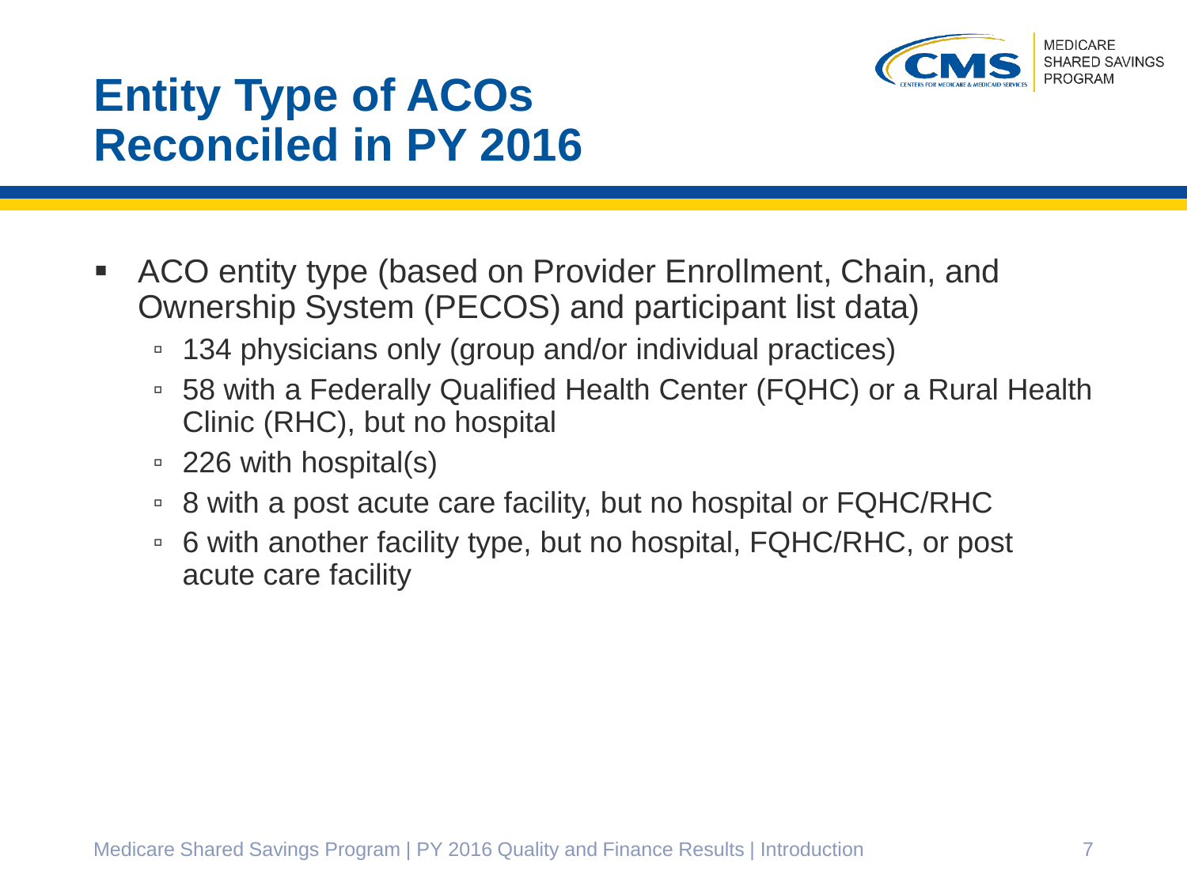# Entity Type of ACOs Reconciled in PY 2016

- ACO entity type (based on Provider Enrollment, Chain, and Ownership System (PECOS) and participant list data)
  - 134 physicians only (group and/or individual practices)
  - 58 with a Federally Qualified Health Center (FQHC) or a Rural Health Clinic (RHC), but no hospital
  - 226 with hospital(s)
  - 8 with a post acute care facility, but no hospital or FQHC/RHC
  - 6 with another facility type, but no hospital, FQHC/RHC, or post acute care facility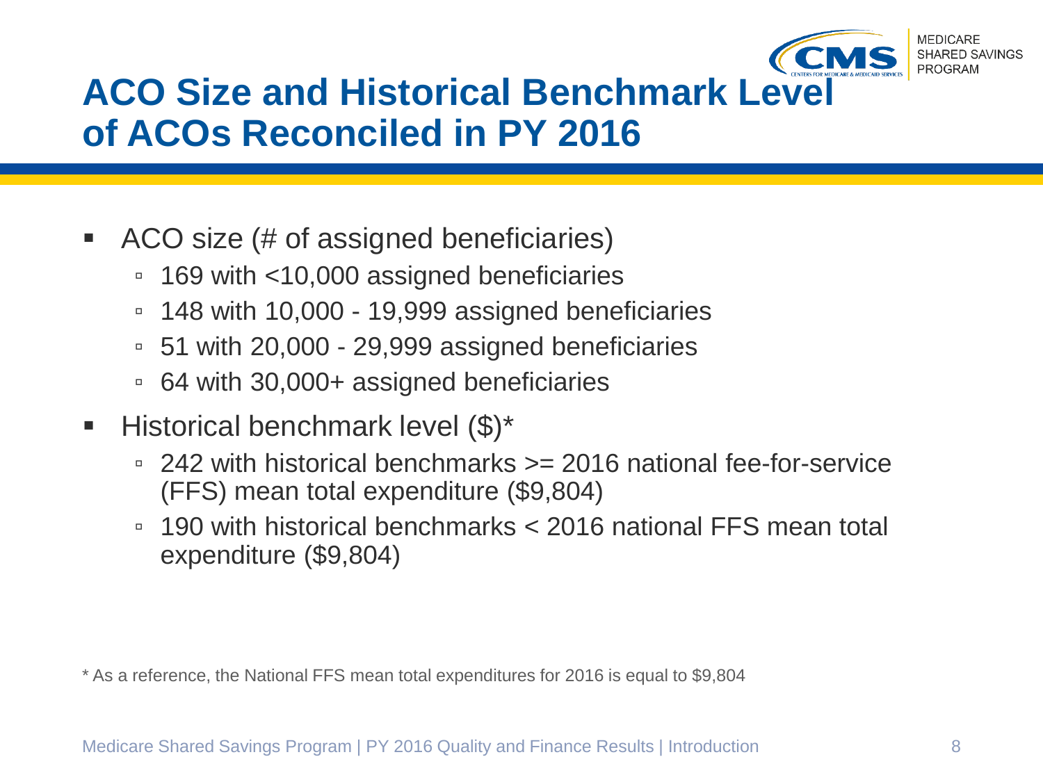# ACO Size and Historical Benchmark Level of ACOs Reconciled in PY 2016

- ACO size (# of assigned beneficiaries)
  - 169 with <10,000 assigned beneficiaries
  - 148 with 10,000 - 19,999 assigned beneficiaries
  - 51 with 20,000 - 29,999 assigned beneficiaries
  - 64 with 30,000+ assigned beneficiaries
- Historical benchmark level ($)*
  - 242 with historical benchmarks >= 2016 national fee-for-service (FFS) mean total expenditure ($9,804)
  - 190 with historical benchmarks < 2016 national FFS mean total expenditure ($9,804)

* As a reference, the National FFS mean total expenditures for 2016 is equal to $9,804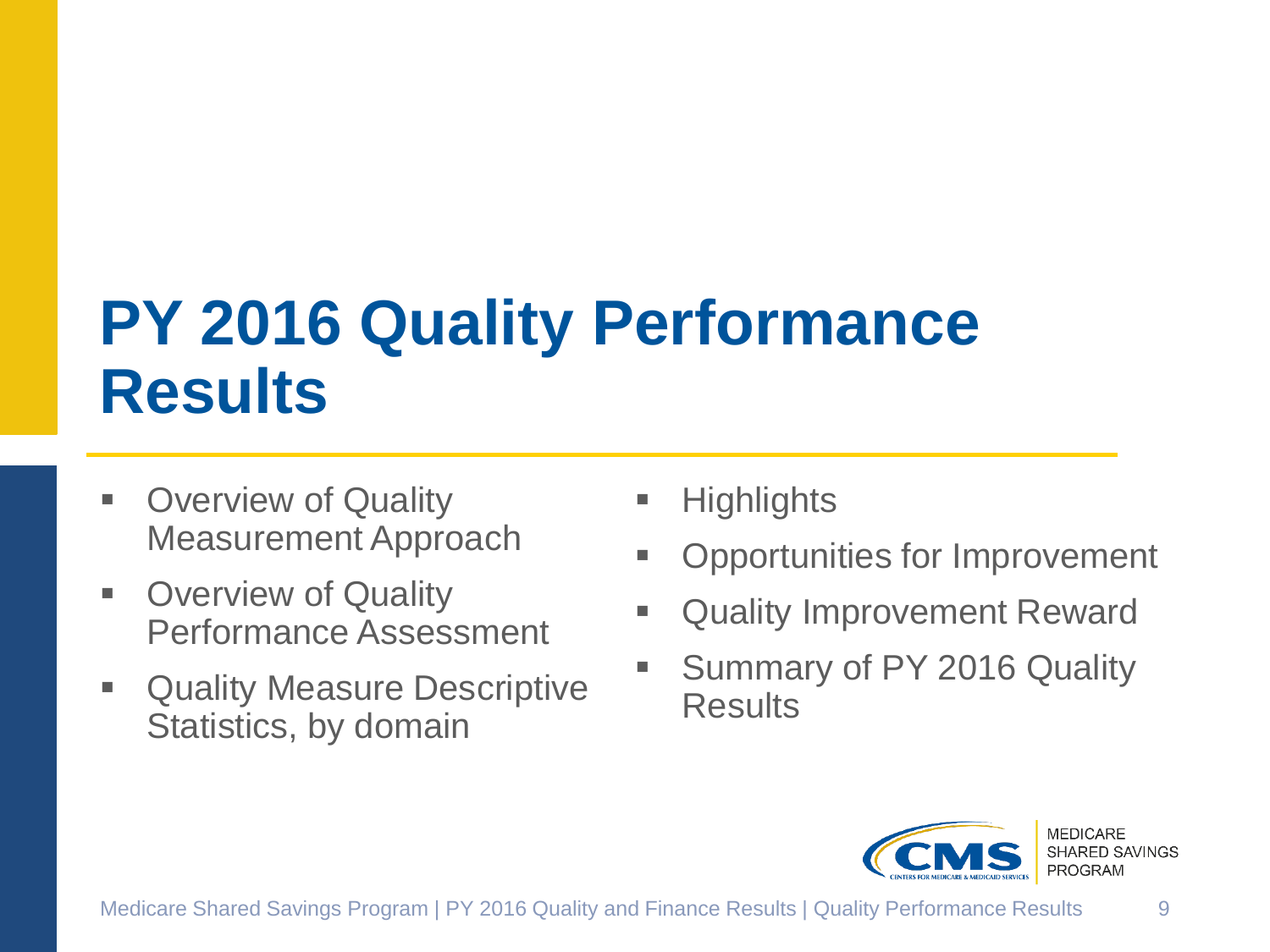# PY 2016 Quality Performance Results

- Overview of Quality Measurement Approach
- Overview of Quality Performance Assessment
- Quality Measure Descriptive Statistics, by domain
- Highlights
- Opportunities for Improvement
- Quality Improvement Reward
- Summary of PY 2016 Quality Results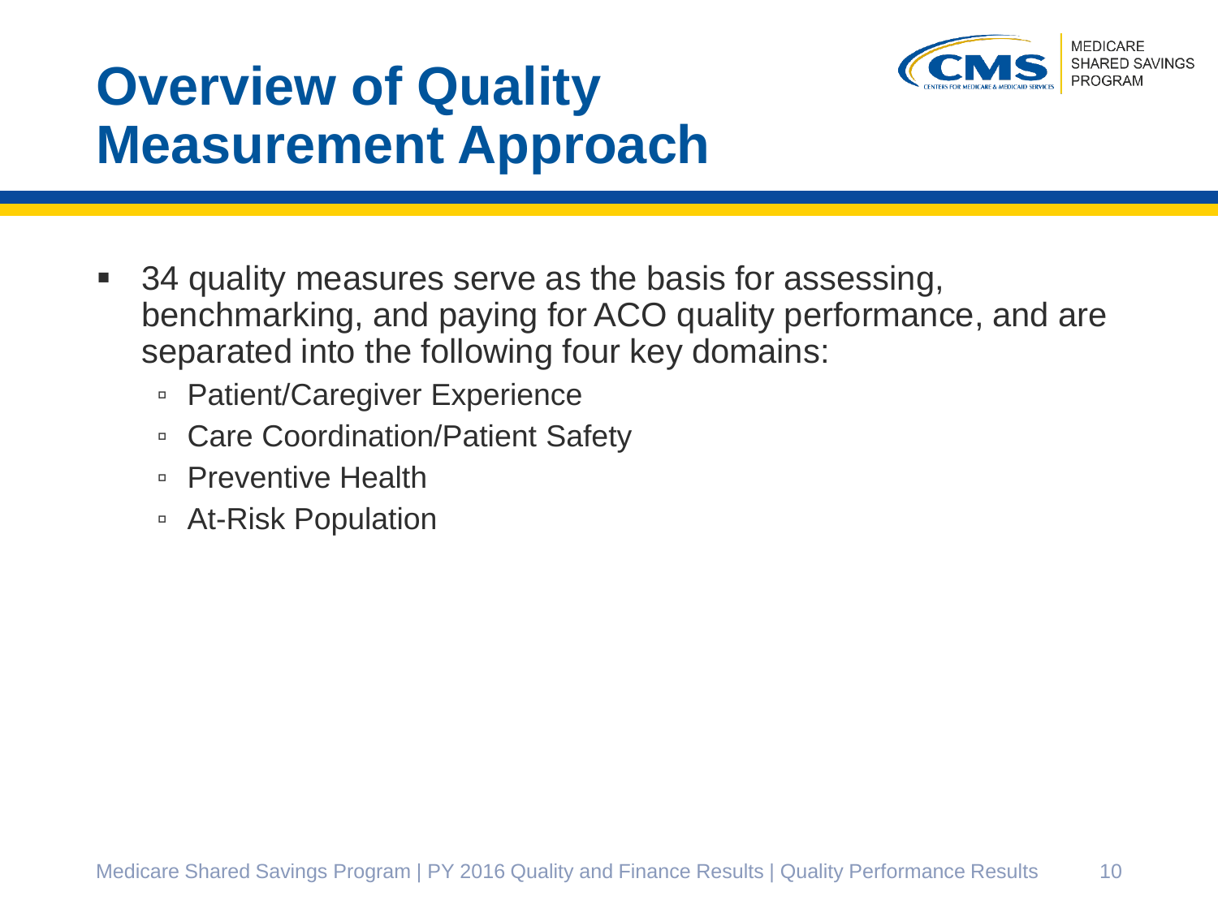# Overview of Quality Measurement Approach

- 34 quality measures serve as the basis for assessing, benchmarking, and paying for ACO quality performance, and are separated into the following four key domains:
  - Patient/Caregiver Experience
  - Care Coordination/Patient Safety
  - Preventive Health
  - At-Risk Population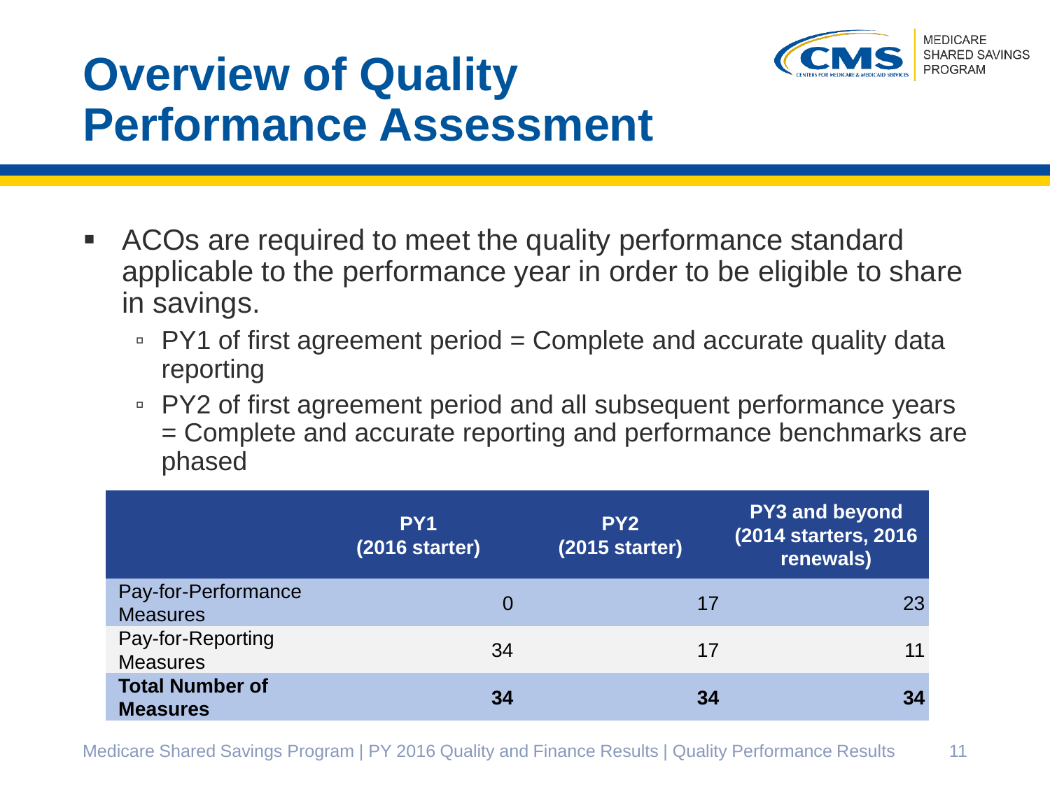# Overview of Quality Performance Assessment

- ACOs are required to meet the quality performance standard applicable to the performance year in order to be eligible to share in savings.
  - PY1 of first agreement period = Complete and accurate quality data reporting
  - PY2 of first agreement period and all subsequent performance years = Complete and accurate reporting and performance benchmarks are phased

| | PY1 (2016 starter) | PY2 (2015 starter) | PY3 and beyond (2014 starters, 2016 renewals) |
|---|---|---|---|
| Pay-for-Performance Measures | 0 | 17 | 23 |
| Pay-for-Reporting Measures | 34 | 17 | 11 |
| **Total Number of Measures** | **34** | **34** | **34** |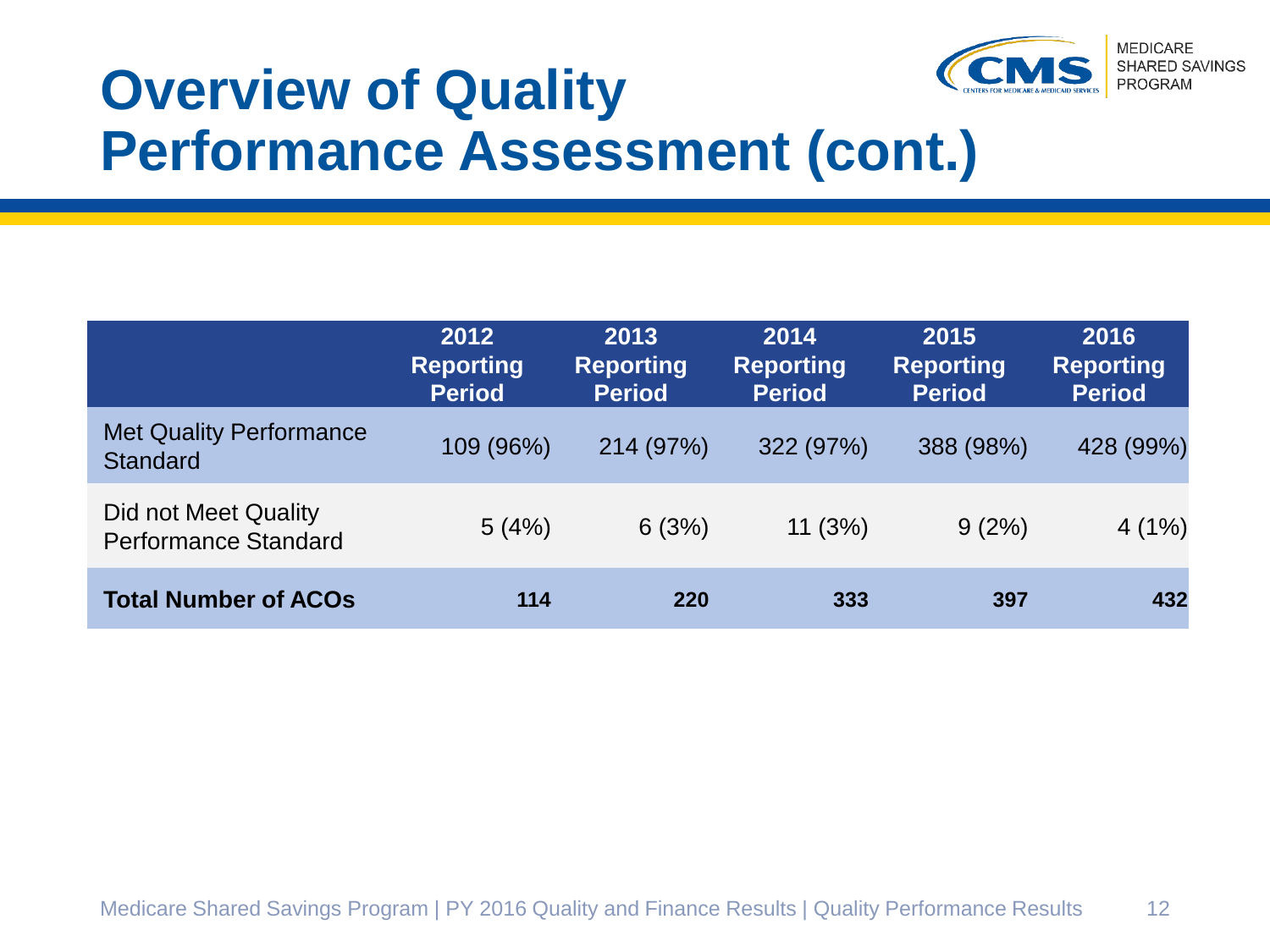# Overview of Quality Performance Assessment (cont.)

| | 2012 Reporting Period | 2013 Reporting Period | 2014 Reporting Period | 2015 Reporting Period | 2016 Reporting Period |
|---|---|---|---|---|---|
| Met Quality Performance Standard | 109 (96%) | 214 (97%) | 322 (97%) | 388 (98%) | 428 (99%) |
| Did not Meet Quality Performance Standard | 5 (4%) | 6 (3%) | 11 (3%) | 9 (2%) | 4 (1%) |
| **Total Number of ACOs** | **114** | **220** | **333** | **397** | **432** |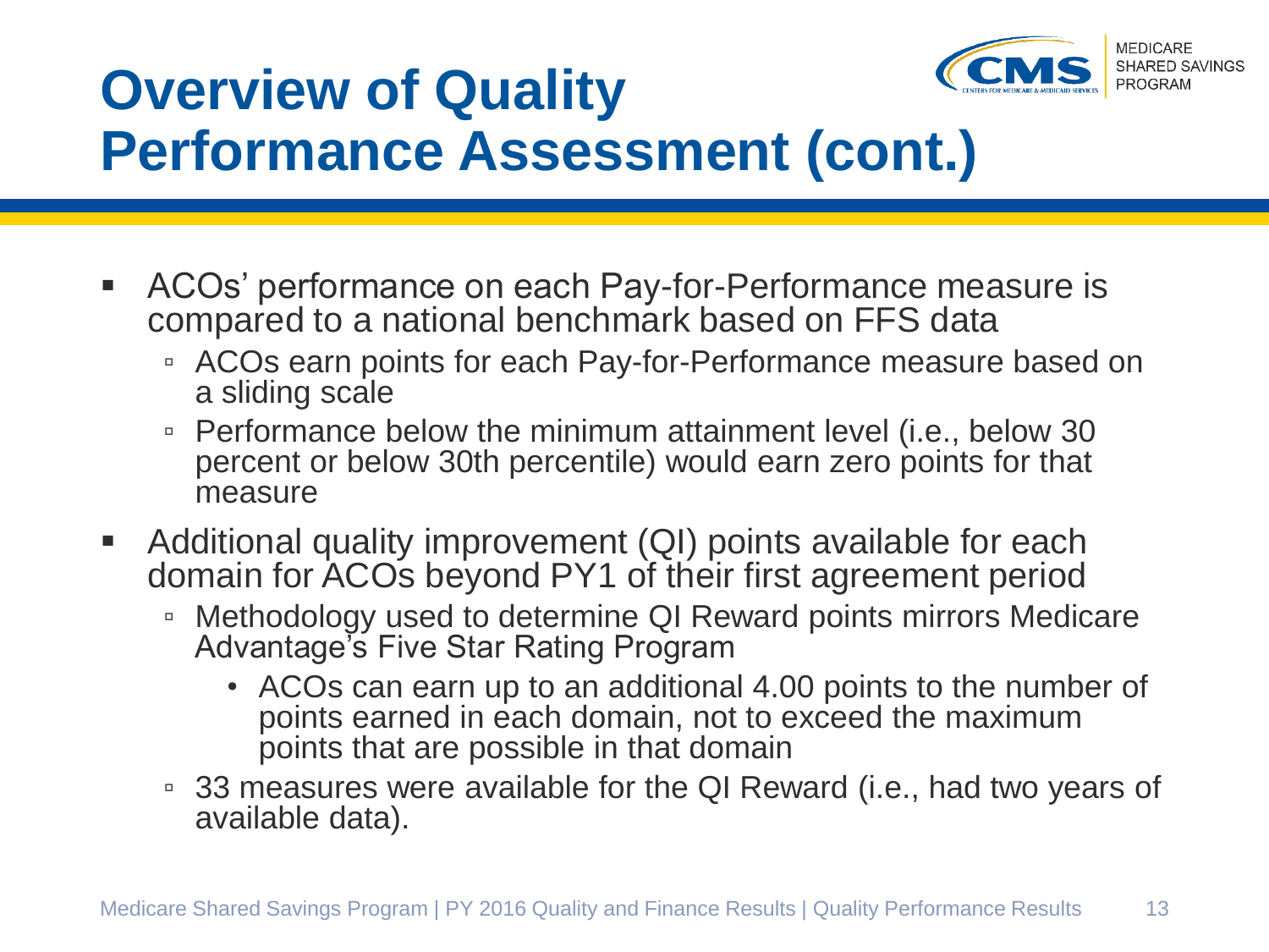# Overview of Quality Performance Assessment (cont.)

- ACOs' performance on each Pay-for-Performance measure is compared to a national benchmark based on FFS data
  - ACOs earn points for each Pay-for-Performance measure based on a sliding scale
  - Performance below the minimum attainment level (i.e., below 30 percent or below 30th percentile) would earn zero points for that measure
- Additional quality improvement (QI) points available for each domain for ACOs beyond PY1 of their first agreement period
  - Methodology used to determine QI Reward points mirrors Medicare Advantage's Five Star Rating Program
    - ACOs can earn up to an additional 4.00 points to the number of points earned in each domain, not to exceed the maximum points that are possible in that domain
  - 33 measures were available for the QI Reward (i.e., had two years of available data).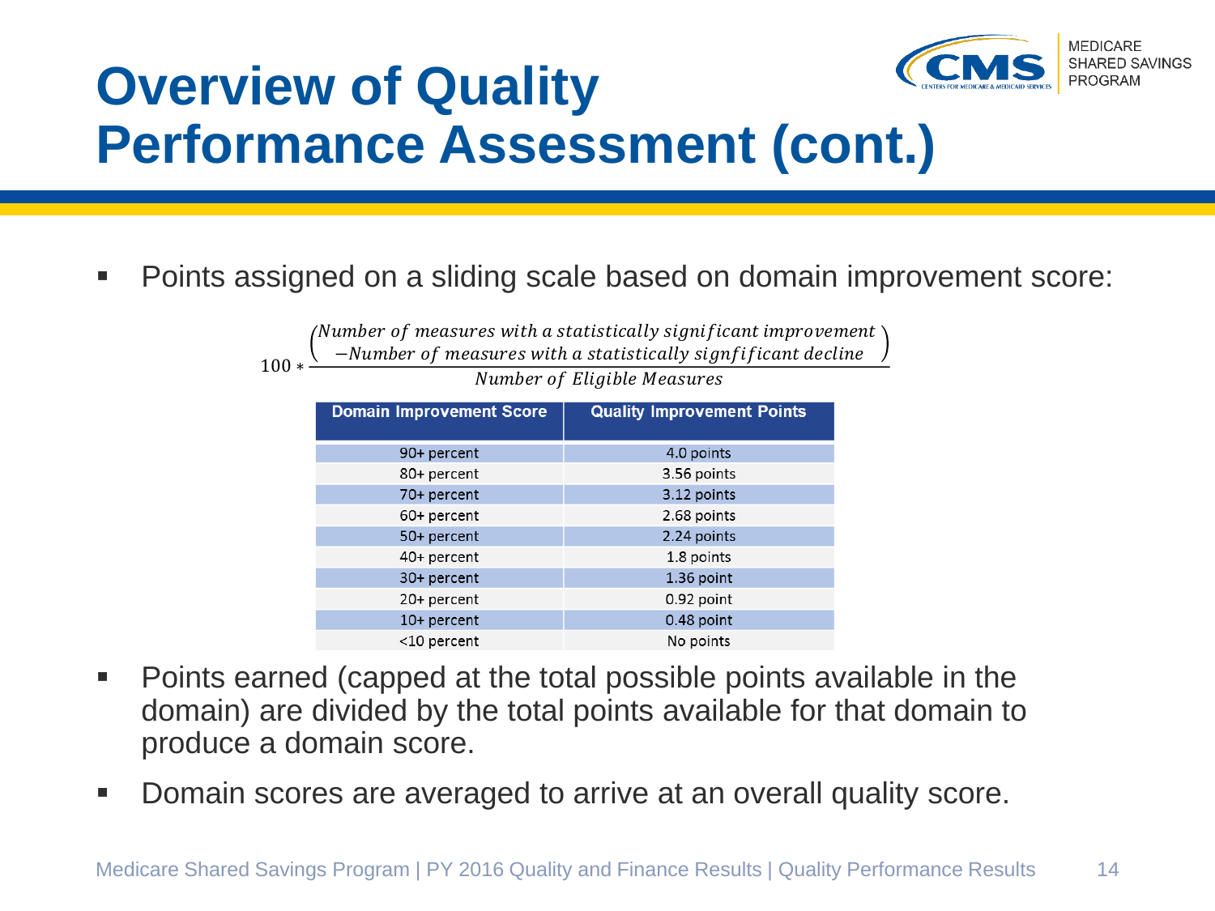# Overview of Quality Performance Assessment (cont.)

- Points assigned on a sliding scale based on domain improvement score:

$$100 * \frac{\begin{pmatrix} \text{Number of measures with a statistically significant improvement} \\ -\text{Number of measures with a statistically signficant decline} \end{pmatrix}}{\text{Number of Eligible Measures}}$$

| Domain Improvement Score | Quality Improvement Points |
|---|---|
| 90+ percent | 4.0 points |
| 80+ percent | 3.56 points |
| 70+ percent | 3.12 points |
| 60+ percent | 2.68 points |
| 50+ percent | 2.24 points |
| 40+ percent | 1.8 points |
| 30+ percent | 1.36 point |
| 20+ percent | 0.92 point |
| 10+ percent | 0.48 point |
| <10 percent | No points |

- Points earned (capped at the total possible points available in the domain) are divided by the total points available for that domain to produce a domain score.
- Domain scores are averaged to arrive at an overall quality score.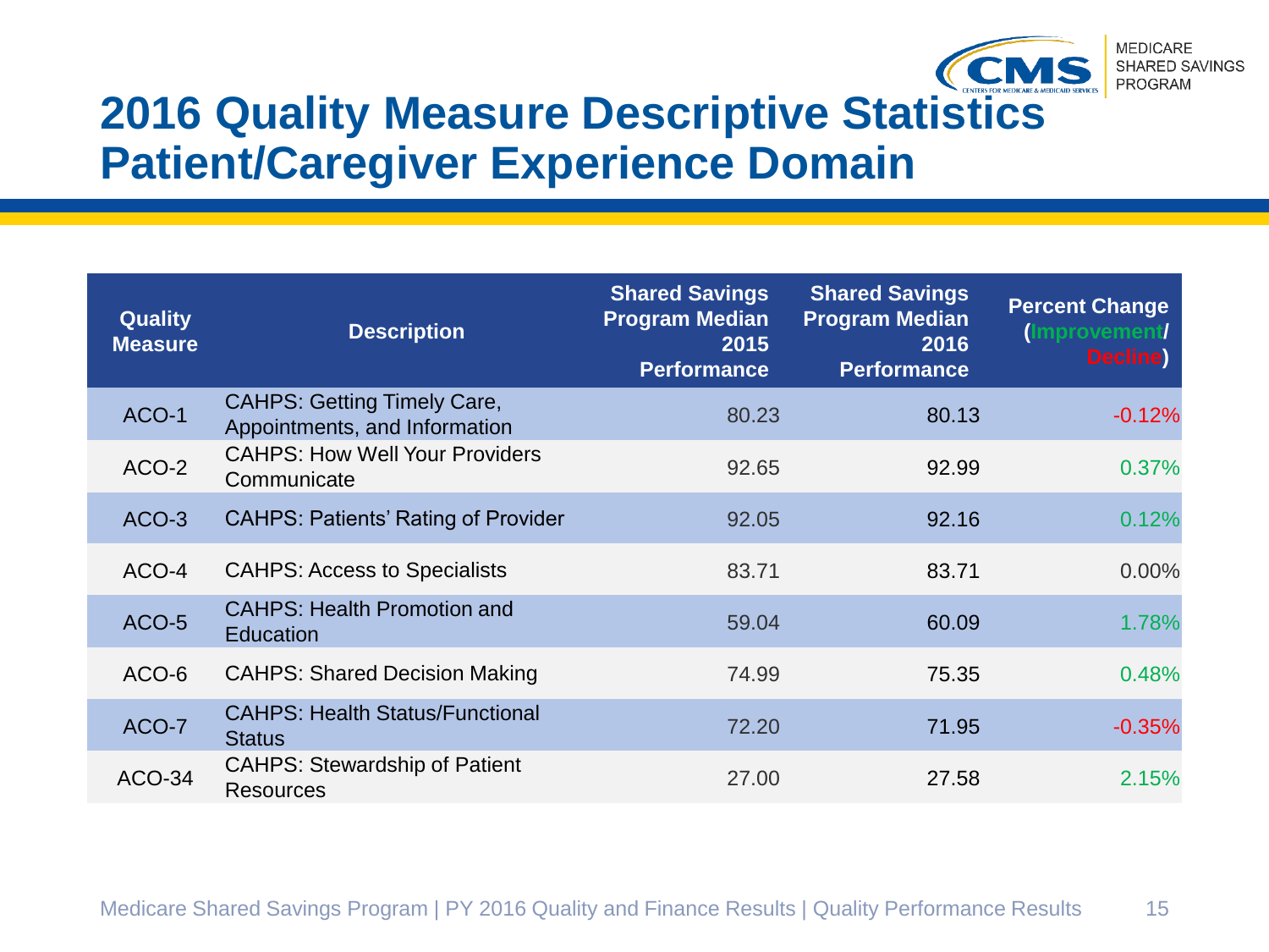# 2016 Quality Measure Descriptive Statistics Patient/Caregiver Experience Domain

| Quality Measure | Description | Shared Savings Program Median 2015 Performance | Shared Savings Program Median 2016 Performance | Percent Change (Improvement/ Decline) |
|---|---|---|---|---|
| ACO-1 | CAHPS: Getting Timely Care, Appointments, and Information | 80.23 | 80.13 | -0.12% |
| ACO-2 | CAHPS: How Well Your Providers Communicate | 92.65 | 92.99 | 0.37% |
| ACO-3 | CAHPS: Patients' Rating of Provider | 92.05 | 92.16 | 0.12% |
| ACO-4 | CAHPS: Access to Specialists | 83.71 | 83.71 | 0.00% |
| ACO-5 | CAHPS: Health Promotion and Education | 59.04 | 60.09 | 1.78% |
| ACO-6 | CAHPS: Shared Decision Making | 74.99 | 75.35 | 0.48% |
| ACO-7 | CAHPS: Health Status/Functional Status | 72.20 | 71.95 | -0.35% |
| ACO-34 | CAHPS: Stewardship of Patient Resources | 27.00 | 27.58 | 2.15% |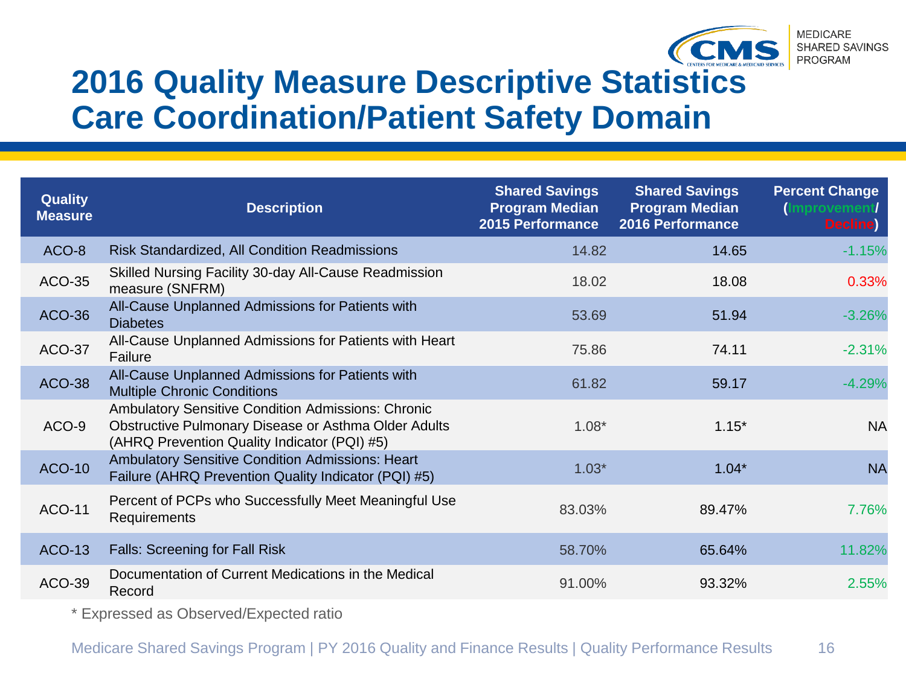# 2016 Quality Measure Descriptive Statistics Care Coordination/Patient Safety Domain

| Quality Measure | Description | Shared Savings Program Median 2015 Performance | Shared Savings Program Median 2016 Performance | Percent Change (Improvement/ Decline) |
|---|---|---|---|---|
| ACO-8 | Risk Standardized, All Condition Readmissions | 14.82 | 14.65 | -1.15% |
| ACO-35 | Skilled Nursing Facility 30-day All-Cause Readmission measure (SNFRM) | 18.02 | 18.08 | 0.33% |
| ACO-36 | All-Cause Unplanned Admissions for Patients with Diabetes | 53.69 | 51.94 | -3.26% |
| ACO-37 | All-Cause Unplanned Admissions for Patients with Heart Failure | 75.86 | 74.11 | -2.31% |
| ACO-38 | All-Cause Unplanned Admissions for Patients with Multiple Chronic Conditions | 61.82 | 59.17 | -4.29% |
| ACO-9 | Ambulatory Sensitive Condition Admissions: Chronic Obstructive Pulmonary Disease or Asthma Older Adults (AHRQ Prevention Quality Indicator (PQI) #5) | 1.08* | 1.15* | NA |
| ACO-10 | Ambulatory Sensitive Condition Admissions: Heart Failure (AHRQ Prevention Quality Indicator (PQI) #5) | 1.03* | 1.04* | NA |
| ACO-11 | Percent of PCPs who Successfully Meet Meaningful Use Requirements | 83.03% | 89.47% | 7.76% |
| ACO-13 | Falls: Screening for Fall Risk | 58.70% | 65.64% | 11.82% |
| ACO-39 | Documentation of Current Medications in the Medical Record | 91.00% | 93.32% | 2.55% |

* Expressed as Observed/Expected ratio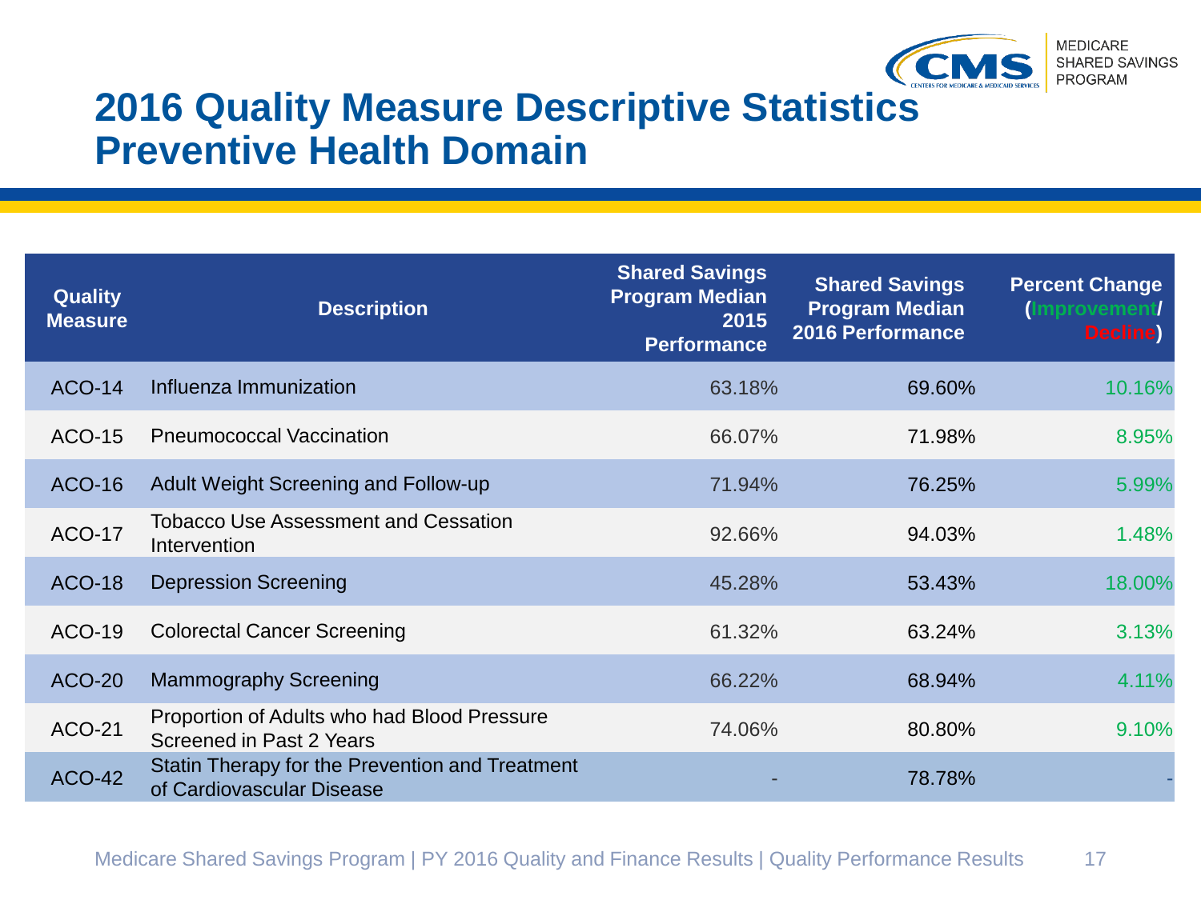# 2016 Quality Measure Descriptive Statistics
## Preventive Health Domain

| Quality Measure | Description | Shared Savings Program Median 2015 Performance | Shared Savings Program Median 2016 Performance | Percent Change (Improvement/ Decline) |
|---|---|---|---|---|
| ACO-14 | Influenza Immunization | 63.18% | 69.60% | 10.16% |
| ACO-15 | Pneumococcal Vaccination | 66.07% | 71.98% | 8.95% |
| ACO-16 | Adult Weight Screening and Follow-up | 71.94% | 76.25% | 5.99% |
| ACO-17 | Tobacco Use Assessment and Cessation Intervention | 92.66% | 94.03% | 1.48% |
| ACO-18 | Depression Screening | 45.28% | 53.43% | 18.00% |
| ACO-19 | Colorectal Cancer Screening | 61.32% | 63.24% | 3.13% |
| ACO-20 | Mammography Screening | 66.22% | 68.94% | 4.11% |
| ACO-21 | Proportion of Adults who had Blood Pressure Screened in Past 2 Years | 74.06% | 80.80% | 9.10% |
| ACO-42 | Statin Therapy for the Prevention and Treatment of Cardiovascular Disease | - | 78.78% | - |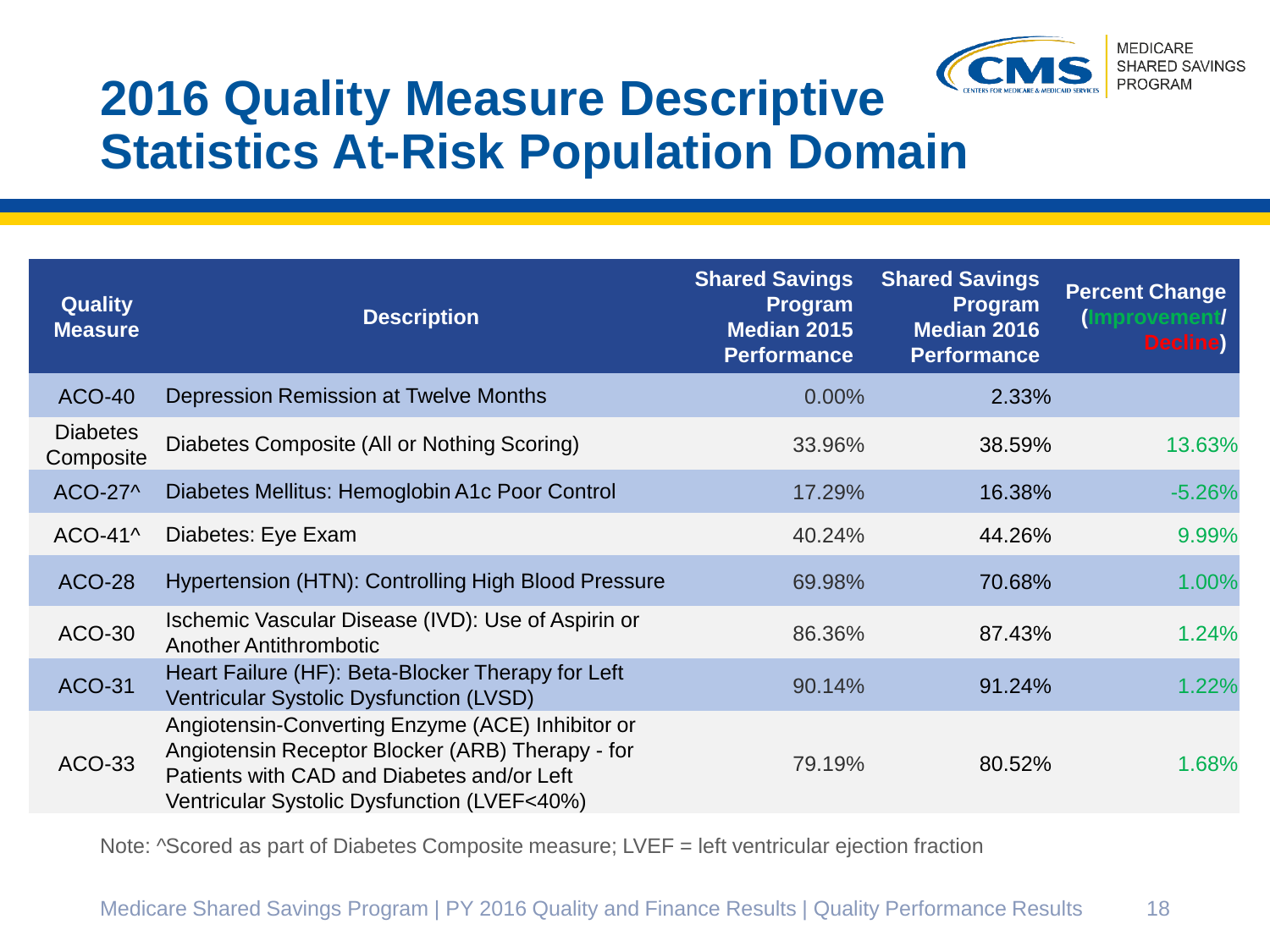# 2016 Quality Measure Descriptive Statistics At-Risk Population Domain

| Quality Measure | Description | Shared Savings Program Median 2015 Performance | Shared Savings Program Median 2016 Performance | Percent Change (Improvement/ Decline) |
|---|---|---|---|---|
| ACO-40 | Depression Remission at Twelve Months | 0.00% | 2.33% | |
| Diabetes Composite | Diabetes Composite (All or Nothing Scoring) | 33.96% | 38.59% | 13.63% |
| ACO-27^ | Diabetes Mellitus: Hemoglobin A1c Poor Control | 17.29% | 16.38% | -5.26% |
| ACO-41^ | Diabetes: Eye Exam | 40.24% | 44.26% | 9.99% |
| ACO-28 | Hypertension (HTN): Controlling High Blood Pressure | 69.98% | 70.68% | 1.00% |
| ACO-30 | Ischemic Vascular Disease (IVD): Use of Aspirin or Another Antithrombotic | 86.36% | 87.43% | 1.24% |
| ACO-31 | Heart Failure (HF): Beta-Blocker Therapy for Left Ventricular Systolic Dysfunction (LVSD) | 90.14% | 91.24% | 1.22% |
| ACO-33 | Angiotensin-Converting Enzyme (ACE) Inhibitor or Angiotensin Receptor Blocker (ARB) Therapy - for Patients with CAD and Diabetes and/or Left Ventricular Systolic Dysfunction (LVEF<40%) | 79.19% | 80.52% | 1.68% |

Note: ^Scored as part of Diabetes Composite measure; LVEF = left ventricular ejection fraction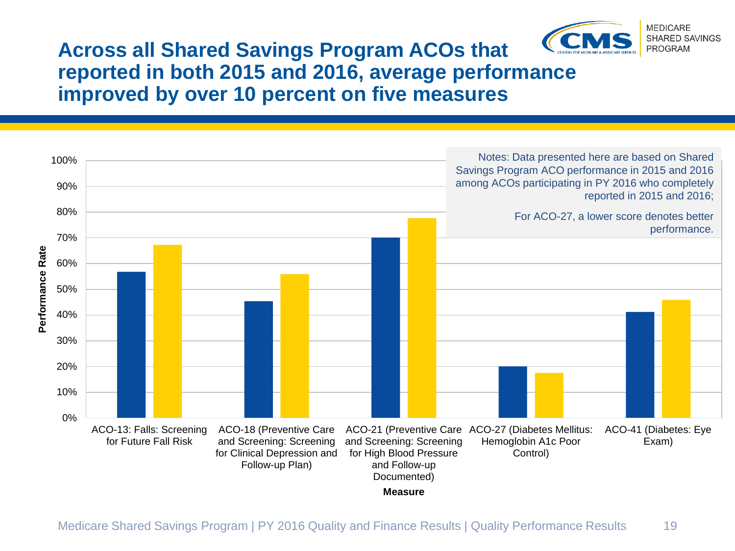# Across all Shared Savings Program ACOs that reported in both 2015 and 2016, average performance improved by over 10 percent on five measures

Notes: Data presented here are based on Shared Savings Program ACO performance in 2015 and 2016 among ACOs participating in PY 2016 who completely reported in 2015 and 2016;

For ACO-27, a lower score denotes better performance.

Performance Rate

100%
90%
80%
70%
60%
50%
40%
30%
20%
10%
0%

ACO-13: Falls: Screening for Future Fall Risk

ACO-18 (Preventive Care and Screening: Screening for Clinical Depression and Follow-up Plan)

ACO-21 (Preventive Care and Screening: Screening for High Blood Pressure and Follow-up Documented)

ACO-27 (Diabetes Mellitus: Hemoglobin A1c Poor Control)

ACO-41 (Diabetes: Eye Exam)

Measure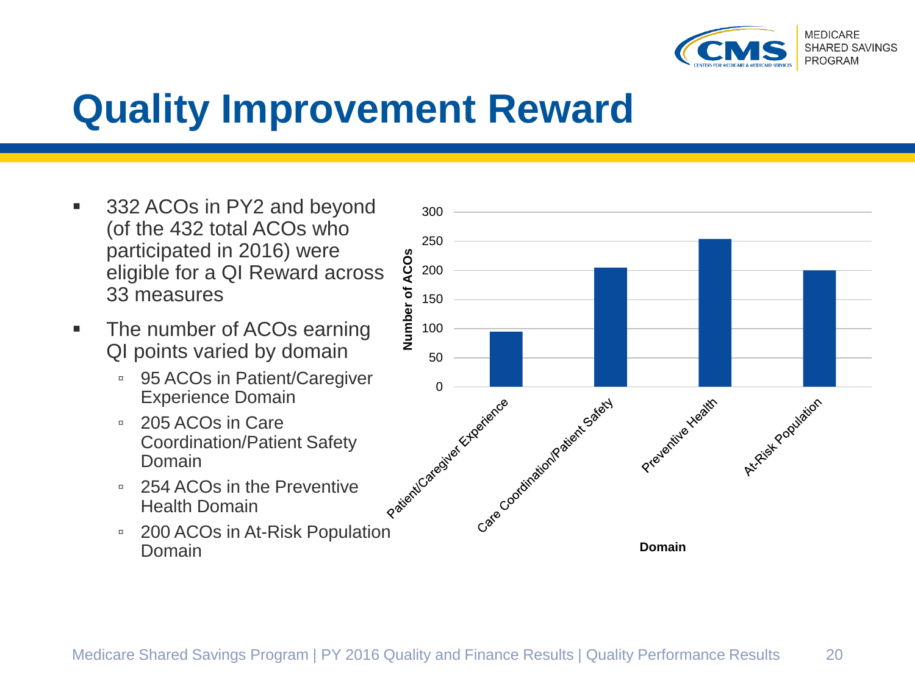# Quality Improvement Reward

- 332 ACOs in PY2 and beyond (of the 432 total ACOs who participated in 2016) were eligible for a QI Reward across 33 measures
- The number of ACOs earning QI points varied by domain
  - 95 ACOs in Patient/Caregiver Experience Domain
  - 205 ACOs in Care Coordination/Patient Safety Domain
  - 254 ACOs in the Preventive Health Domain
  - 200 ACOs in At-Risk Population Domain

| Domain | Number of ACOs |
| --- | --- |
| Patient/Caregiver Experience | 95 |
| Care Coordination/Patient Safety | 205 |
| Preventive Health | 254 |
| At-Risk Population | 200 |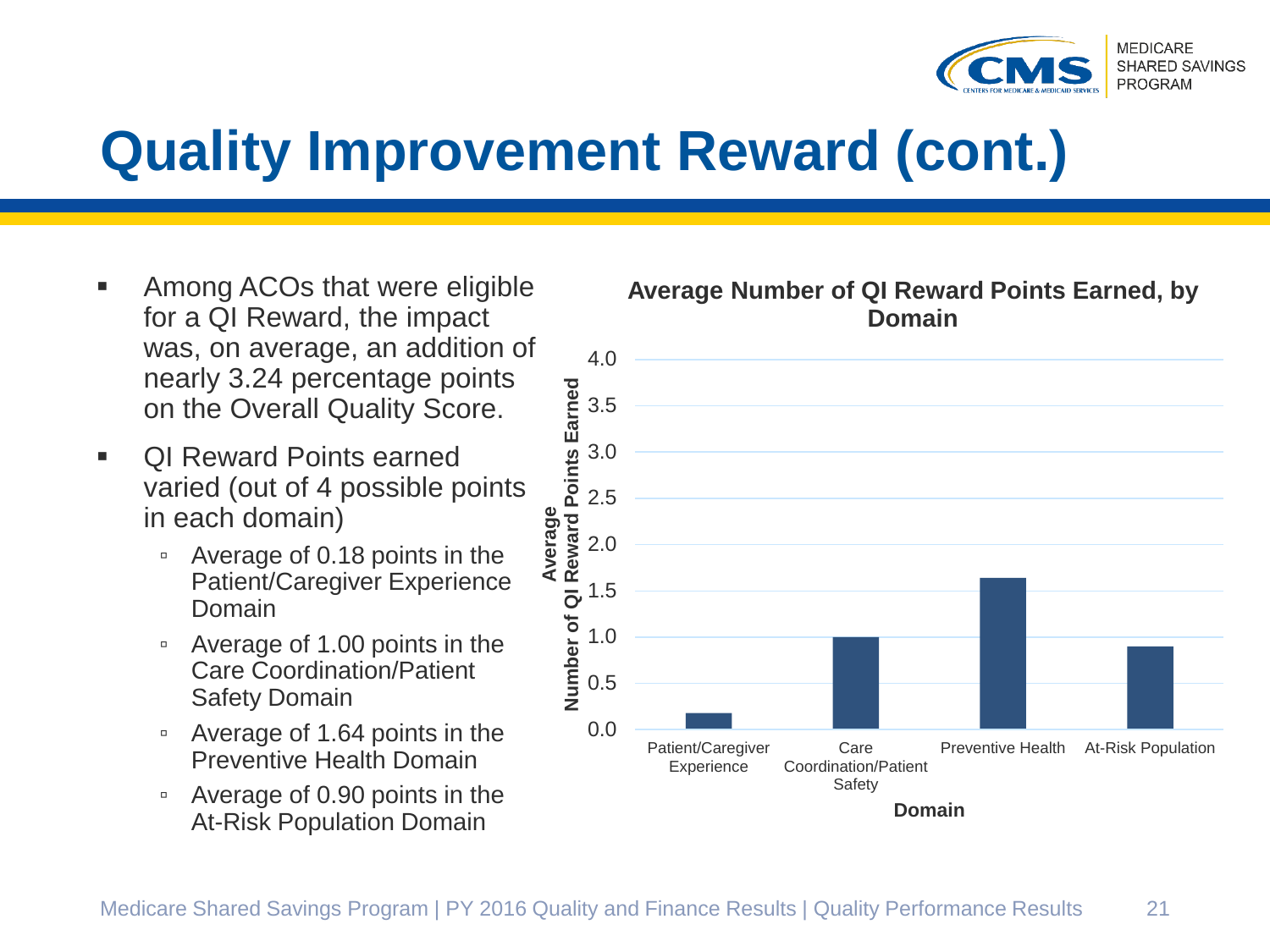# Quality Improvement Reward (cont.)

- Among ACOs that were eligible for a QI Reward, the impact was, on average, an addition of nearly 3.24 percentage points on the Overall Quality Score.
- QI Reward Points earned varied (out of 4 possible points in each domain)
  - Average of 0.18 points in the Patient/Caregiver Experience Domain
  - Average of 1.00 points in the Care Coordination/Patient Safety Domain
  - Average of 1.64 points in the Preventive Health Domain
  - Average of 0.90 points in the At-Risk Population Domain

**Average Number of QI Reward Points Earned, by Domain**

| Domain | Average Number of QI Reward Points Earned |
| --- | --- |
| Patient/Caregiver Experience | 0.18 |
| Care Coordination/Patient Safety | 1.00 |
| Preventive Health | 1.64 |
| At-Risk Population | 0.90 |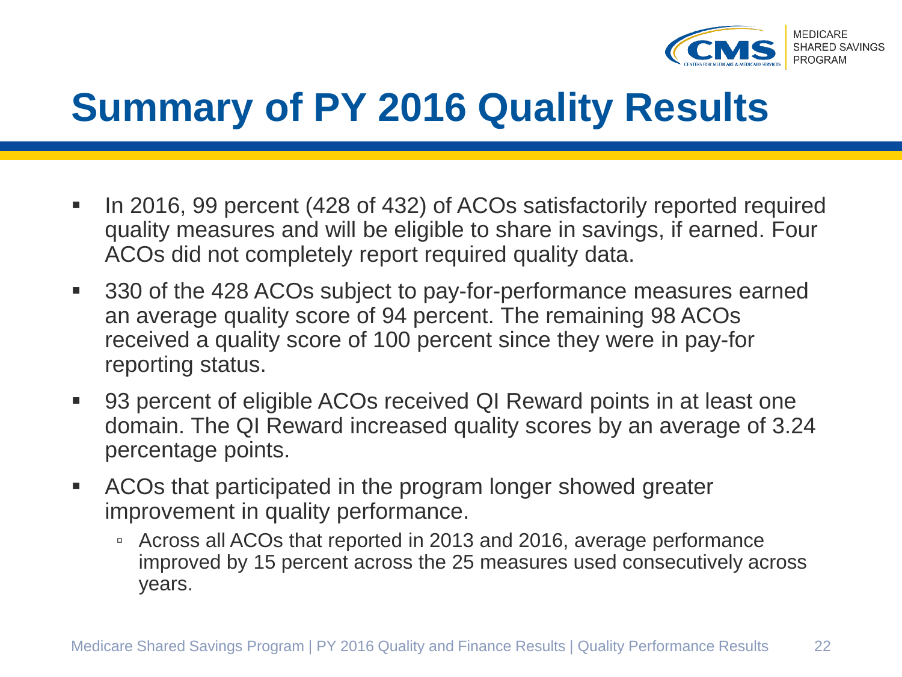# Summary of PY 2016 Quality Results

- In 2016, 99 percent (428 of 432) of ACOs satisfactorily reported required quality measures and will be eligible to share in savings, if earned. Four ACOs did not completely report required quality data.
- 330 of the 428 ACOs subject to pay-for-performance measures earned an average quality score of 94 percent. The remaining 98 ACOs received a quality score of 100 percent since they were in pay-for reporting status.
- 93 percent of eligible ACOs received QI Reward points in at least one domain. The QI Reward increased quality scores by an average of 3.24 percentage points.
- ACOs that participated in the program longer showed greater improvement in quality performance.
  - Across all ACOs that reported in 2013 and 2016, average performance improved by 15 percent across the 25 measures used consecutively across years.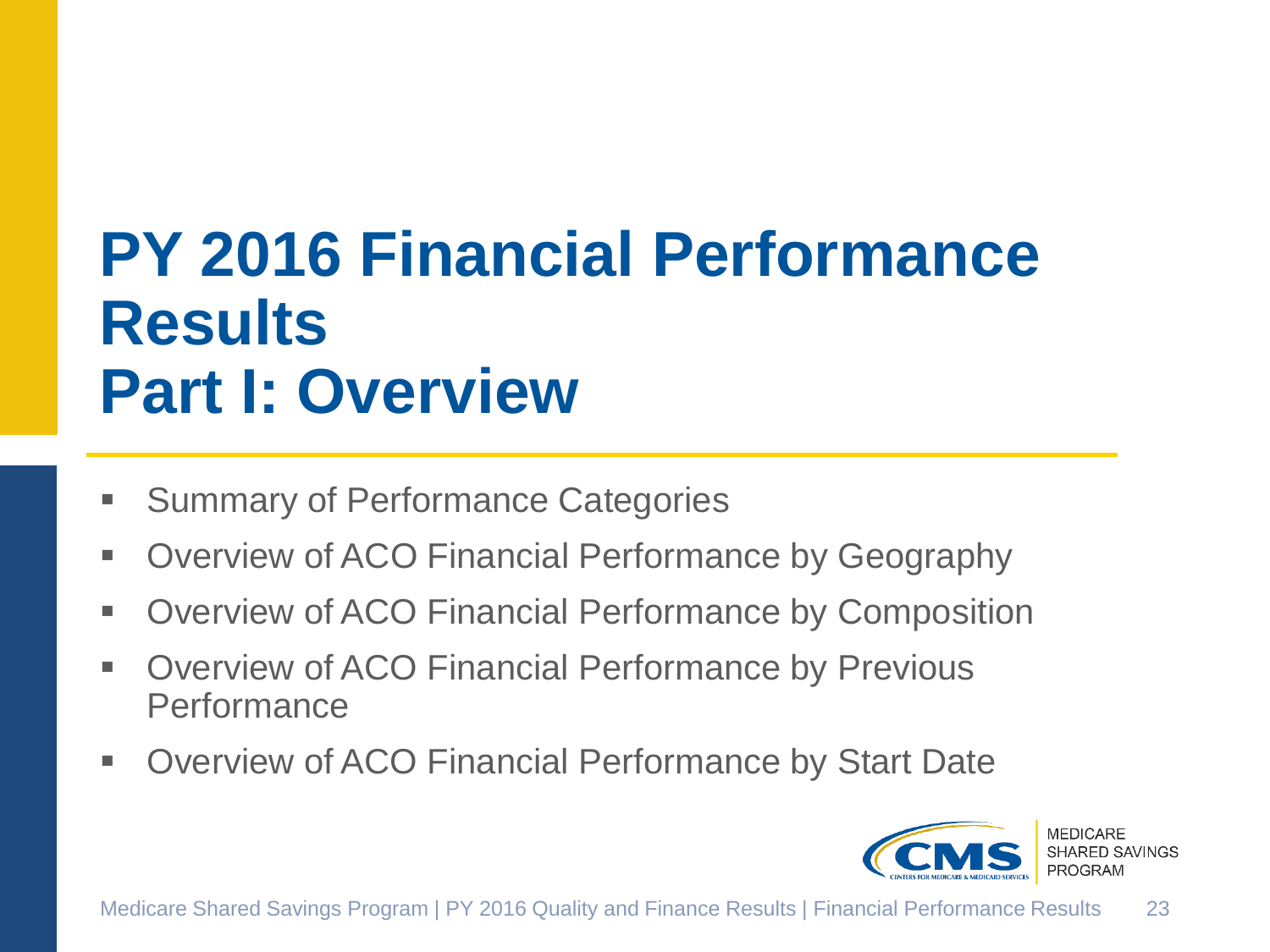# PY 2016 Financial Performance Results
# Part I: Overview

- Summary of Performance Categories
- Overview of ACO Financial Performance by Geography
- Overview of ACO Financial Performance by Composition
- Overview of ACO Financial Performance by Previous Performance
- Overview of ACO Financial Performance by Start Date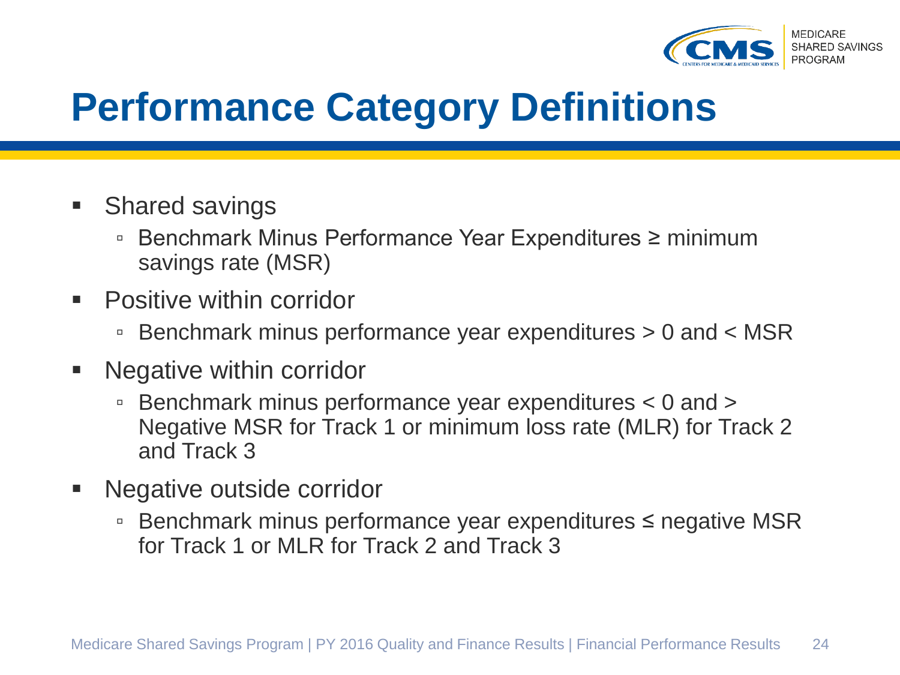# Performance Category Definitions

- Shared savings
  - Benchmark Minus Performance Year Expenditures ≥ minimum savings rate (MSR)
- Positive within corridor
  - Benchmark minus performance year expenditures > 0 and < MSR
- Negative within corridor
  - Benchmark minus performance year expenditures < 0 and > Negative MSR for Track 1 or minimum loss rate (MLR) for Track 2 and Track 3
- Negative outside corridor
  - Benchmark minus performance year expenditures ≤ negative MSR for Track 1 or MLR for Track 2 and Track 3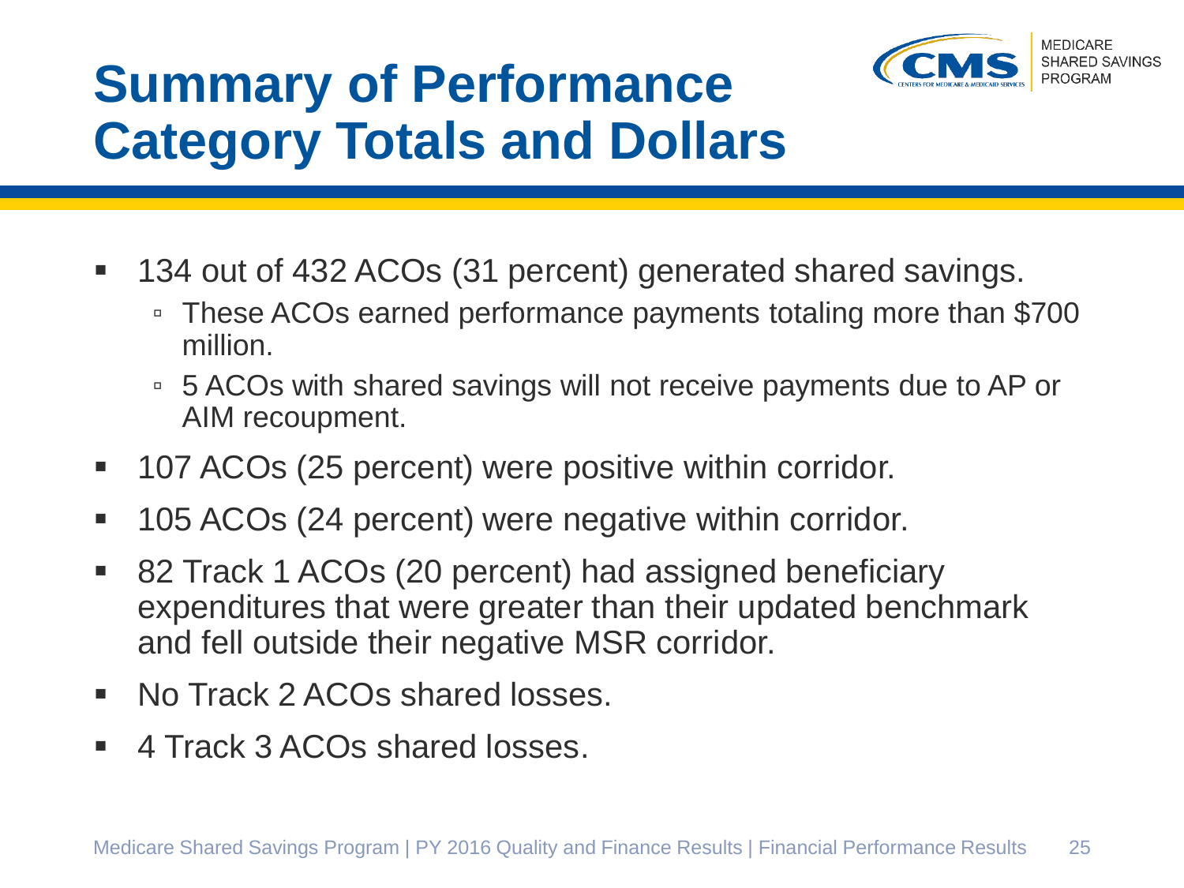# Summary of Performance Category Totals and Dollars

- 134 out of 432 ACOs (31 percent) generated shared savings.
  - These ACOs earned performance payments totaling more than $700 million.
  - 5 ACOs with shared savings will not receive payments due to AP or AIM recoupment.
- 107 ACOs (25 percent) were positive within corridor.
- 105 ACOs (24 percent) were negative within corridor.
- 82 Track 1 ACOs (20 percent) had assigned beneficiary expenditures that were greater than their updated benchmark and fell outside their negative MSR corridor.
- No Track 2 ACOs shared losses.
- 4 Track 3 ACOs shared losses.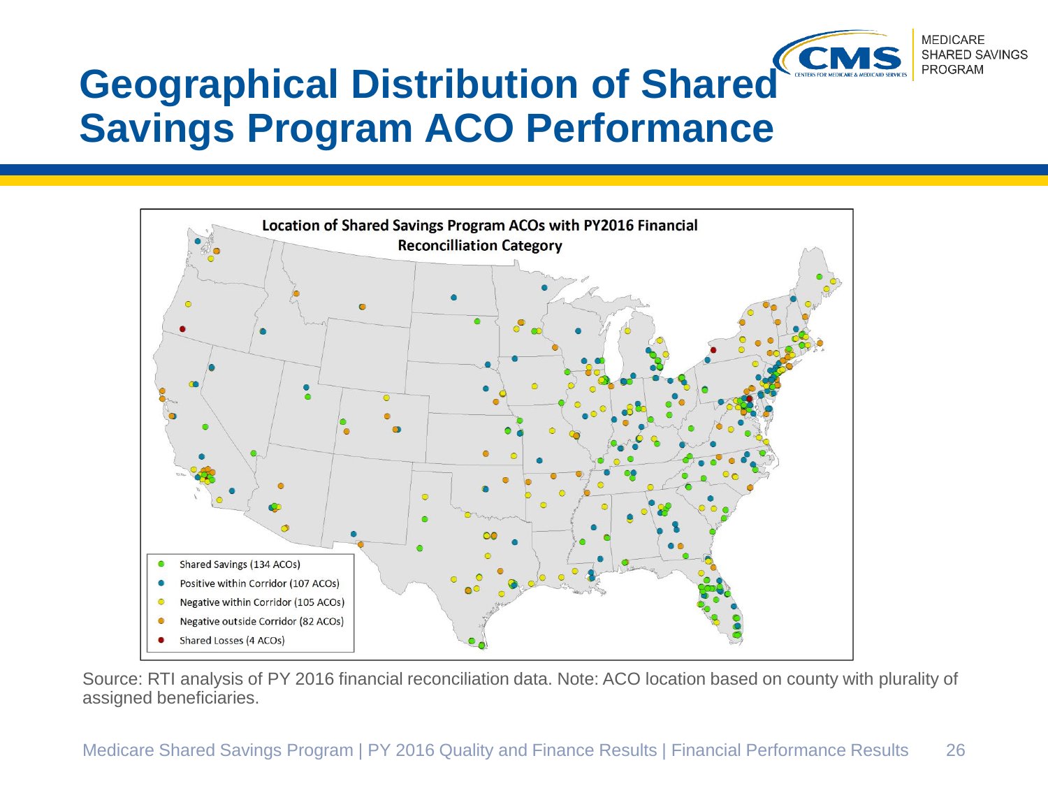# Geographical Distribution of Shared Savings Program ACO Performance

**Location of Shared Savings Program ACOs with PY2016 Financial Reconcilliation Category**

- Shared Savings (134 ACOs)
- Positive within Corridor (107 ACOs)
- Negative within Corridor (105 ACOs)
- Negative outside Corridor (82 ACOs)
- Shared Losses (4 ACOs)

Source: RTI analysis of PY 2016 financial reconciliation data. Note: ACO location based on county with plurality of assigned beneficiaries.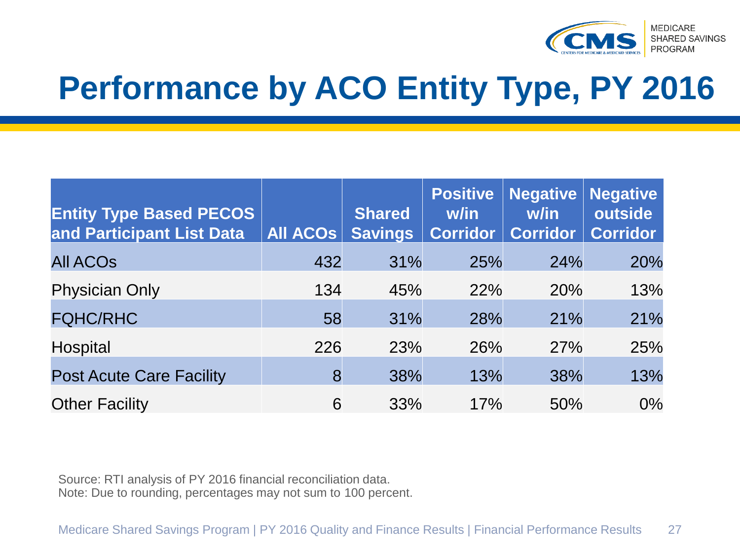# Performance by ACO Entity Type, PY 2016

| Entity Type Based PECOS and Participant List Data | All ACOs | Shared Savings | Positive w/in Corridor | Negative w/in Corridor | Negative outside Corridor |
|---|---|---|---|---|---|
| All ACOs | 432 | 31% | 25% | 24% | 20% |
| Physician Only | 134 | 45% | 22% | 20% | 13% |
| FQHC/RHC | 58 | 31% | 28% | 21% | 21% |
| Hospital | 226 | 23% | 26% | 27% | 25% |
| Post Acute Care Facility | 8 | 38% | 13% | 38% | 13% |
| Other Facility | 6 | 33% | 17% | 50% | 0% |

Source: RTI analysis of PY 2016 financial reconciliation data.
Note: Due to rounding, percentages may not sum to 100 percent.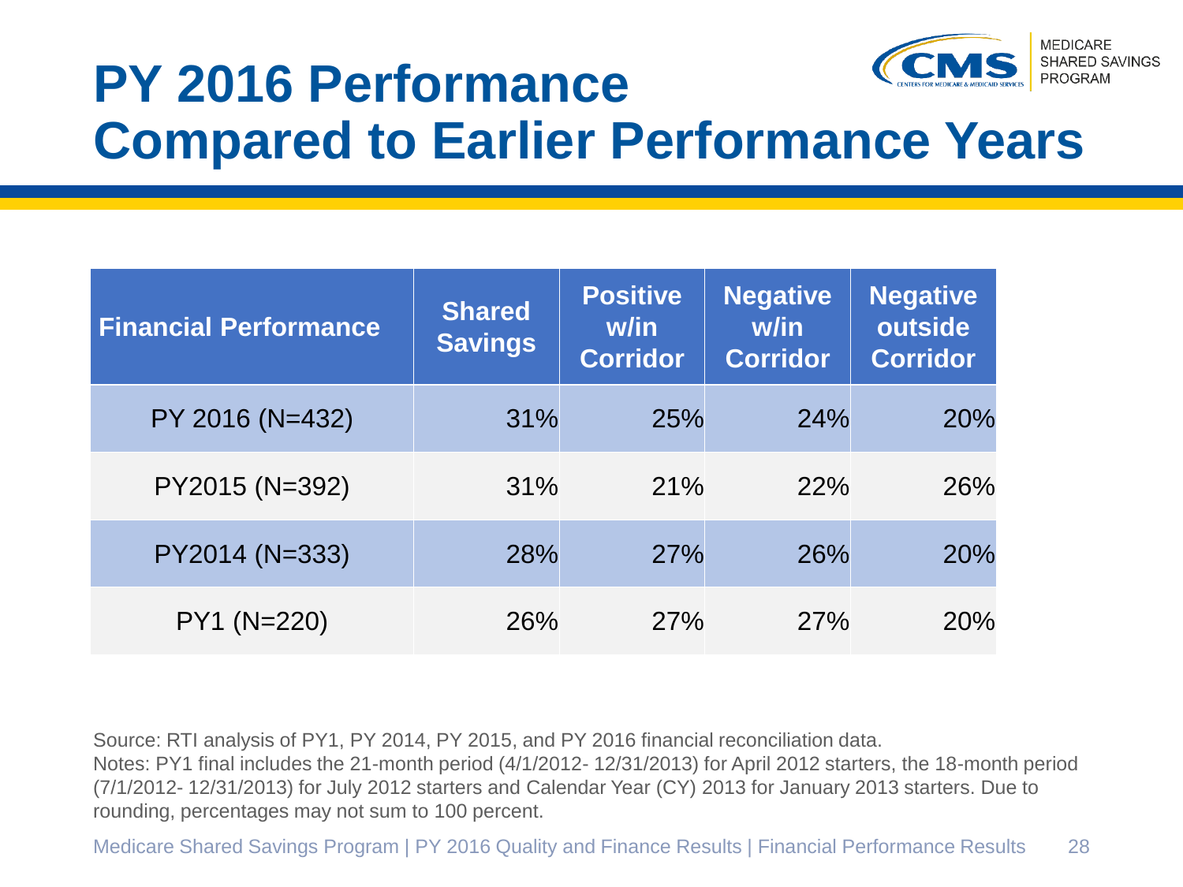# PY 2016 Performance Compared to Earlier Performance Years

| Financial Performance | Shared Savings | Positive w/in Corridor | Negative w/in Corridor | Negative outside Corridor |
|---|---|---|---|---|
| PY 2016 (N=432) | 31% | 25% | 24% | 20% |
| PY2015 (N=392) | 31% | 21% | 22% | 26% |
| PY2014 (N=333) | 28% | 27% | 26% | 20% |
| PY1 (N=220) | 26% | 27% | 27% | 20% |

Source: RTI analysis of PY1, PY 2014, PY 2015, and PY 2016 financial reconciliation data.
Notes: PY1 final includes the 21-month period (4/1/2012- 12/31/2013) for April 2012 starters, the 18-month period (7/1/2012- 12/31/2013) for July 2012 starters and Calendar Year (CY) 2013 for January 2013 starters. Due to rounding, percentages may not sum to 100 percent.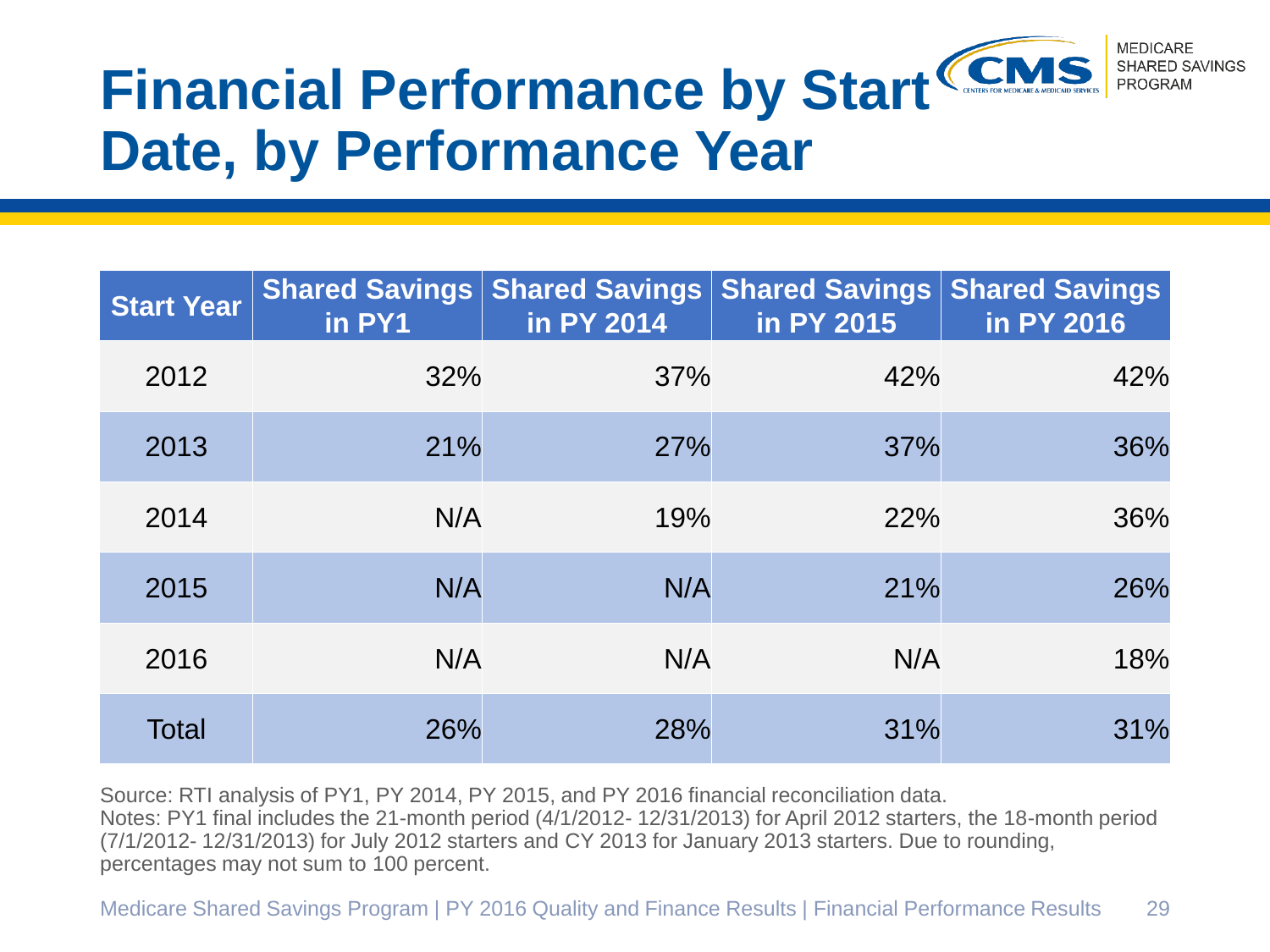# Financial Performance by Start Date, by Performance Year

| Start Year | Shared Savings in PY1 | Shared Savings in PY 2014 | Shared Savings in PY 2015 | Shared Savings in PY 2016 |
|---|---|---|---|---|
| 2012 | 32% | 37% | 42% | 42% |
| 2013 | 21% | 27% | 37% | 36% |
| 2014 | N/A | 19% | 22% | 36% |
| 2015 | N/A | N/A | 21% | 26% |
| 2016 | N/A | N/A | N/A | 18% |
| Total | 26% | 28% | 31% | 31% |

Source: RTI analysis of PY1, PY 2014, PY 2015, and PY 2016 financial reconciliation data.
Notes: PY1 final includes the 21-month period (4/1/2012- 12/31/2013) for April 2012 starters, the 18-month period (7/1/2012- 12/31/2013) for July 2012 starters and CY 2013 for January 2013 starters. Due to rounding, percentages may not sum to 100 percent.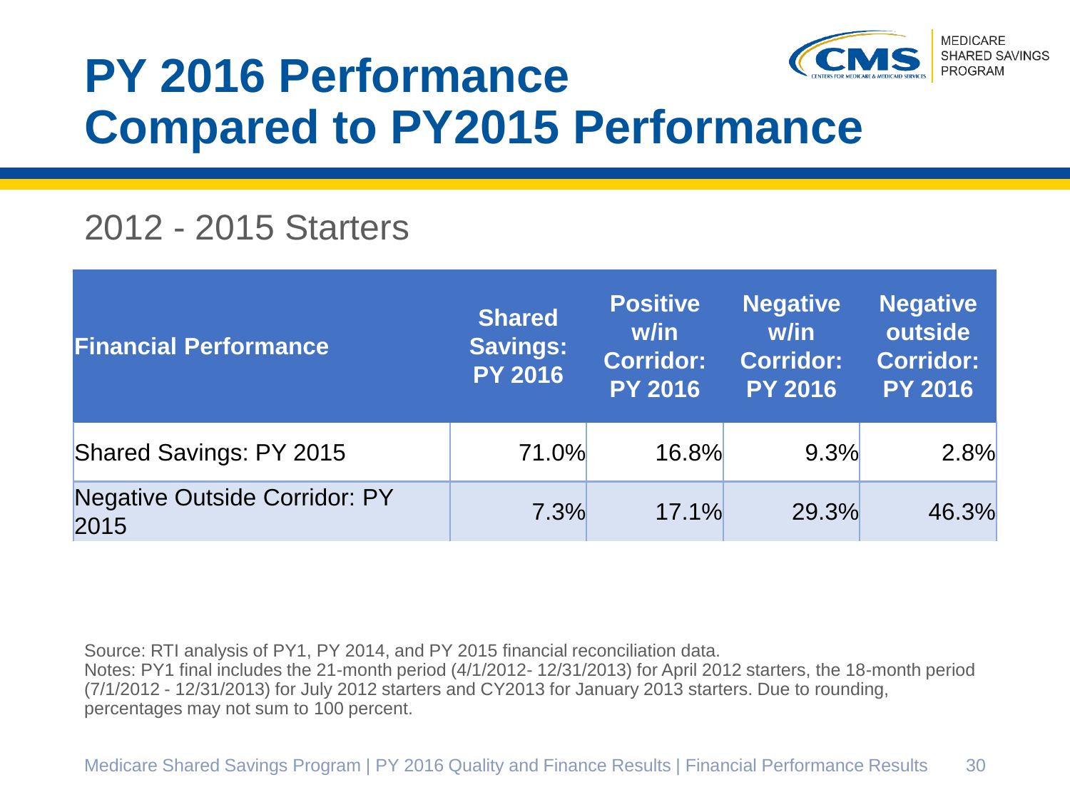# PY 2016 Performance Compared to PY2015 Performance

## 2012 - 2015 Starters

| Financial Performance | Shared Savings: PY 2016 | Positive w/in Corridor: PY 2016 | Negative w/in Corridor: PY 2016 | Negative outside Corridor: PY 2016 |
|---|---|---|---|---|
| Shared Savings: PY 2015 | 71.0% | 16.8% | 9.3% | 2.8% |
| Negative Outside Corridor: PY 2015 | 7.3% | 17.1% | 29.3% | 46.3% |

Source: RTI analysis of PY1, PY 2014, and PY 2015 financial reconciliation data.
Notes: PY1 final includes the 21-month period (4/1/2012- 12/31/2013) for April 2012 starters, the 18-month period (7/1/2012 - 12/31/2013) for July 2012 starters and CY2013 for January 2013 starters. Due to rounding, percentages may not sum to 100 percent.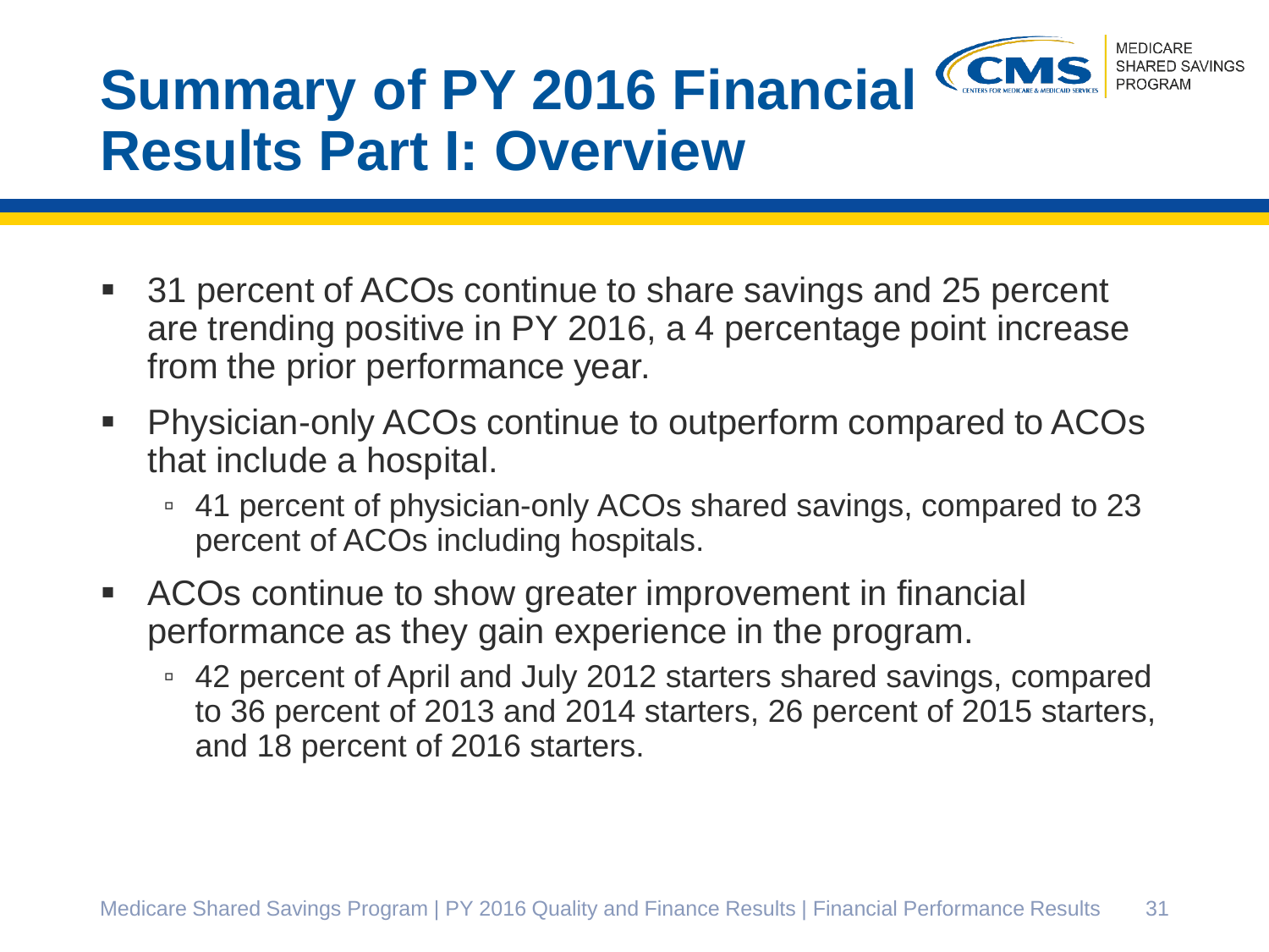# Summary of PY 2016 Financial Results Part I: Overview

- 31 percent of ACOs continue to share savings and 25 percent are trending positive in PY 2016, a 4 percentage point increase from the prior performance year.
- Physician-only ACOs continue to outperform compared to ACOs that include a hospital.
  - 41 percent of physician-only ACOs shared savings, compared to 23 percent of ACOs including hospitals.
- ACOs continue to show greater improvement in financial performance as they gain experience in the program.
  - 42 percent of April and July 2012 starters shared savings, compared to 36 percent of 2013 and 2014 starters, 26 percent of 2015 starters, and 18 percent of 2016 starters.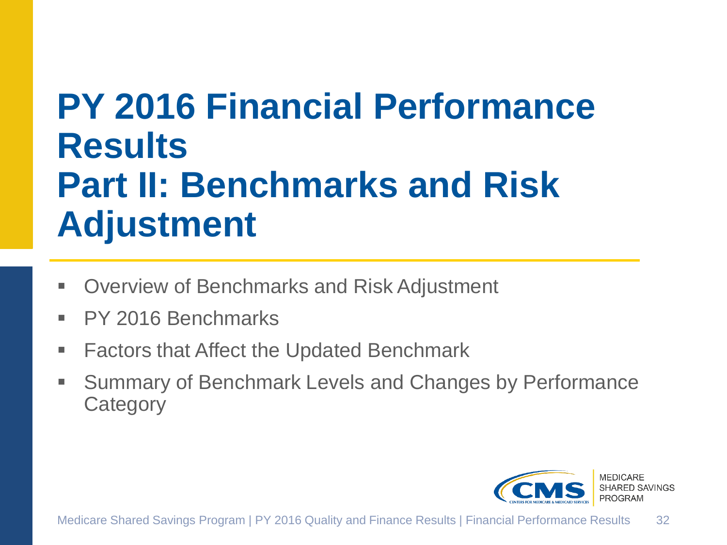# PY 2016 Financial Performance Results
# Part II: Benchmarks and Risk Adjustment

- Overview of Benchmarks and Risk Adjustment
- PY 2016 Benchmarks
- Factors that Affect the Updated Benchmark
- Summary of Benchmark Levels and Changes by Performance Category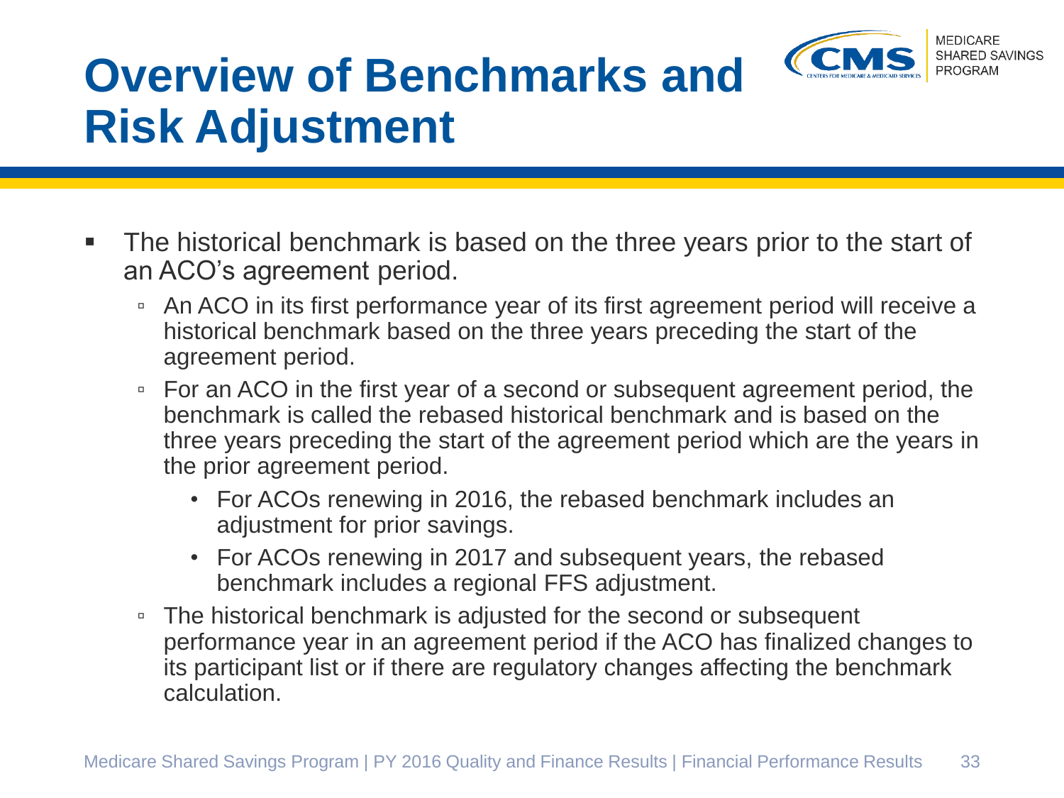# Overview of Benchmarks and Risk Adjustment

- The historical benchmark is based on the three years prior to the start of an ACO's agreement period.
  - An ACO in its first performance year of its first agreement period will receive a historical benchmark based on the three years preceding the start of the agreement period.
  - For an ACO in the first year of a second or subsequent agreement period, the benchmark is called the rebased historical benchmark and is based on the three years preceding the start of the agreement period which are the years in the prior agreement period.
    - For ACOs renewing in 2016, the rebased benchmark includes an adjustment for prior savings.
    - For ACOs renewing in 2017 and subsequent years, the rebased benchmark includes a regional FFS adjustment.
  - The historical benchmark is adjusted for the second or subsequent performance year in an agreement period if the ACO has finalized changes to its participant list or if there are regulatory changes affecting the benchmark calculation.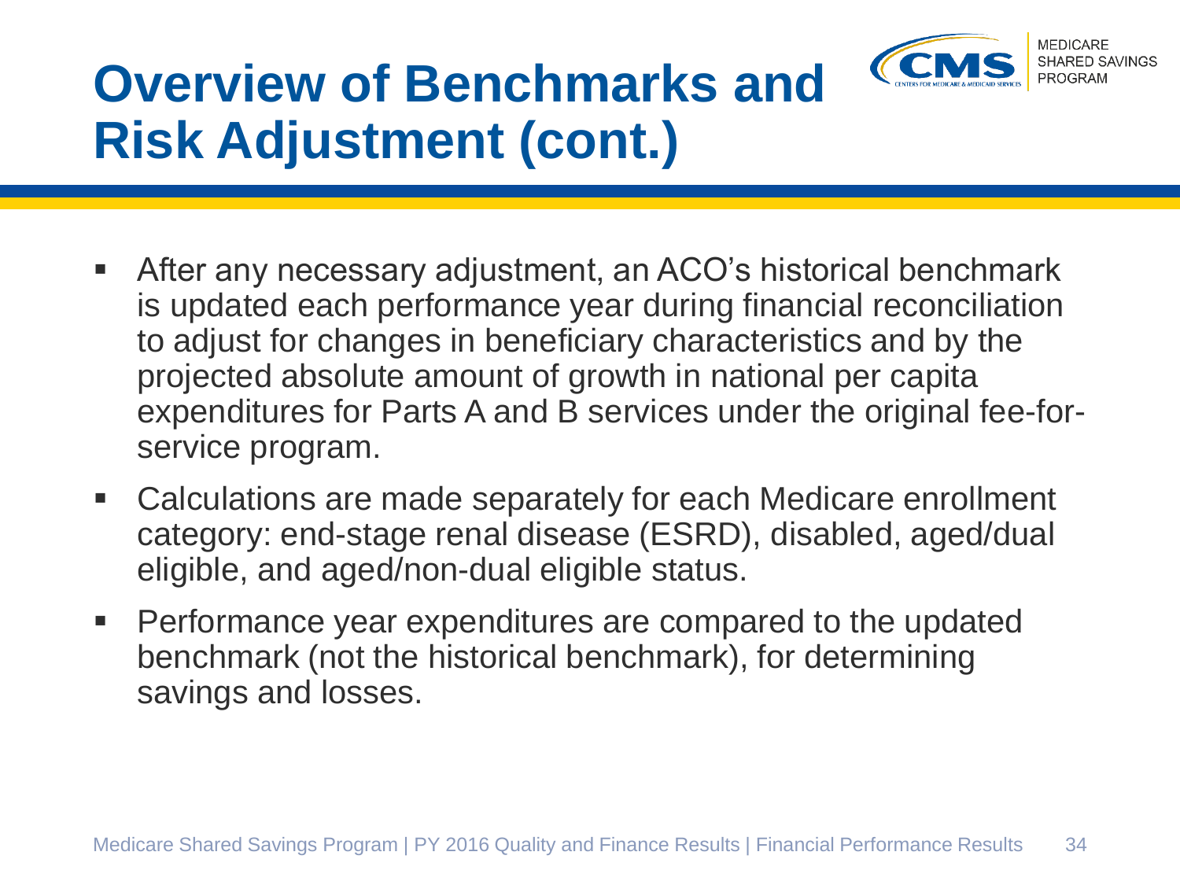# Overview of Benchmarks and Risk Adjustment (cont.)

- After any necessary adjustment, an ACO's historical benchmark is updated each performance year during financial reconciliation to adjust for changes in beneficiary characteristics and by the projected absolute amount of growth in national per capita expenditures for Parts A and B services under the original fee-for-service program.
- Calculations are made separately for each Medicare enrollment category: end-stage renal disease (ESRD), disabled, aged/dual eligible, and aged/non-dual eligible status.
- Performance year expenditures are compared to the updated benchmark (not the historical benchmark), for determining savings and losses.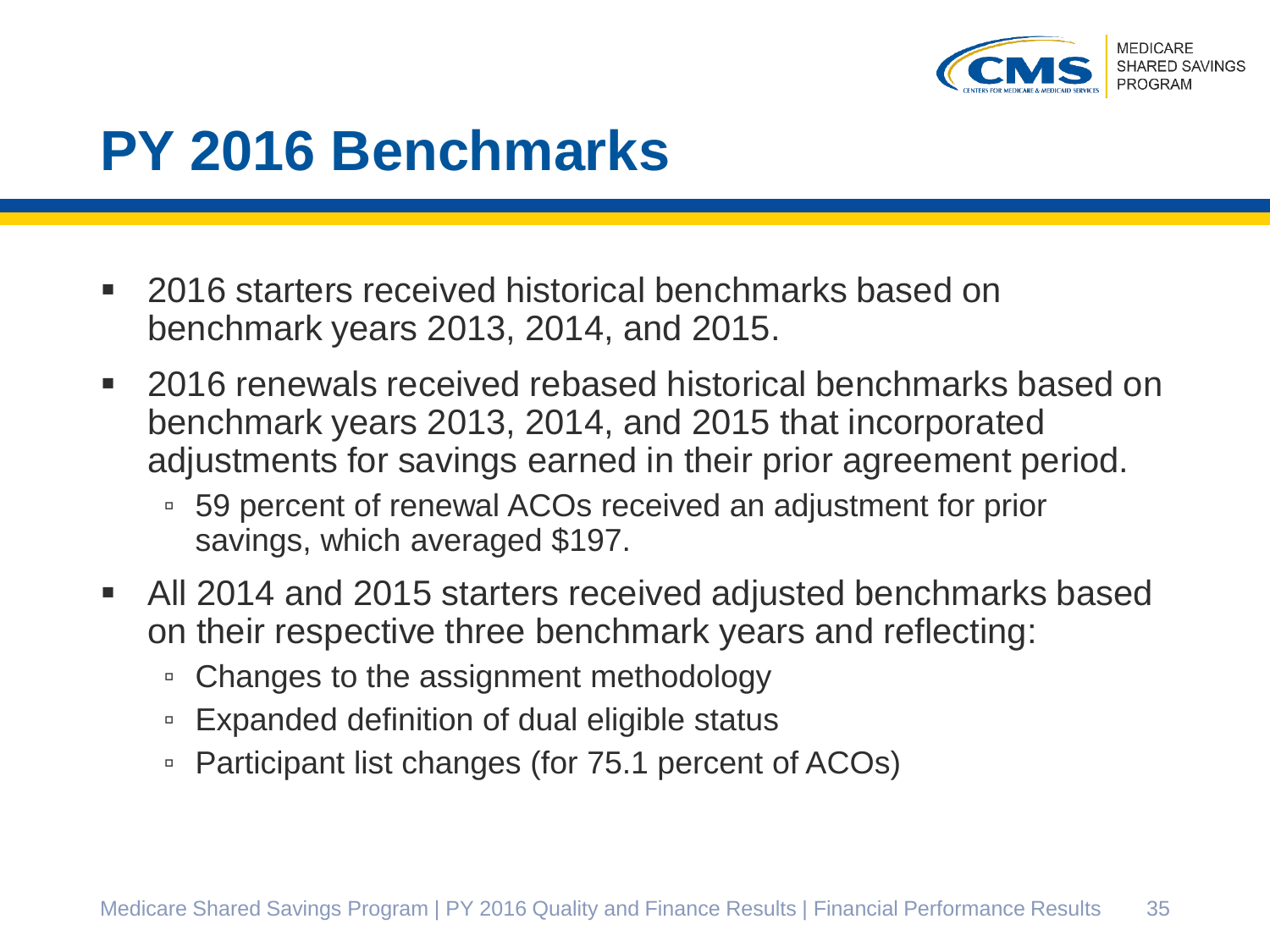# PY 2016 Benchmarks

- 2016 starters received historical benchmarks based on benchmark years 2013, 2014, and 2015.
- 2016 renewals received rebased historical benchmarks based on benchmark years 2013, 2014, and 2015 that incorporated adjustments for savings earned in their prior agreement period.
  - 59 percent of renewal ACOs received an adjustment for prior savings, which averaged $197.
- All 2014 and 2015 starters received adjusted benchmarks based on their respective three benchmark years and reflecting:
  - Changes to the assignment methodology
  - Expanded definition of dual eligible status
  - Participant list changes (for 75.1 percent of ACOs)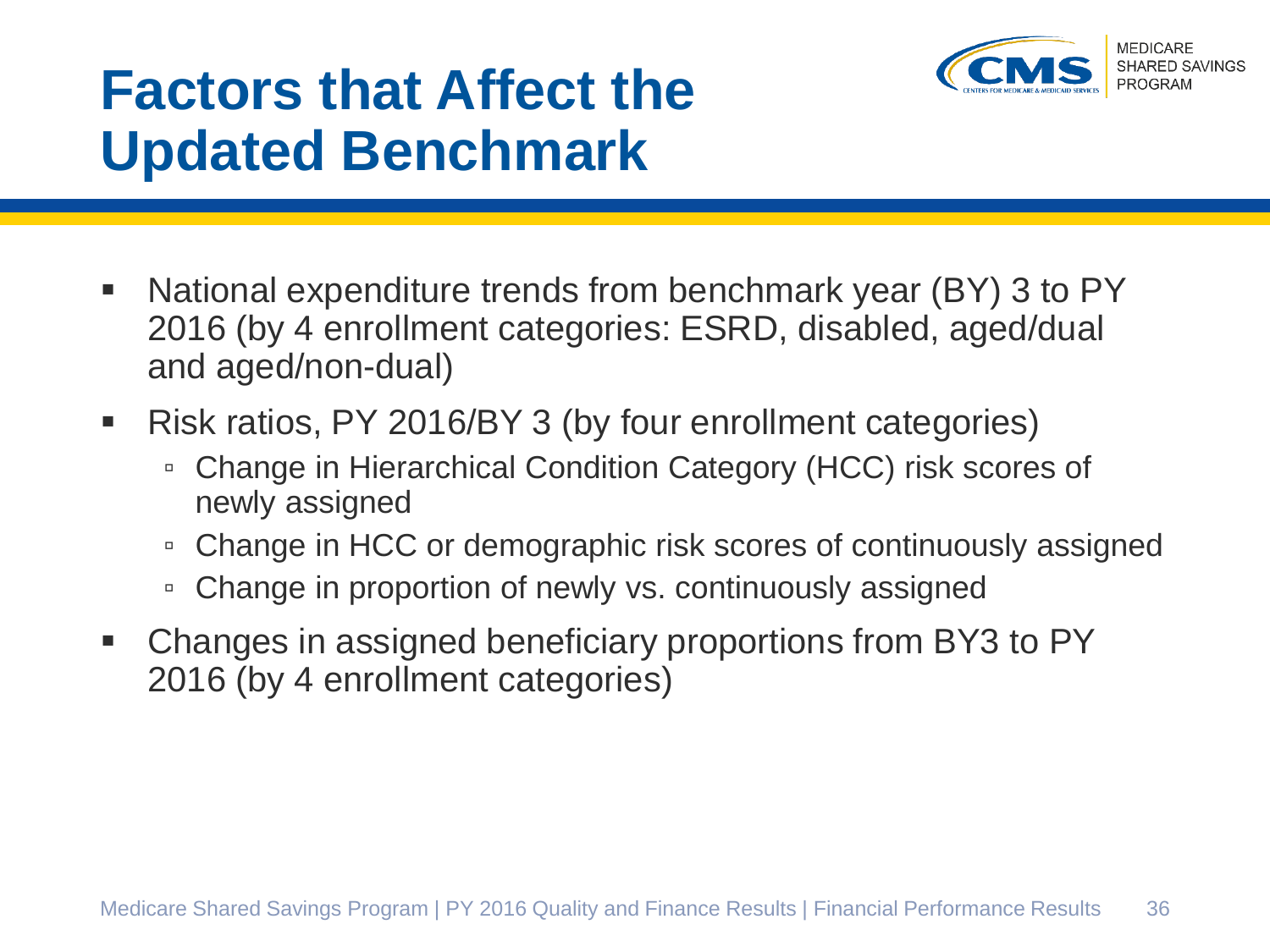# Factors that Affect the Updated Benchmark

- National expenditure trends from benchmark year (BY) 3 to PY 2016 (by 4 enrollment categories: ESRD, disabled, aged/dual and aged/non-dual)
- Risk ratios, PY 2016/BY 3 (by four enrollment categories)
  - Change in Hierarchical Condition Category (HCC) risk scores of newly assigned
  - Change in HCC or demographic risk scores of continuously assigned
  - Change in proportion of newly vs. continuously assigned
- Changes in assigned beneficiary proportions from BY3 to PY 2016 (by 4 enrollment categories)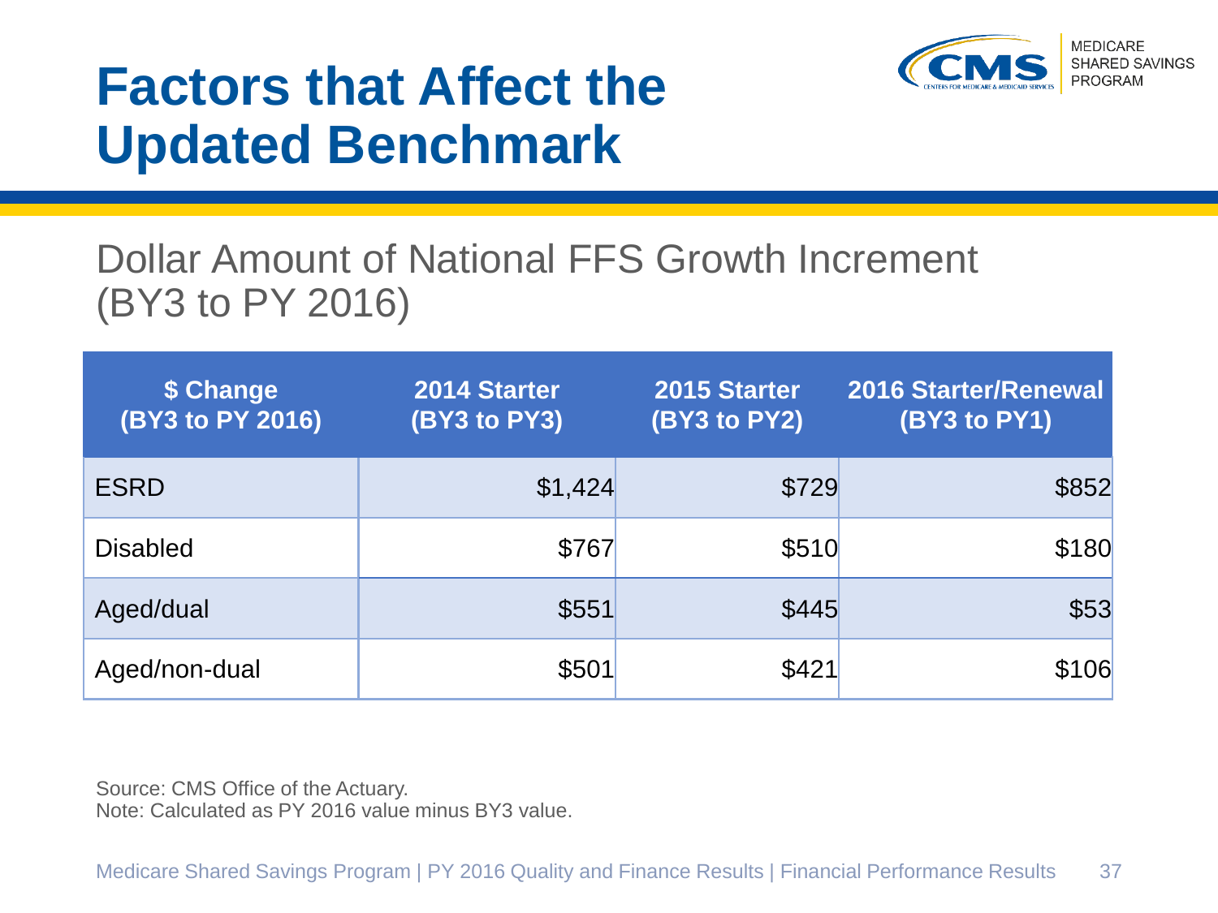# Factors that Affect the Updated Benchmark

## Dollar Amount of National FFS Growth Increment (BY3 to PY 2016)

| $ Change (BY3 to PY 2016) | 2014 Starter (BY3 to PY3) | 2015 Starter (BY3 to PY2) | 2016 Starter/Renewal (BY3 to PY1) |
|---|---:|---:|---:|
| ESRD | $1,424 | $729 | $852 |
| Disabled | $767 | $510 | $180 |
| Aged/dual | $551 | $445 | $53 |
| Aged/non-dual | $501 | $421 | $106 |

Source: CMS Office of the Actuary.
Note: Calculated as PY 2016 value minus BY3 value.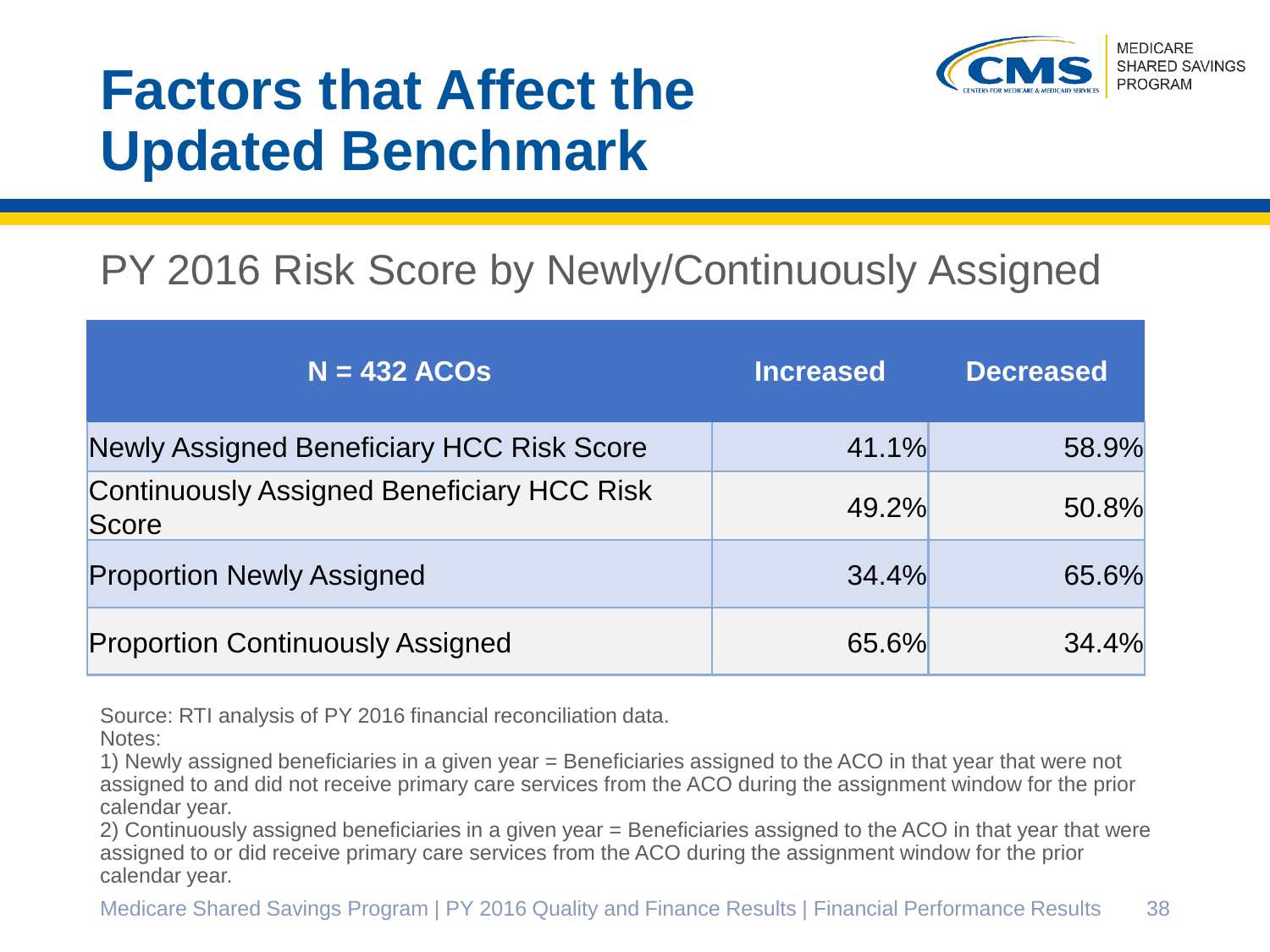# Factors that Affect the Updated Benchmark

## PY 2016 Risk Score by Newly/Continuously Assigned

| N = 432 ACOs | Increased | Decreased |
|---|---|---|
| Newly Assigned Beneficiary HCC Risk Score | 41.1% | 58.9% |
| Continuously Assigned Beneficiary HCC Risk Score | 49.2% | 50.8% |
| Proportion Newly Assigned | 34.4% | 65.6% |
| Proportion Continuously Assigned | 65.6% | 34.4% |

Source: RTI analysis of PY 2016 financial reconciliation data.

Notes:

1) Newly assigned beneficiaries in a given year = Beneficiaries assigned to the ACO in that year that were not assigned to and did not receive primary care services from the ACO during the assignment window for the prior calendar year.

2) Continuously assigned beneficiaries in a given year = Beneficiaries assigned to the ACO in that year that were assigned to or did receive primary care services from the ACO during the assignment window for the prior calendar year.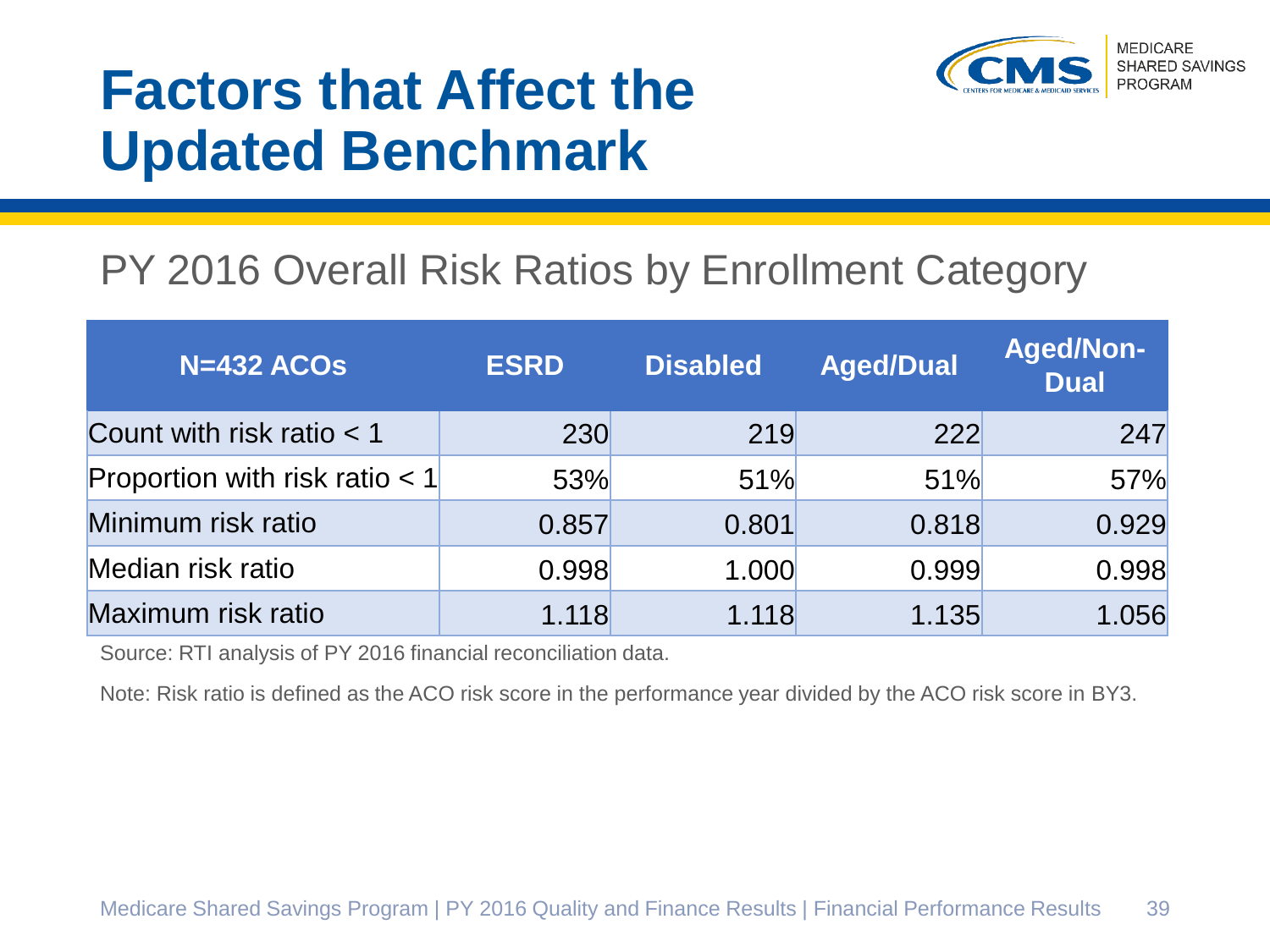# Factors that Affect the Updated Benchmark

## PY 2016 Overall Risk Ratios by Enrollment Category

| N=432 ACOs | ESRD | Disabled | Aged/Dual | Aged/Non-Dual |
|---|---|---|---|---|
| Count with risk ratio < 1 | 230 | 219 | 222 | 247 |
| Proportion with risk ratio < 1 | 53% | 51% | 51% | 57% |
| Minimum risk ratio | 0.857 | 0.801 | 0.818 | 0.929 |
| Median risk ratio | 0.998 | 1.000 | 0.999 | 0.998 |
| Maximum risk ratio | 1.118 | 1.118 | 1.135 | 1.056 |

Source: RTI analysis of PY 2016 financial reconciliation data.

Note: Risk ratio is defined as the ACO risk score in the performance year divided by the ACO risk score in BY3.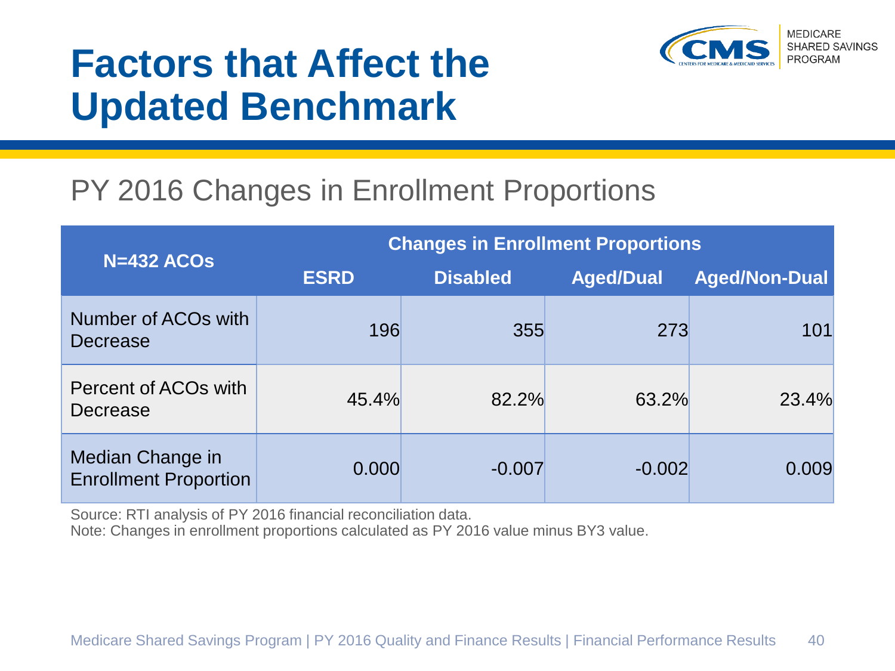# Factors that Affect the Updated Benchmark

## PY 2016 Changes in Enrollment Proportions

| N=432 ACOs | Changes in Enrollment Proportions | | | |
|---|---|---|---|---|
| | ESRD | Disabled | Aged/Dual | Aged/Non-Dual |
| Number of ACOs with Decrease | 196 | 355 | 273 | 101 |
| Percent of ACOs with Decrease | 45.4% | 82.2% | 63.2% | 23.4% |
| Median Change in Enrollment Proportion | 0.000 | -0.007 | -0.002 | 0.009 |

Source: RTI analysis of PY 2016 financial reconciliation data.
Note: Changes in enrollment proportions calculated as PY 2016 value minus BY3 value.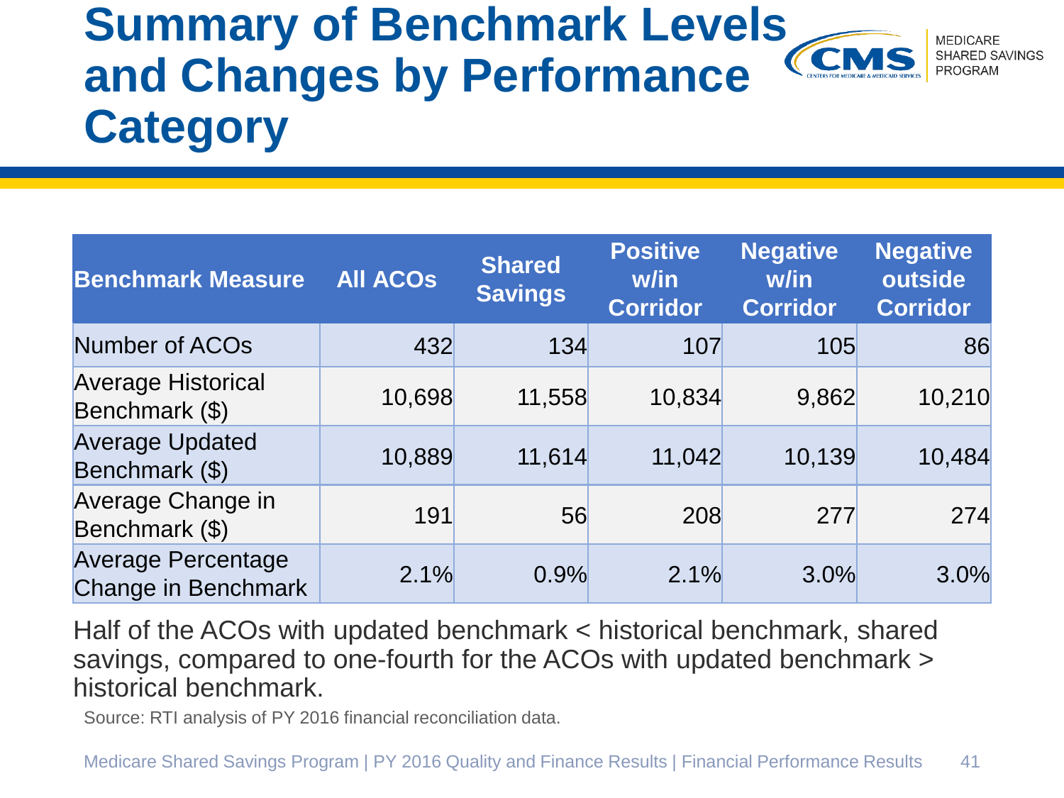# Summary of Benchmark Levels and Changes by Performance Category

| Benchmark Measure | All ACOs | Shared Savings | Positive w/in Corridor | Negative w/in Corridor | Negative outside Corridor |
|---|---|---|---|---|---|
| Number of ACOs | 432 | 134 | 107 | 105 | 86 |
| Average Historical Benchmark ($) | 10,698 | 11,558 | 10,834 | 9,862 | 10,210 |
| Average Updated Benchmark ($) | 10,889 | 11,614 | 11,042 | 10,139 | 10,484 |
| Average Change in Benchmark ($) | 191 | 56 | 208 | 277 | 274 |
| Average Percentage Change in Benchmark | 2.1% | 0.9% | 2.1% | 3.0% | 3.0% |

Half of the ACOs with updated benchmark < historical benchmark, shared savings, compared to one-fourth for the ACOs with updated benchmark > historical benchmark.

Source: RTI analysis of PY 2016 financial reconciliation data.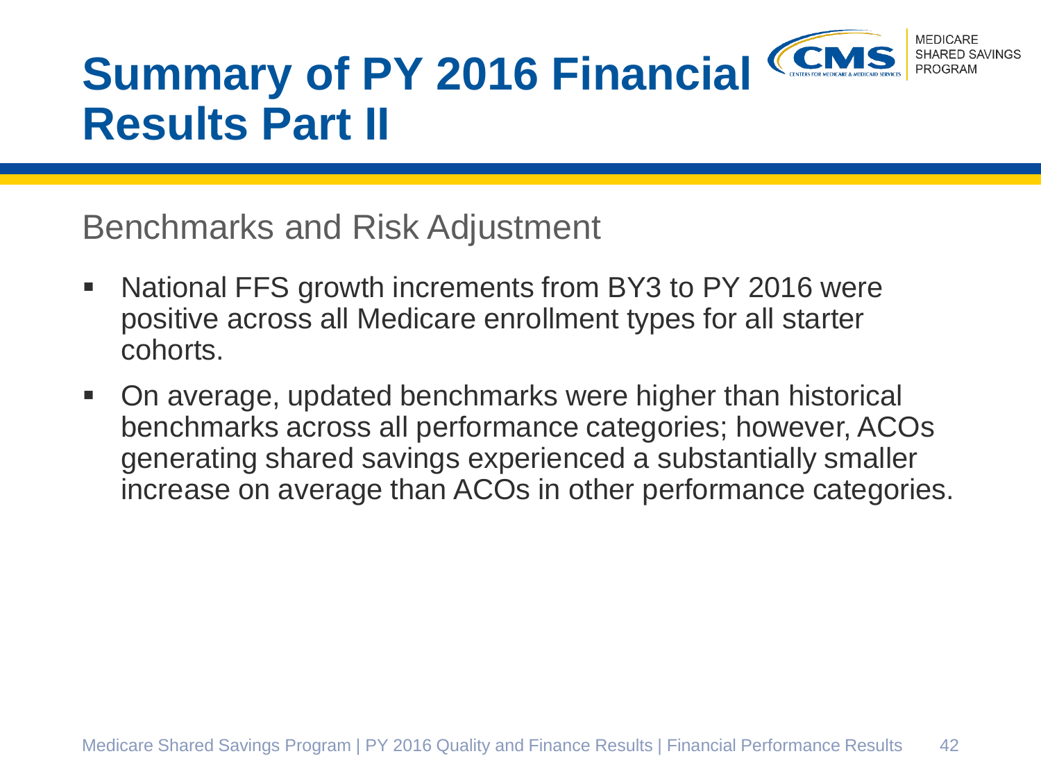# Summary of PY 2016 Financial Results Part II

## Benchmarks and Risk Adjustment

- National FFS growth increments from BY3 to PY 2016 were positive across all Medicare enrollment types for all starter cohorts.
- On average, updated benchmarks were higher than historical benchmarks across all performance categories; however, ACOs generating shared savings experienced a substantially smaller increase on average than ACOs in other performance categories.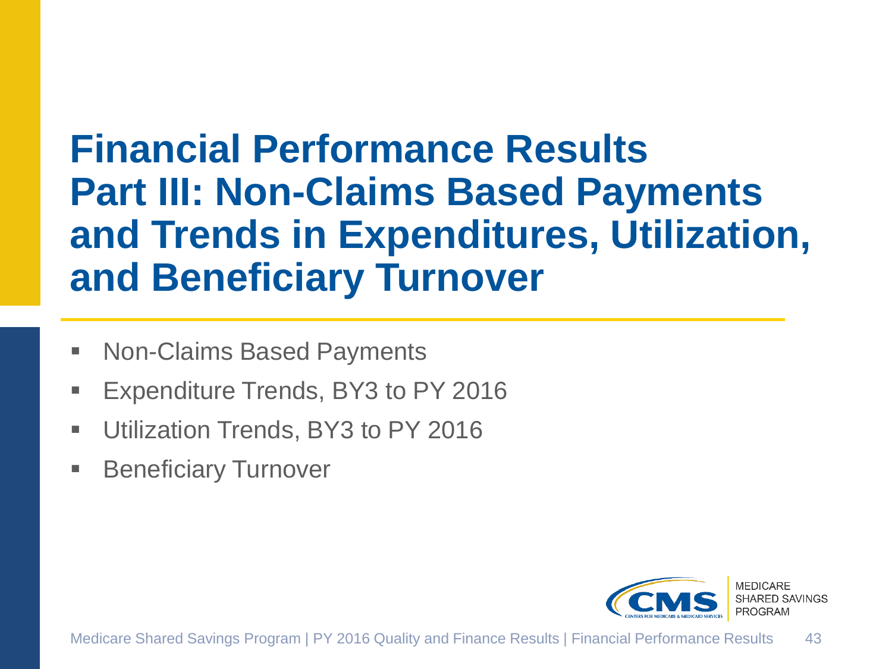# Financial Performance Results
# Part III: Non-Claims Based Payments and Trends in Expenditures, Utilization, and Beneficiary Turnover

- Non-Claims Based Payments
- Expenditure Trends, BY3 to PY 2016
- Utilization Trends, BY3 to PY 2016
- Beneficiary Turnover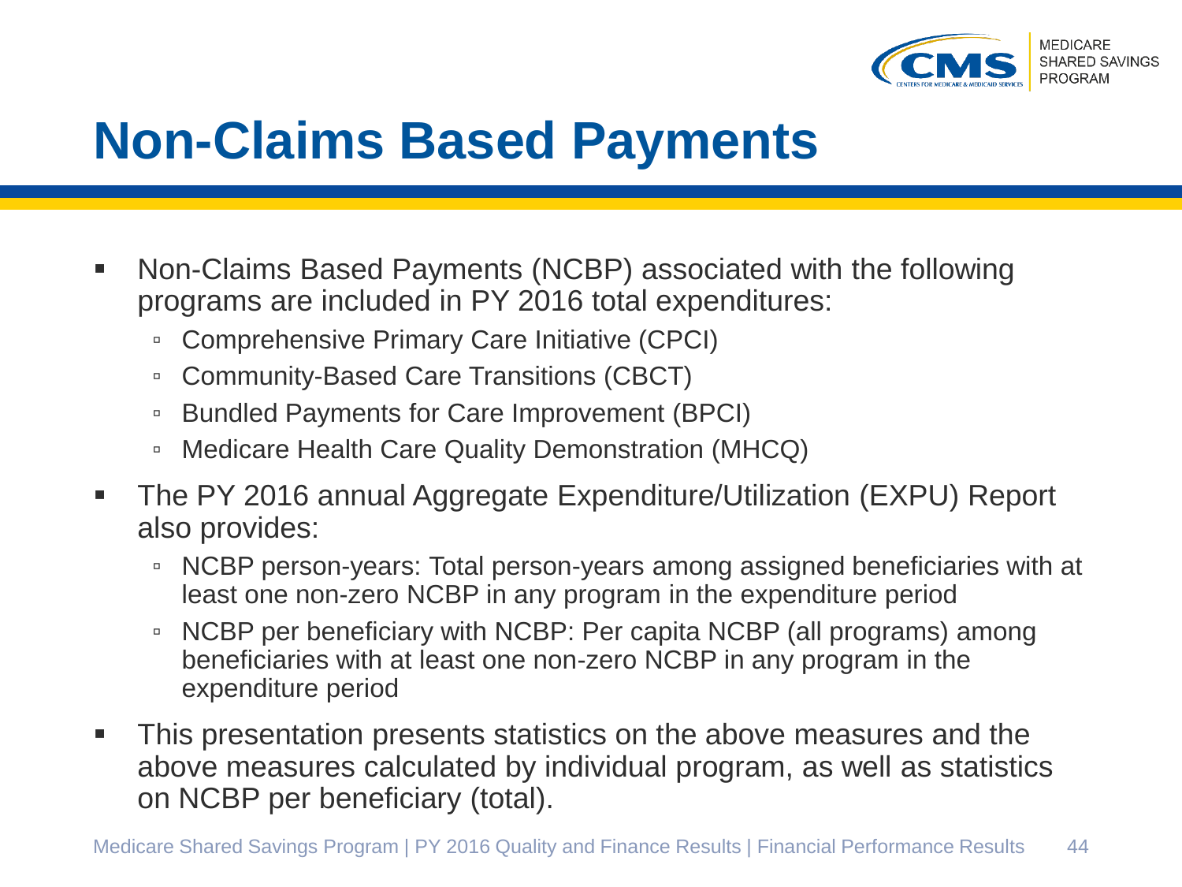# Non-Claims Based Payments

- Non-Claims Based Payments (NCBP) associated with the following programs are included in PY 2016 total expenditures:
  - Comprehensive Primary Care Initiative (CPCI)
  - Community-Based Care Transitions (CBCT)
  - Bundled Payments for Care Improvement (BPCI)
  - Medicare Health Care Quality Demonstration (MHCQ)
- The PY 2016 annual Aggregate Expenditure/Utilization (EXPU) Report also provides:
  - NCBP person-years: Total person-years among assigned beneficiaries with at least one non-zero NCBP in any program in the expenditure period
  - NCBP per beneficiary with NCBP: Per capita NCBP (all programs) among beneficiaries with at least one non-zero NCBP in any program in the expenditure period
- This presentation presents statistics on the above measures and the above measures calculated by individual program, as well as statistics on NCBP per beneficiary (total).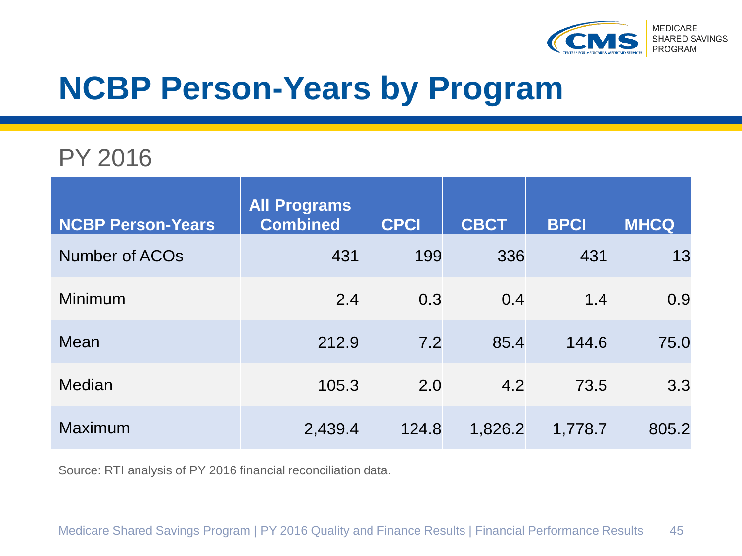# NCBP Person-Years by Program

## PY 2016

| NCBP Person-Years | All Programs Combined | CPCI | CBCT | BPCI | MHCQ |
|---|---|---|---|---|---|
| Number of ACOs | 431 | 199 | 336 | 431 | 13 |
| Minimum | 2.4 | 0.3 | 0.4 | 1.4 | 0.9 |
| Mean | 212.9 | 7.2 | 85.4 | 144.6 | 75.0 |
| Median | 105.3 | 2.0 | 4.2 | 73.5 | 3.3 |
| Maximum | 2,439.4 | 124.8 | 1,826.2 | 1,778.7 | 805.2 |

Source: RTI analysis of PY 2016 financial reconciliation data.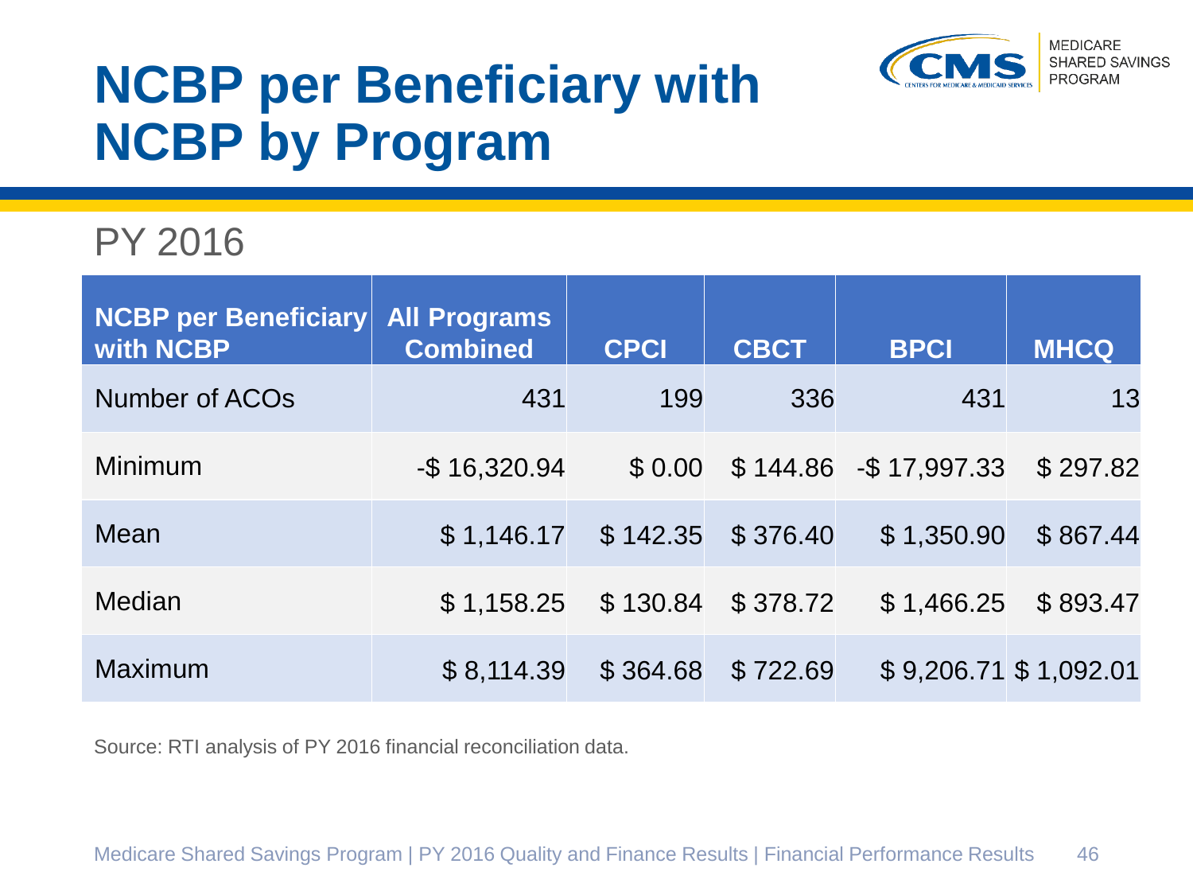# NCBP per Beneficiary with NCBP by Program

PY 2016

| NCBP per Beneficiary with NCBP | All Programs Combined | CPCI | CBCT | BPCI | MHCQ |
|---|---|---|---|---|---|
| Number of ACOs | 431 | 199 | 336 | 431 | 13 |
| Minimum | -$ 16,320.94 | $ 0.00 | $ 144.86 | -$ 17,997.33 | $ 297.82 |
| Mean | $ 1,146.17 | $ 142.35 | $ 376.40 | $ 1,350.90 | $ 867.44 |
| Median | $ 1,158.25 | $ 130.84 | $ 378.72 | $ 1,466.25 | $ 893.47 |
| Maximum | $ 8,114.39 | $ 364.68 | $ 722.69 | $ 9,206.71 | $ 1,092.01 |

Source: RTI analysis of PY 2016 financial reconciliation data.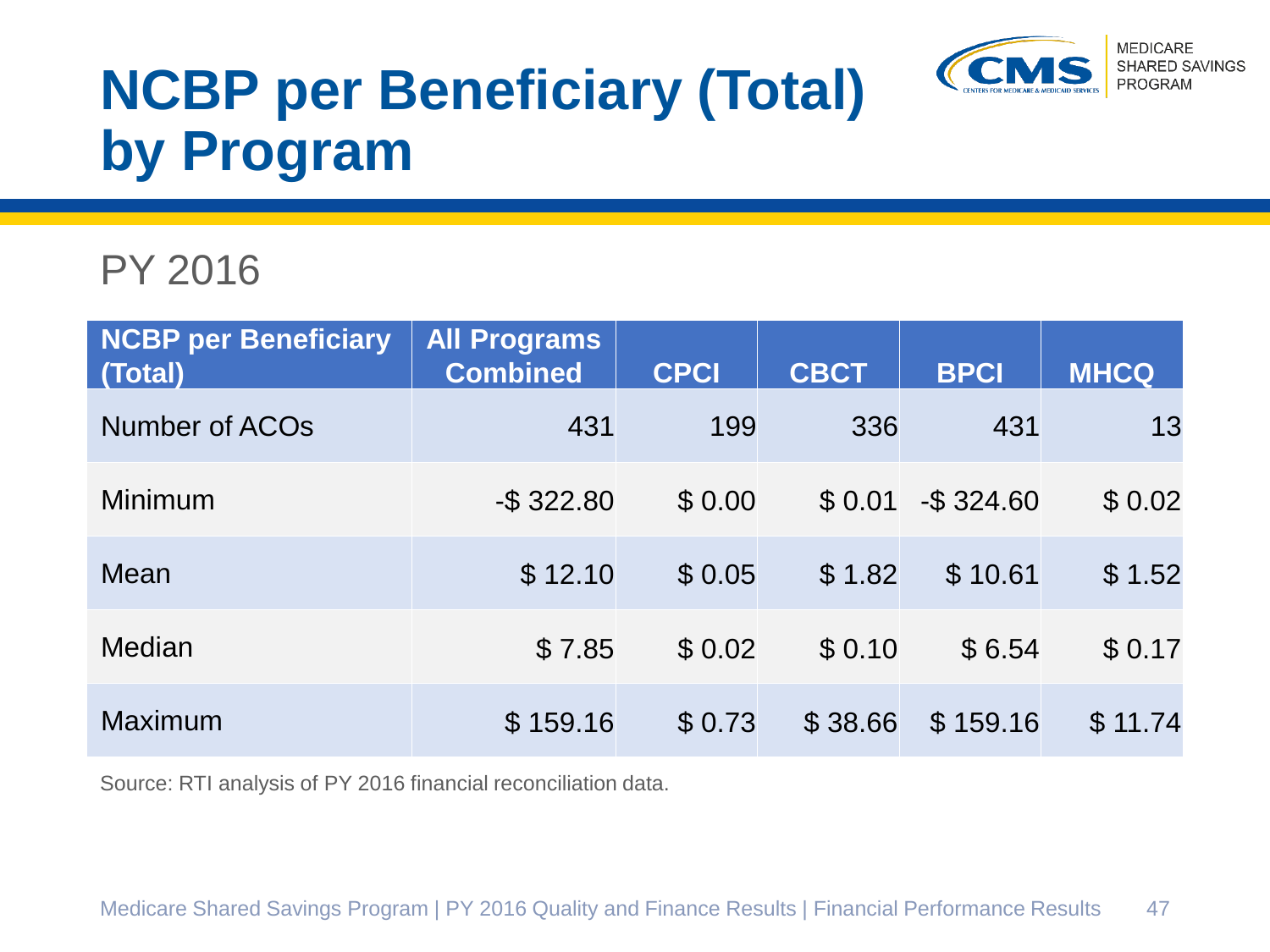# NCBP per Beneficiary (Total) by Program

## PY 2016

| NCBP per Beneficiary (Total) | All Programs Combined | CPCI | CBCT | BPCI | MHCQ |
|---|---|---|---|---|---|
| Number of ACOs | 431 | 199 | 336 | 431 | 13 |
| Minimum | -$ 322.80 | $ 0.00 | $ 0.01 | -$ 324.60 | $ 0.02 |
| Mean | $ 12.10 | $ 0.05 | $ 1.82 | $ 10.61 | $ 1.52 |
| Median | $ 7.85 | $ 0.02 | $ 0.10 | $ 6.54 | $ 0.17 |
| Maximum | $ 159.16 | $ 0.73 | $ 38.66 | $ 159.16 | $ 11.74 |

Source: RTI analysis of PY 2016 financial reconciliation data.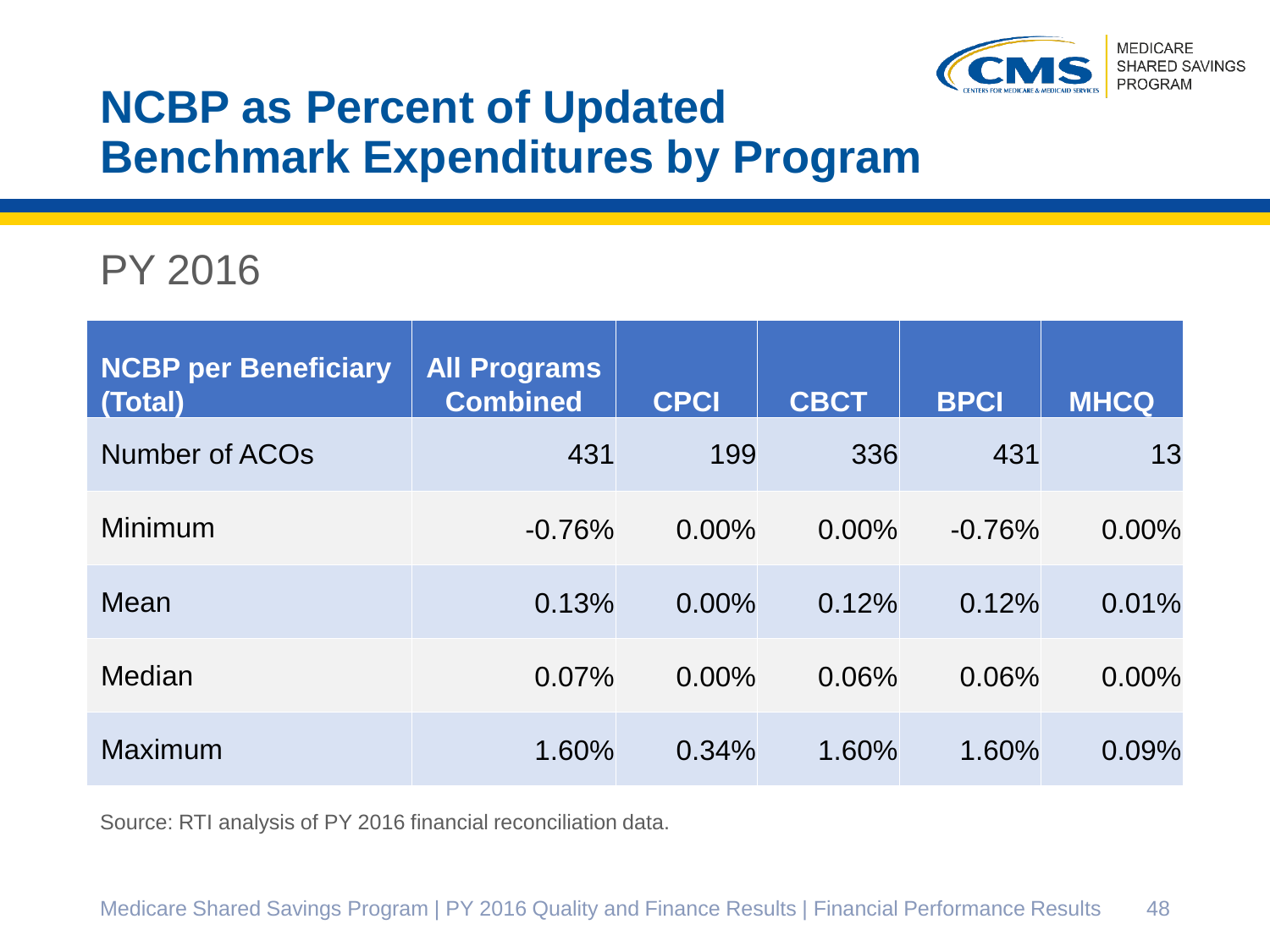# NCBP as Percent of Updated Benchmark Expenditures by Program

## PY 2016

| NCBP per Beneficiary (Total) | All Programs Combined | CPCI | CBCT | BPCI | MHCQ |
|---|---|---|---|---|---|
| Number of ACOs | 431 | 199 | 336 | 431 | 13 |
| Minimum | -0.76% | 0.00% | 0.00% | -0.76% | 0.00% |
| Mean | 0.13% | 0.00% | 0.12% | 0.12% | 0.01% |
| Median | 0.07% | 0.00% | 0.06% | 0.06% | 0.00% |
| Maximum | 1.60% | 0.34% | 1.60% | 1.60% | 0.09% |

Source: RTI analysis of PY 2016 financial reconciliation data.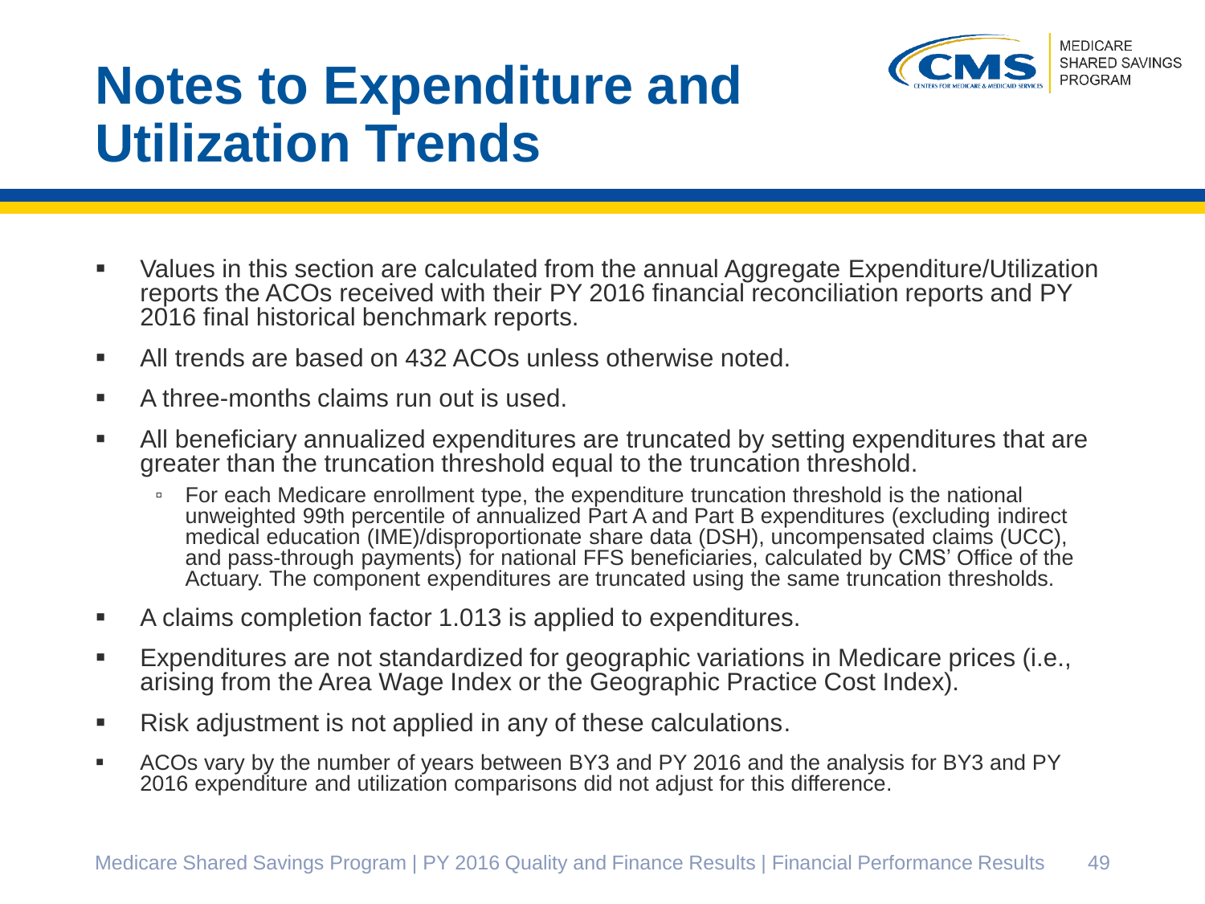# Notes to Expenditure and Utilization Trends

- Values in this section are calculated from the annual Aggregate Expenditure/Utilization reports the ACOs received with their PY 2016 financial reconciliation reports and PY 2016 final historical benchmark reports.
- All trends are based on 432 ACOs unless otherwise noted.
- A three-months claims run out is used.
- All beneficiary annualized expenditures are truncated by setting expenditures that are greater than the truncation threshold equal to the truncation threshold.
  - For each Medicare enrollment type, the expenditure truncation threshold is the national unweighted 99th percentile of annualized Part A and Part B expenditures (excluding indirect medical education (IME)/disproportionate share data (DSH), uncompensated claims (UCC), and pass-through payments) for national FFS beneficiaries, calculated by CMS' Office of the Actuary. The component expenditures are truncated using the same truncation thresholds.
- A claims completion factor 1.013 is applied to expenditures.
- Expenditures are not standardized for geographic variations in Medicare prices (i.e., arising from the Area Wage Index or the Geographic Practice Cost Index).
- Risk adjustment is not applied in any of these calculations.
- ACOs vary by the number of years between BY3 and PY 2016 and the analysis for BY3 and PY 2016 expenditure and utilization comparisons did not adjust for this difference.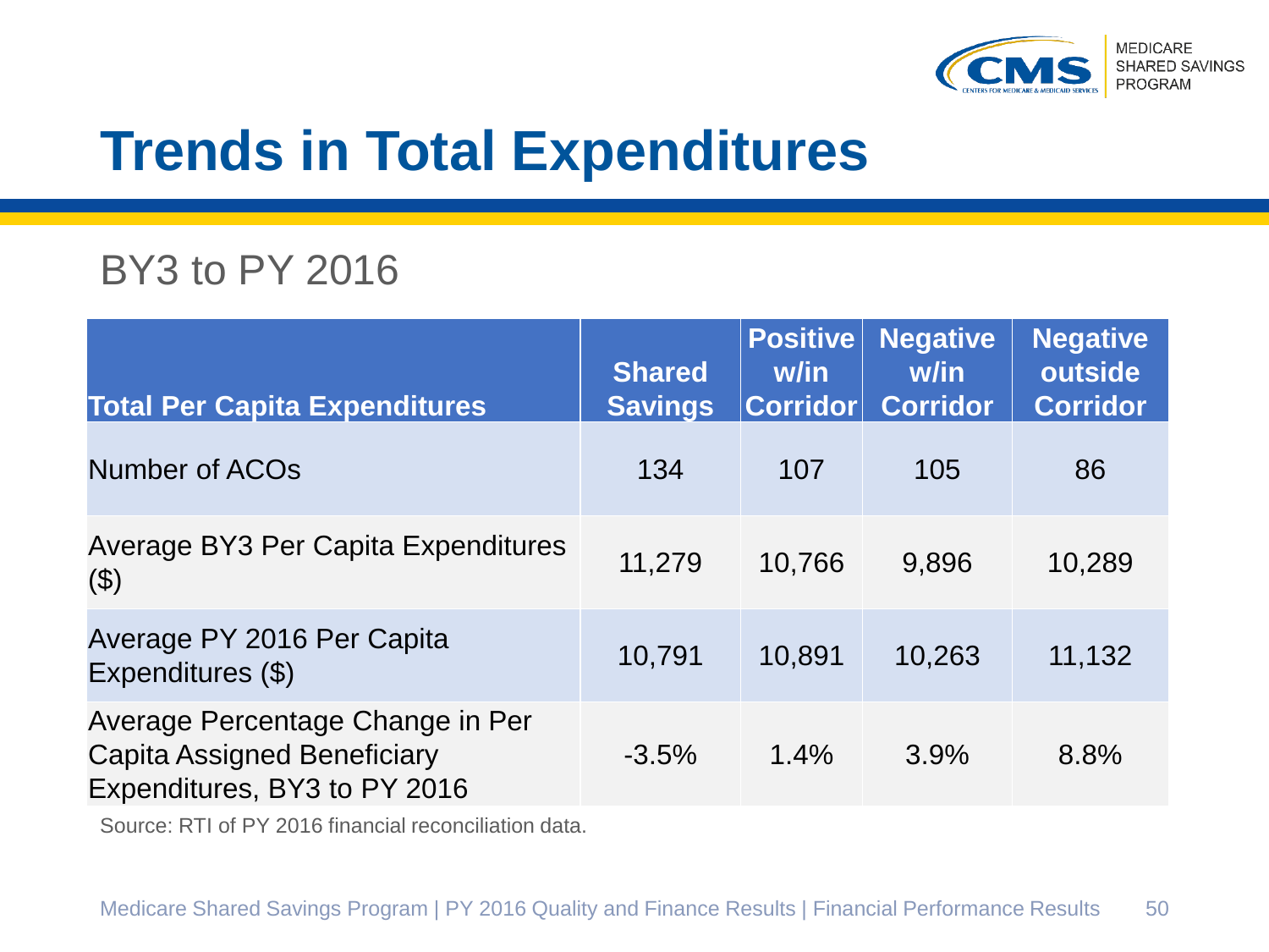# Trends in Total Expenditures

## BY3 to PY 2016

| Total Per Capita Expenditures | Shared Savings | Positive w/in Corridor | Negative w/in Corridor | Negative outside Corridor |
|---|---|---|---|---|
| Number of ACOs | 134 | 107 | 105 | 86 |
| Average BY3 Per Capita Expenditures ($) | 11,279 | 10,766 | 9,896 | 10,289 |
| Average PY 2016 Per Capita Expenditures ($) | 10,791 | 10,891 | 10,263 | 11,132 |
| Average Percentage Change in Per Capita Assigned Beneficiary Expenditures, BY3 to PY 2016 | -3.5% | 1.4% | 3.9% | 8.8% |

Source: RTI of PY 2016 financial reconciliation data.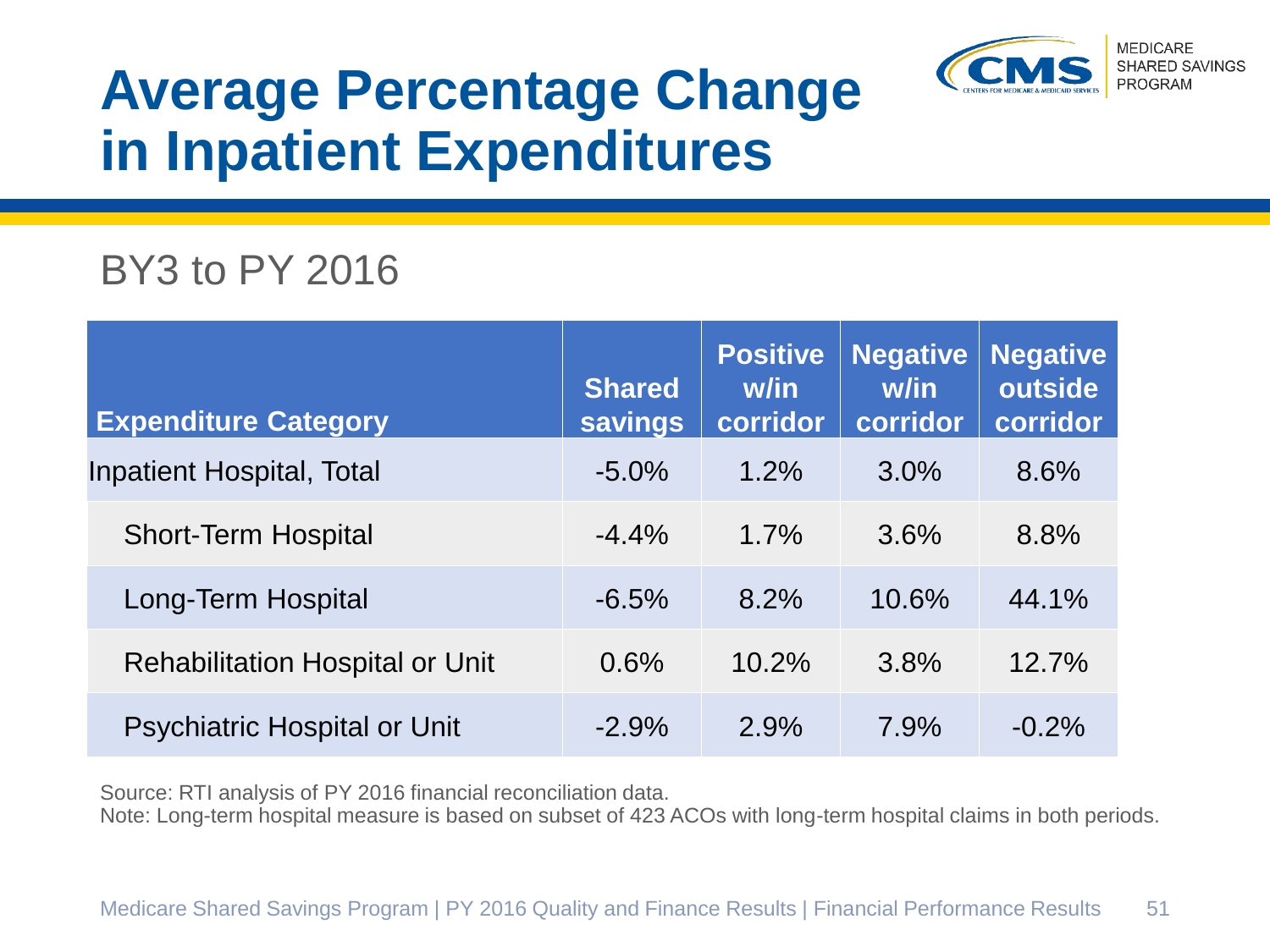# Average Percentage Change in Inpatient Expenditures

## BY3 to PY 2016

| Expenditure Category | Shared savings | Positive w/in corridor | Negative w/in corridor | Negative outside corridor |
| --- | --- | --- | --- | --- |
| Inpatient Hospital, Total | -5.0% | 1.2% | 3.0% | 8.6% |
| Short-Term Hospital | -4.4% | 1.7% | 3.6% | 8.8% |
| Long-Term Hospital | -6.5% | 8.2% | 10.6% | 44.1% |
| Rehabilitation Hospital or Unit | 0.6% | 10.2% | 3.8% | 12.7% |
| Psychiatric Hospital or Unit | -2.9% | 2.9% | 7.9% | -0.2% |

Source: RTI analysis of PY 2016 financial reconciliation data.
Note: Long-term hospital measure is based on subset of 423 ACOs with long-term hospital claims in both periods.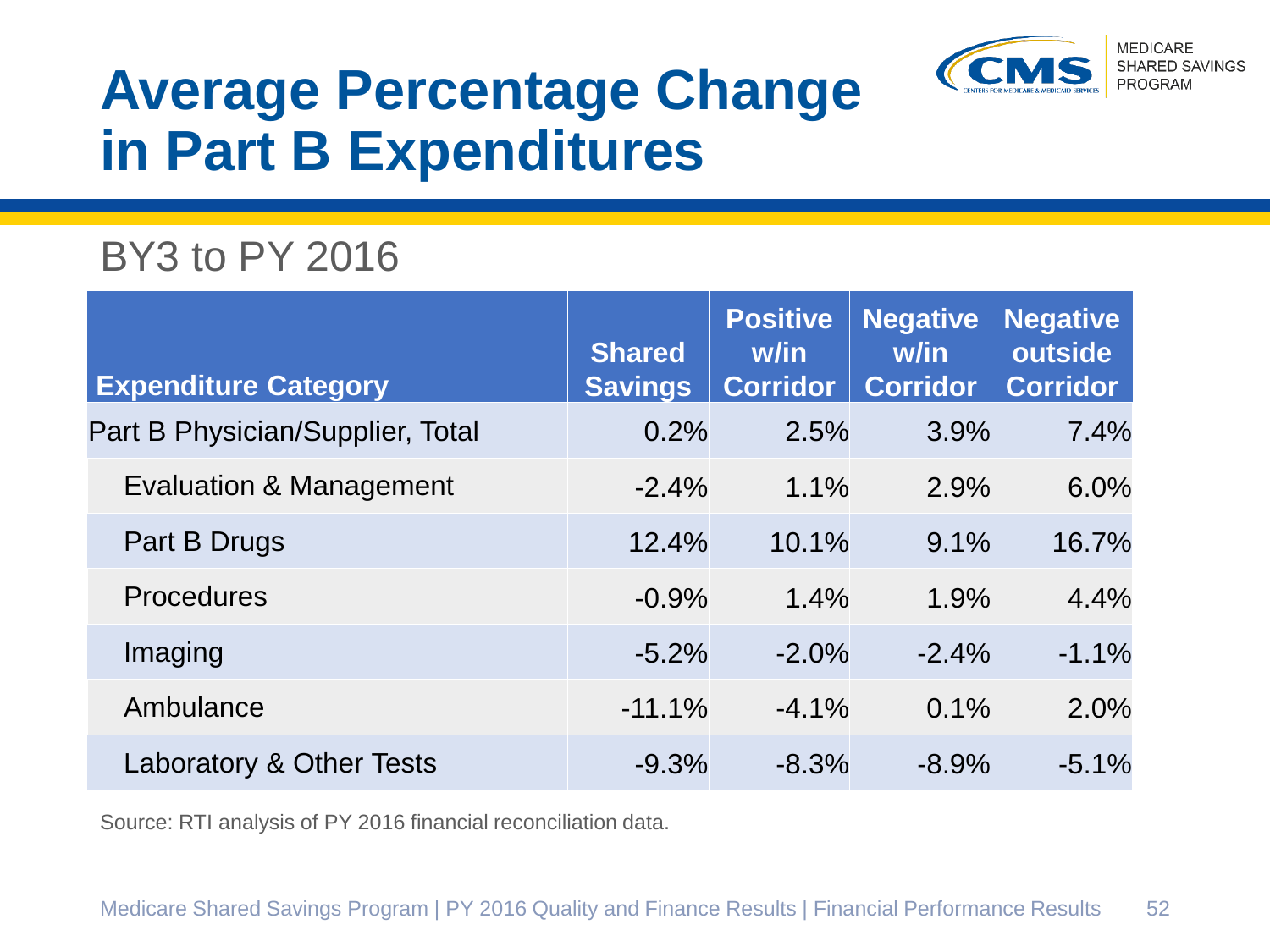# Average Percentage Change in Part B Expenditures

## BY3 to PY 2016

| Expenditure Category | Shared Savings | Positive w/in Corridor | Negative w/in Corridor | Negative outside Corridor |
|---|---|---|---|---|
| Part B Physician/Supplier, Total | 0.2% | 2.5% | 3.9% | 7.4% |
| Evaluation & Management | -2.4% | 1.1% | 2.9% | 6.0% |
| Part B Drugs | 12.4% | 10.1% | 9.1% | 16.7% |
| Procedures | -0.9% | 1.4% | 1.9% | 4.4% |
| Imaging | -5.2% | -2.0% | -2.4% | -1.1% |
| Ambulance | -11.1% | -4.1% | 0.1% | 2.0% |
| Laboratory & Other Tests | -9.3% | -8.3% | -8.9% | -5.1% |

Source: RTI analysis of PY 2016 financial reconciliation data.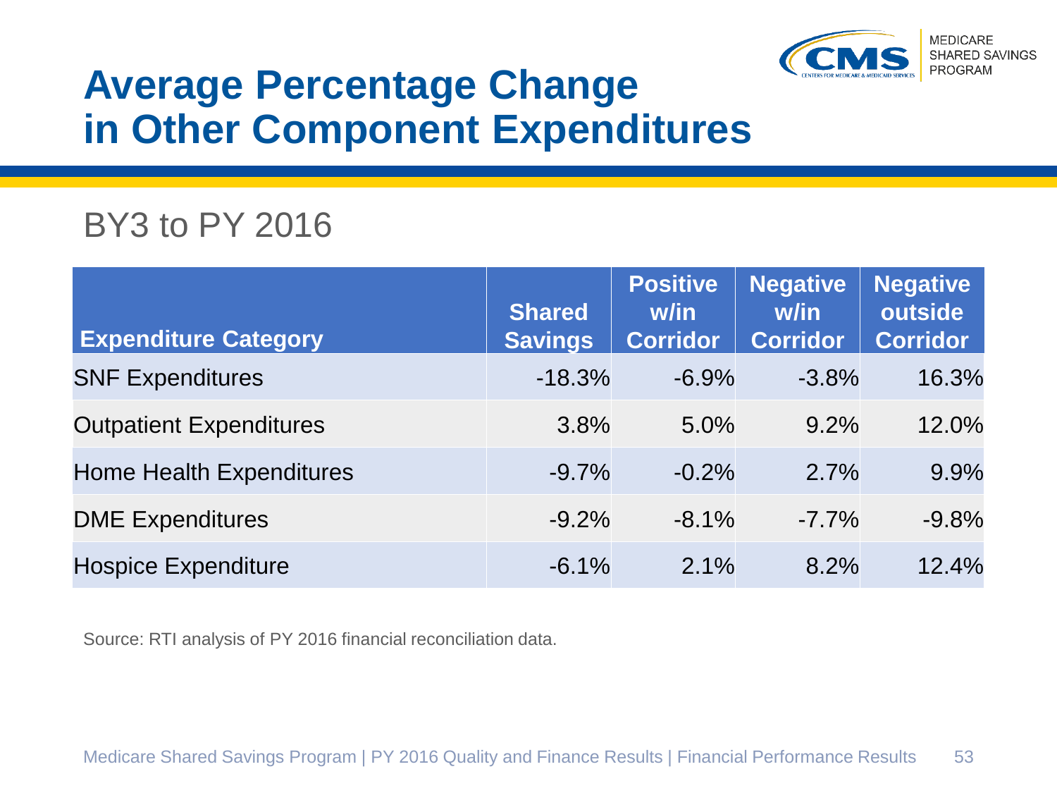# Average Percentage Change in Other Component Expenditures

## BY3 to PY 2016

| Expenditure Category | Shared Savings | Positive w/in Corridor | Negative w/in Corridor | Negative outside Corridor |
|---|---|---|---|---|
| SNF Expenditures | -18.3% | -6.9% | -3.8% | 16.3% |
| Outpatient Expenditures | 3.8% | 5.0% | 9.2% | 12.0% |
| Home Health Expenditures | -9.7% | -0.2% | 2.7% | 9.9% |
| DME Expenditures | -9.2% | -8.1% | -7.7% | -9.8% |
| Hospice Expenditure | -6.1% | 2.1% | 8.2% | 12.4% |

Source: RTI analysis of PY 2016 financial reconciliation data.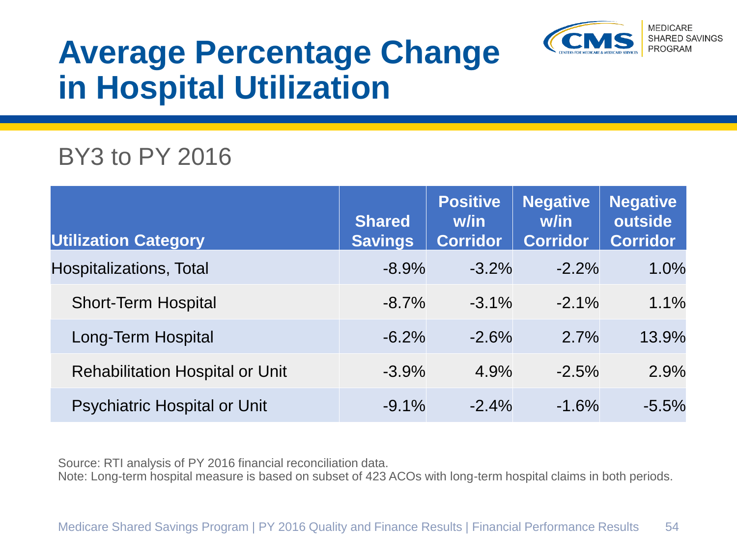# Average Percentage Change in Hospital Utilization

## BY3 to PY 2016

| Utilization Category | Shared Savings | Positive w/in Corridor | Negative w/in Corridor | Negative outside Corridor |
|---|---|---|---|---|
| Hospitalizations, Total | -8.9% | -3.2% | -2.2% | 1.0% |
| Short-Term Hospital | -8.7% | -3.1% | -2.1% | 1.1% |
| Long-Term Hospital | -6.2% | -2.6% | 2.7% | 13.9% |
| Rehabilitation Hospital or Unit | -3.9% | 4.9% | -2.5% | 2.9% |
| Psychiatric Hospital or Unit | -9.1% | -2.4% | -1.6% | -5.5% |

Source: RTI analysis of PY 2016 financial reconciliation data.
Note: Long-term hospital measure is based on subset of 423 ACOs with long-term hospital claims in both periods.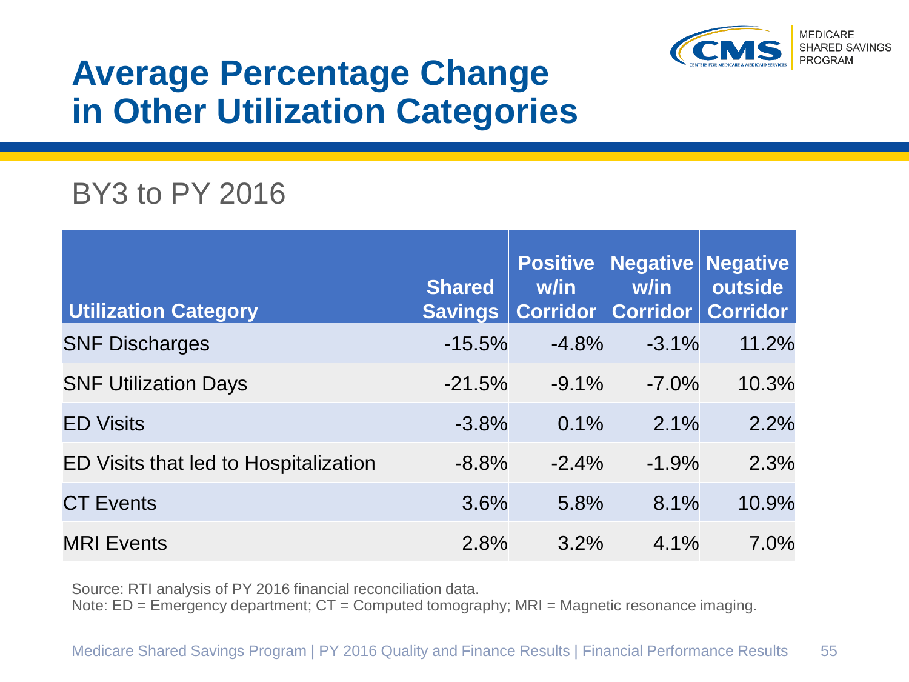# Average Percentage Change in Other Utilization Categories

## BY3 to PY 2016

| Utilization Category | Shared Savings | Positive w/in Corridor | Negative w/in Corridor | Negative outside Corridor |
|---|---|---|---|---|
| SNF Discharges | -15.5% | -4.8% | -3.1% | 11.2% |
| SNF Utilization Days | -21.5% | -9.1% | -7.0% | 10.3% |
| ED Visits | -3.8% | 0.1% | 2.1% | 2.2% |
| ED Visits that led to Hospitalization | -8.8% | -2.4% | -1.9% | 2.3% |
| CT Events | 3.6% | 5.8% | 8.1% | 10.9% |
| MRI Events | 2.8% | 3.2% | 4.1% | 7.0% |

Source: RTI analysis of PY 2016 financial reconciliation data.
Note: ED = Emergency department; CT = Computed tomography; MRI = Magnetic resonance imaging.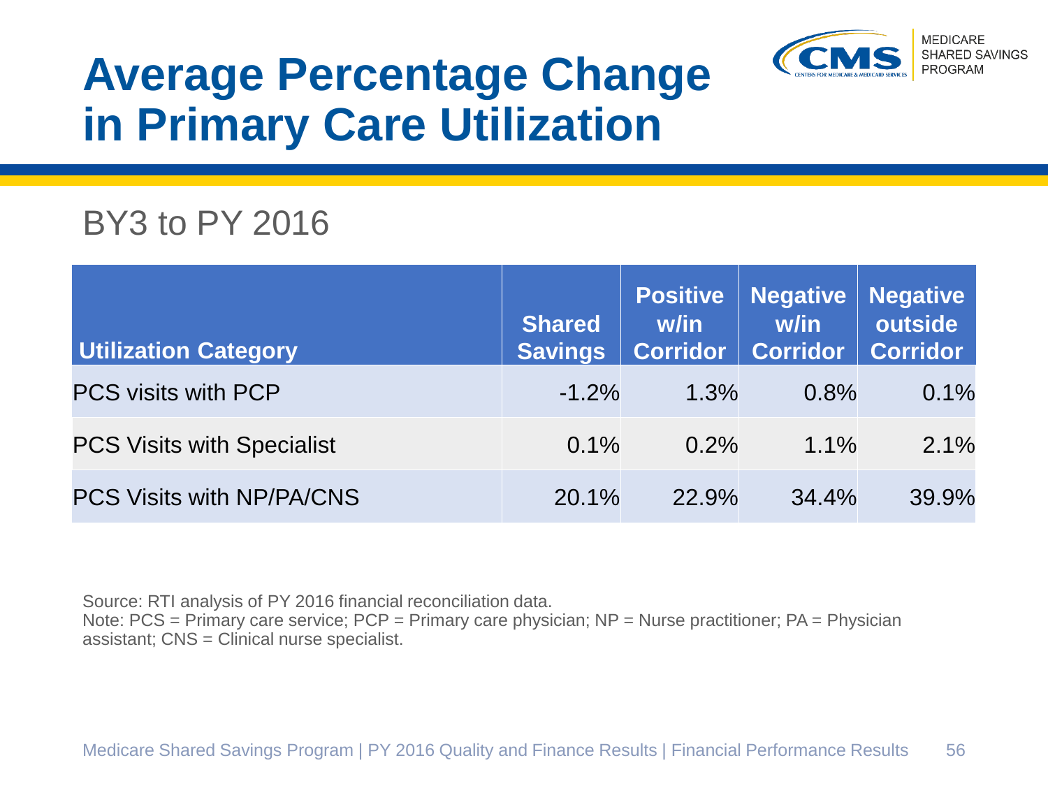# Average Percentage Change in Primary Care Utilization

## BY3 to PY 2016

| Utilization Category | Shared Savings | Positive w/in Corridor | Negative w/in Corridor | Negative outside Corridor |
|---|---|---|---|---|
| PCS visits with PCP | -1.2% | 1.3% | 0.8% | 0.1% |
| PCS Visits with Specialist | 0.1% | 0.2% | 1.1% | 2.1% |
| PCS Visits with NP/PA/CNS | 20.1% | 22.9% | 34.4% | 39.9% |

Source: RTI analysis of PY 2016 financial reconciliation data.
Note: PCS = Primary care service; PCP = Primary care physician; NP = Nurse practitioner; PA = Physician assistant; CNS = Clinical nurse specialist.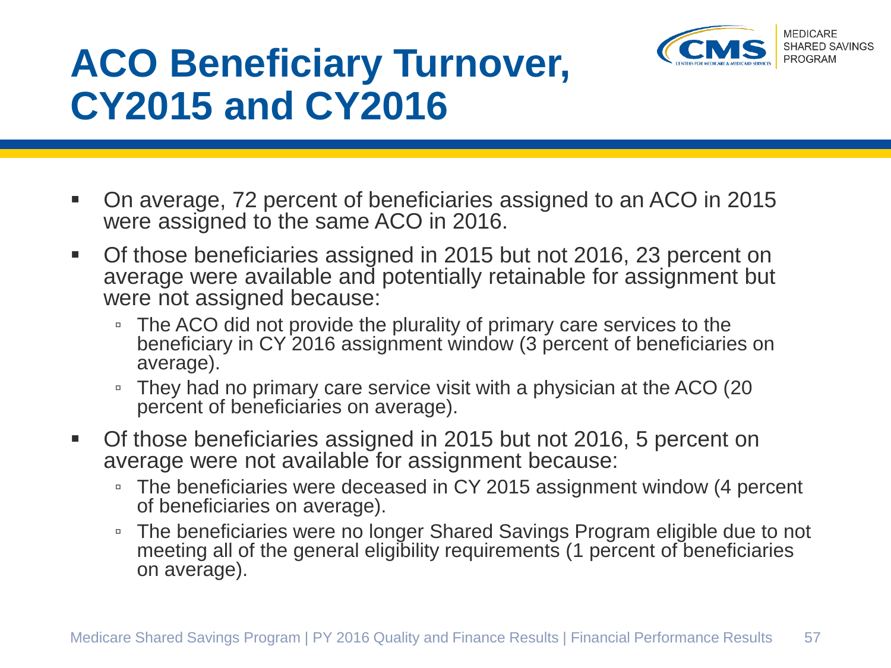# ACO Beneficiary Turnover, CY2015 and CY2016

- On average, 72 percent of beneficiaries assigned to an ACO in 2015 were assigned to the same ACO in 2016.
- Of those beneficiaries assigned in 2015 but not 2016, 23 percent on average were available and potentially retainable for assignment but were not assigned because:
  - The ACO did not provide the plurality of primary care services to the beneficiary in CY 2016 assignment window (3 percent of beneficiaries on average).
  - They had no primary care service visit with a physician at the ACO (20 percent of beneficiaries on average).
- Of those beneficiaries assigned in 2015 but not 2016, 5 percent on average were not available for assignment because:
  - The beneficiaries were deceased in CY 2015 assignment window (4 percent of beneficiaries on average).
  - The beneficiaries were no longer Shared Savings Program eligible due to not meeting all of the general eligibility requirements (1 percent of beneficiaries on average).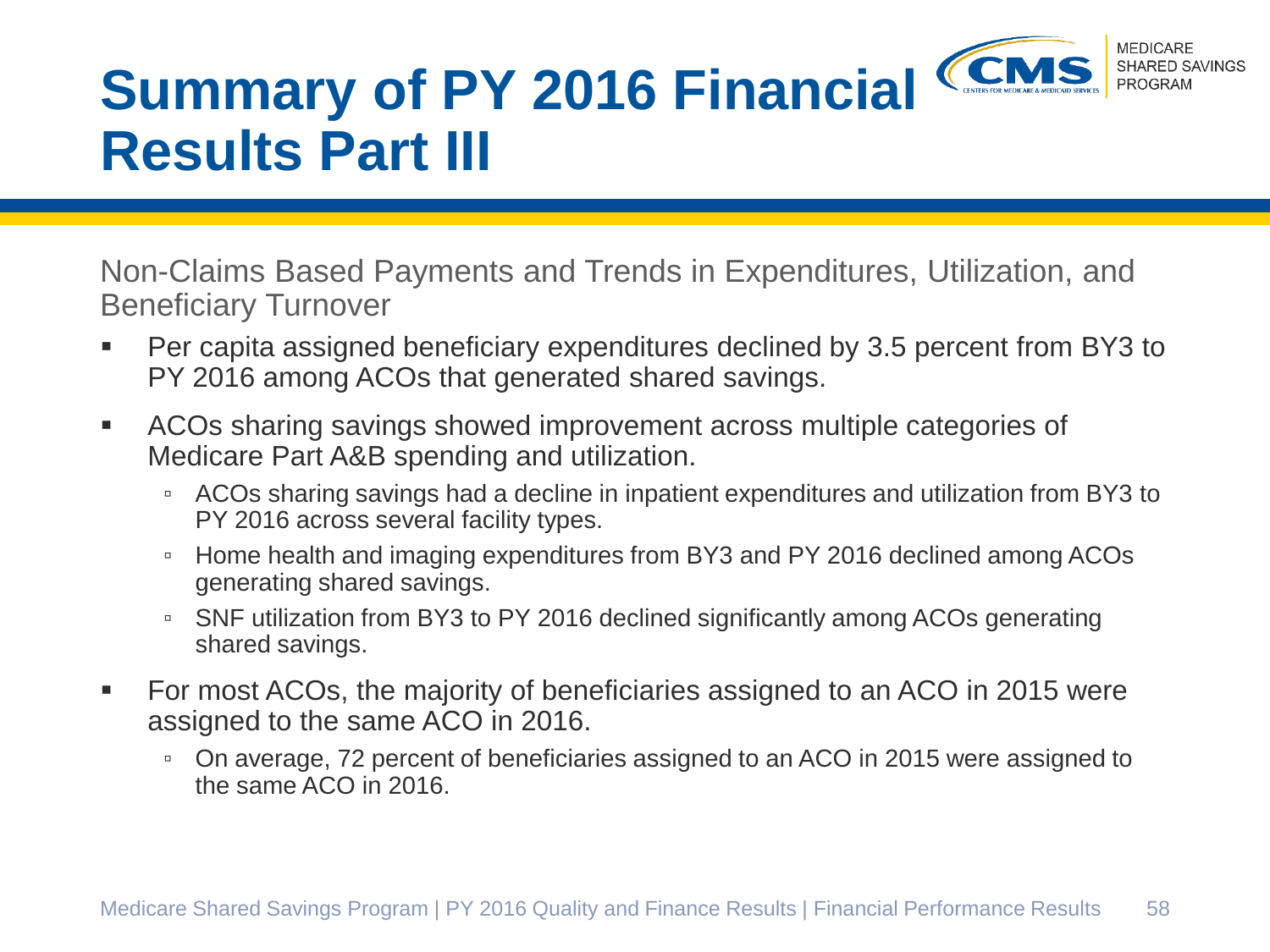# Summary of PY 2016 Financial Results Part III

Non-Claims Based Payments and Trends in Expenditures, Utilization, and Beneficiary Turnover

- Per capita assigned beneficiary expenditures declined by 3.5 percent from BY3 to PY 2016 among ACOs that generated shared savings.
- ACOs sharing savings showed improvement across multiple categories of Medicare Part A&B spending and utilization.
  - ACOs sharing savings had a decline in inpatient expenditures and utilization from BY3 to PY 2016 across several facility types.
  - Home health and imaging expenditures from BY3 and PY 2016 declined among ACOs generating shared savings.
  - SNF utilization from BY3 to PY 2016 declined significantly among ACOs generating shared savings.
- For most ACOs, the majority of beneficiaries assigned to an ACO in 2015 were assigned to the same ACO in 2016.
  - On average, 72 percent of beneficiaries assigned to an ACO in 2015 were assigned to the same ACO in 2016.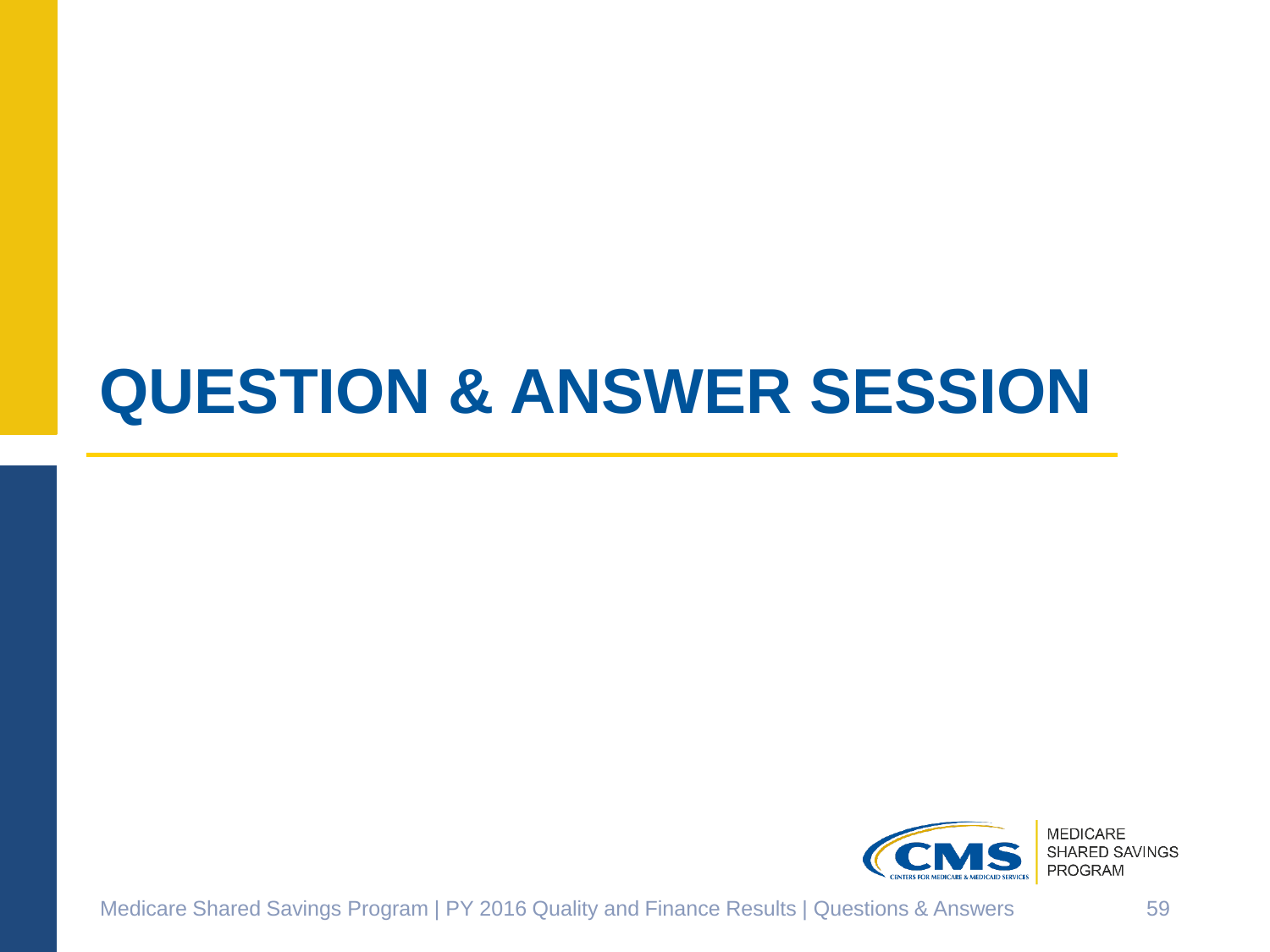# QUESTION & ANSWER SESSION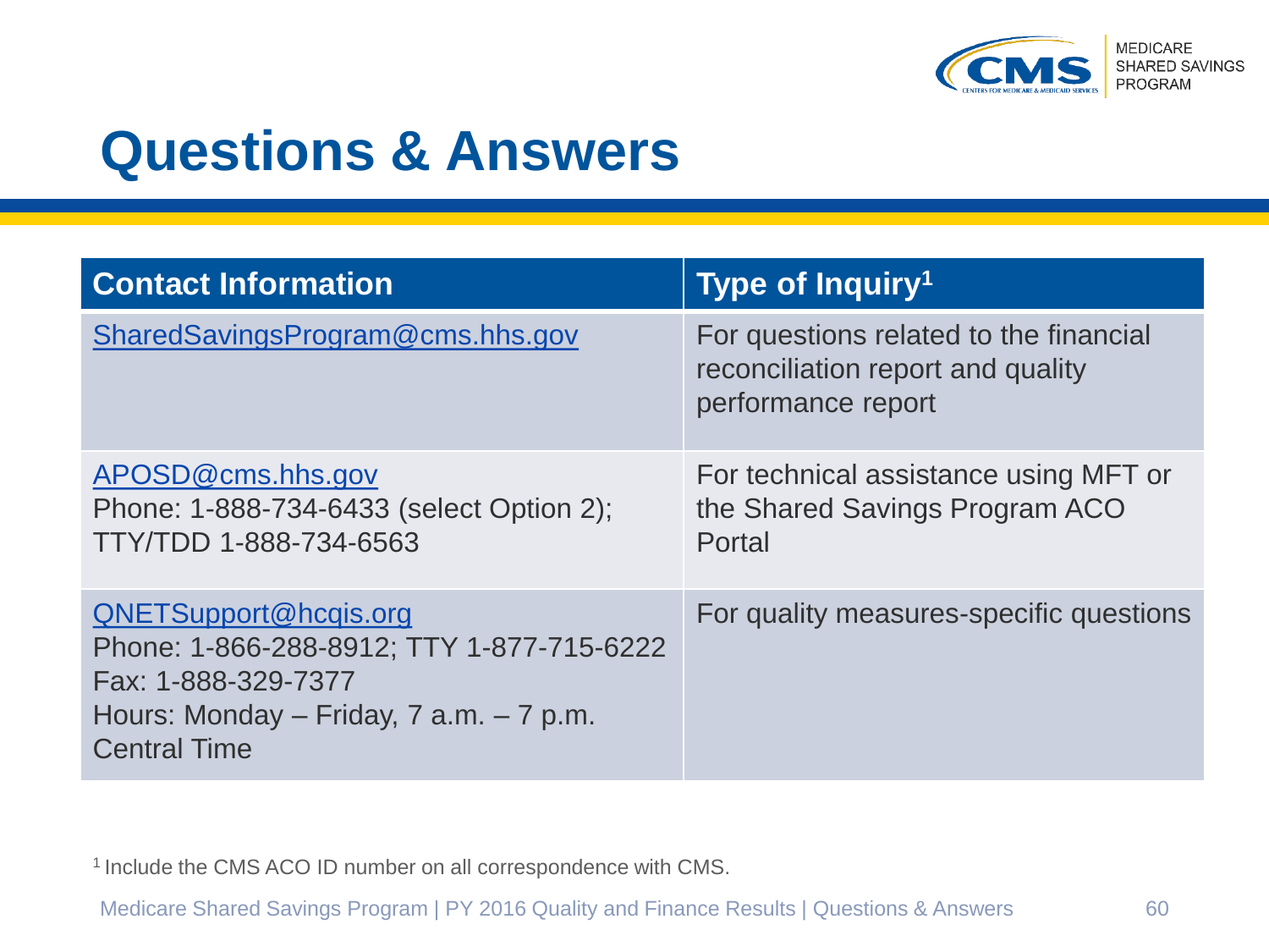# Questions & Answers

| Contact Information | Type of Inquiry[1] |
| --- | --- |
| SharedSavingsProgram@cms.hhs.gov | For questions related to the financial reconciliation report and quality performance report |
| APOSD@cms.hhs.gov<br>Phone: 1-888-734-6433 (select Option 2); TTY/TDD 1-888-734-6563 | For technical assistance using MFT or the Shared Savings Program ACO Portal |
| QNETSupport@hcqis.org<br>Phone: 1-866-288-8912; TTY 1-877-715-6222<br>Fax: 1-888-329-7377<br>Hours: Monday – Friday, 7 a.m. – 7 p.m. Central Time | For quality measures-specific questions |

[1] Include the CMS ACO ID number on all correspondence with CMS.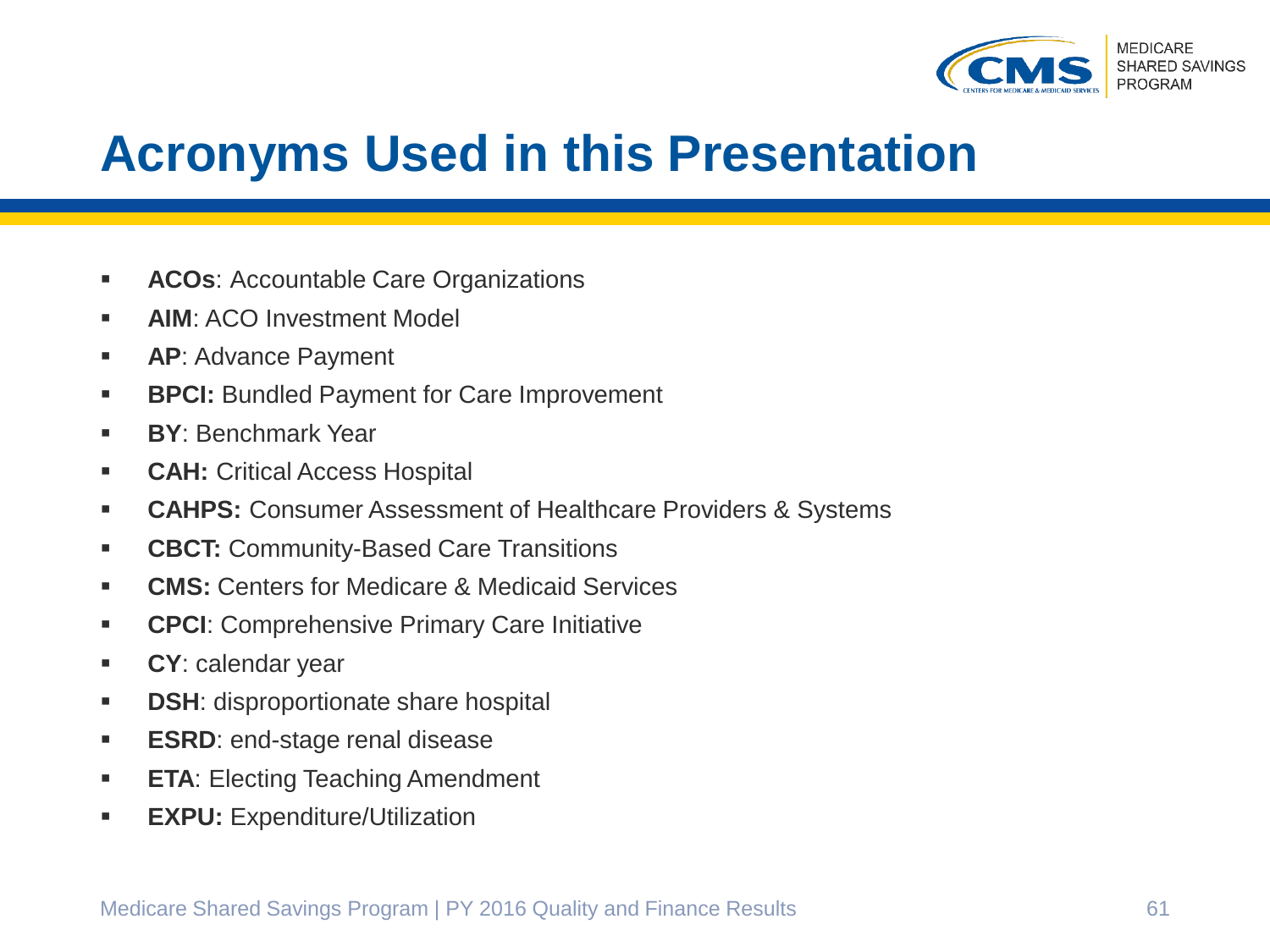# Acronyms Used in this Presentation

- **ACOs**: Accountable Care Organizations
- **AIM**: ACO Investment Model
- **AP**: Advance Payment
- **BPCI:** Bundled Payment for Care Improvement
- **BY**: Benchmark Year
- **CAH:** Critical Access Hospital
- **CAHPS:** Consumer Assessment of Healthcare Providers & Systems
- **CBCT:** Community-Based Care Transitions
- **CMS:** Centers for Medicare & Medicaid Services
- **CPCI**: Comprehensive Primary Care Initiative
- **CY**: calendar year
- **DSH**: disproportionate share hospital
- **ESRD**: end-stage renal disease
- **ETA**: Electing Teaching Amendment
- **EXPU:** Expenditure/Utilization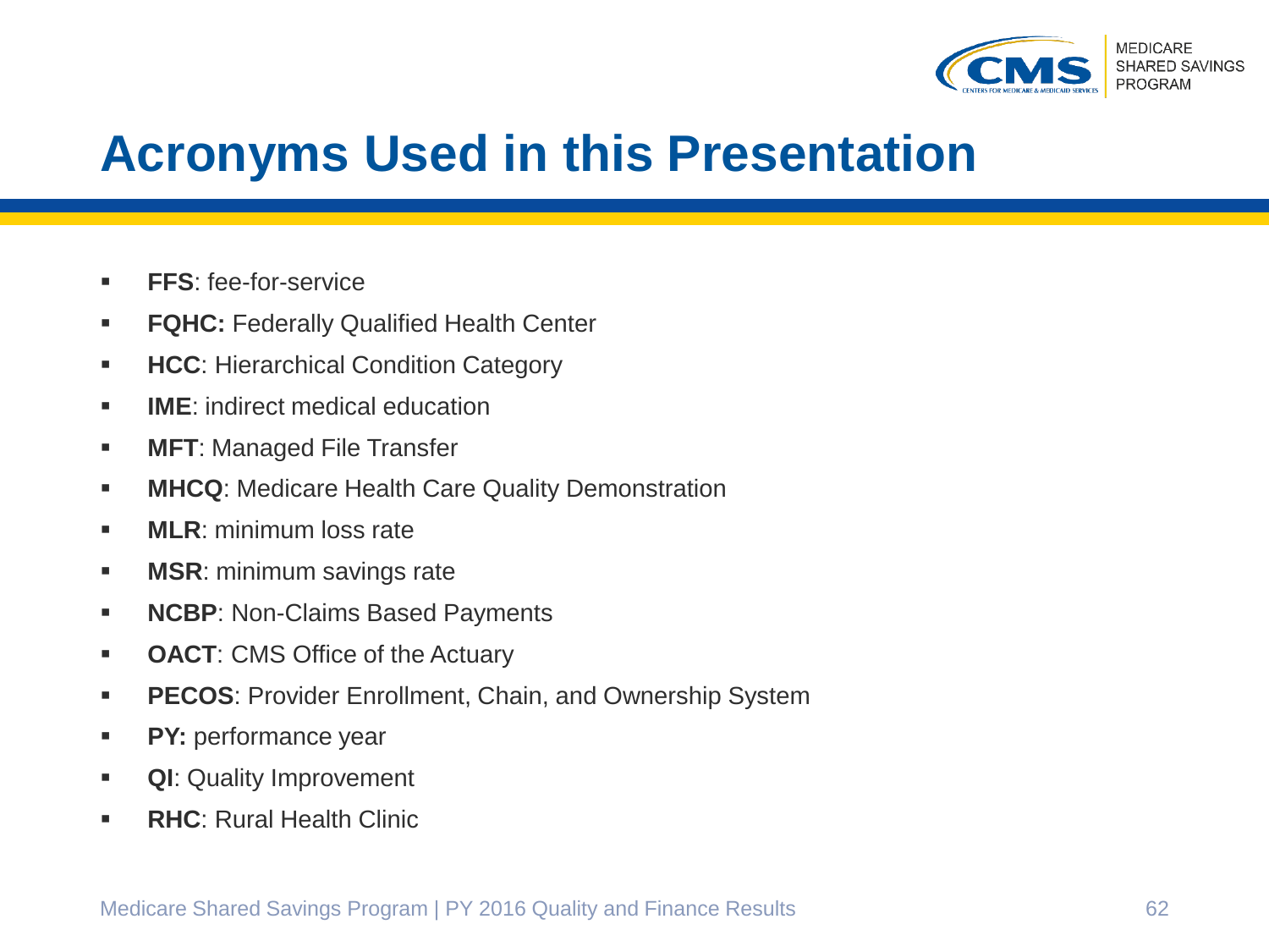# Acronyms Used in this Presentation

- **FFS**: fee-for-service
- **FQHC:** Federally Qualified Health Center
- **HCC**: Hierarchical Condition Category
- **IME**: indirect medical education
- **MFT**: Managed File Transfer
- **MHCQ**: Medicare Health Care Quality Demonstration
- **MLR**: minimum loss rate
- **MSR**: minimum savings rate
- **NCBP**: Non-Claims Based Payments
- **OACT**: CMS Office of the Actuary
- **PECOS**: Provider Enrollment, Chain, and Ownership System
- **PY:** performance year
- **QI**: Quality Improvement
- **RHC**: Rural Health Clinic